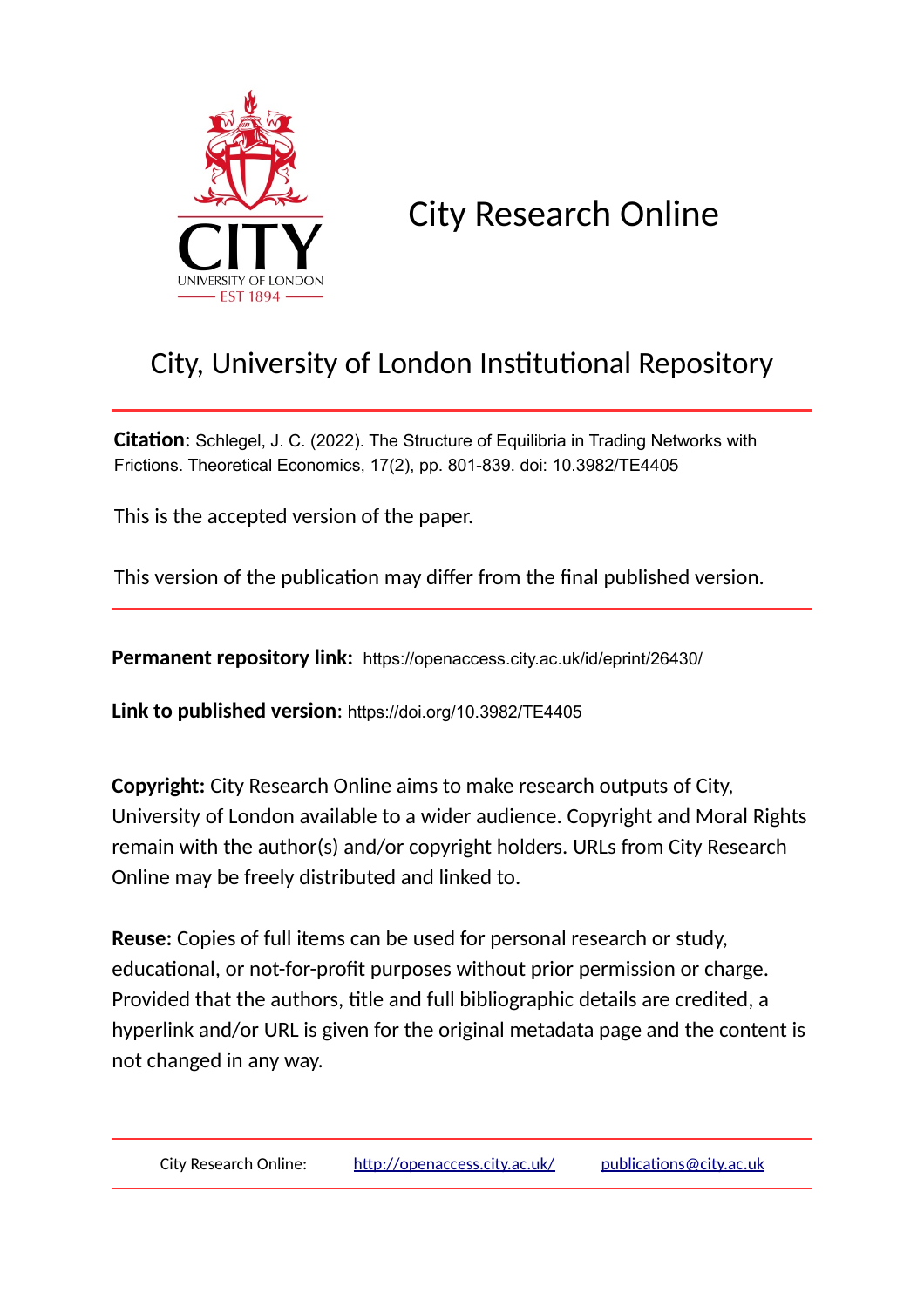# City Research Online

## City, University of London Institutional Repository

**Citation**: Schlegel, J. C. (2022). The Structure of Equilibria in Trading Networks with Frictions. Theoretical Economics, 17(2), pp. 801-839. doi: 10.3982/TE4405

This is the accepted version of the paper.

This version of the publication may differ from the final published version.

**Permanent repository link:** https://openaccess.city.ac.uk/id/eprint/26430/

**Link to published version**: https://doi.org/10.3982/TE4405

**Copyright:** City Research Online aims to make research outputs of City, University of London available to a wider audience. Copyright and Moral Rights remain with the author(s) and/or copyright holders. URLs from City Research Online may be freely distributed and linked to.

**Reuse:** Copies of full items can be used for personal research or study, educational, or not-for-profit purposes without prior permission or charge. Provided that the authors, title and full bibliographic details are credited, a hyperlink and/or URL is given for the original metadata page and the content is not changed in any way.

City Research Online: http://openaccess.city.ac.uk/ publications@city.ac.uk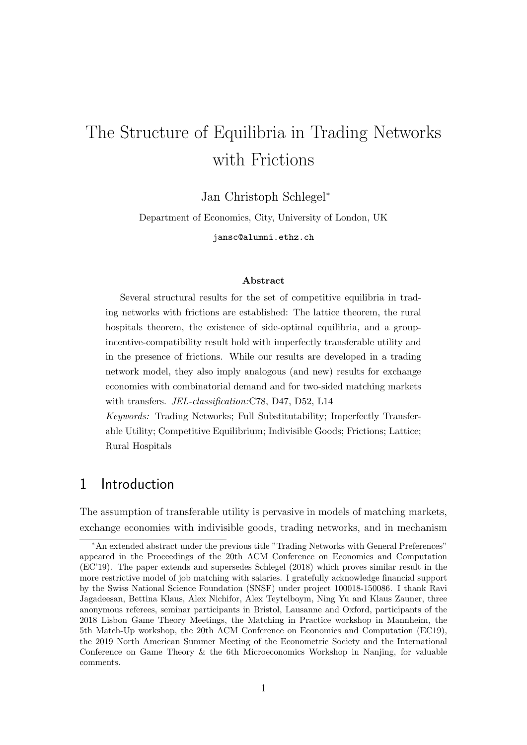# The Structure of Equilibria in Trading Networks with Frictions

Jan Christoph Schlegel*

Department of Economics, City, University of London, UK

jansc@alumni.ethz.ch

### Abstract

Several structural results for the set of competitive equilibria in trading networks with frictions are established: The lattice theorem, the rural hospitals theorem, the existence of side-optimal equilibria, and a group-incentive-compatibility result hold with imperfectly transferable utility and in the presence of frictions. While our results are developed in a trading network model, they also imply analogous (and new) results for exchange economies with combinatorial demand and for two-sided matching markets with transfers. *JEL-classification:*C78, D47, D52, L14

*Keywords:* Trading Networks; Full Substitutability; Imperfectly Transferable Utility; Competitive Equilibrium; Indivisible Goods; Frictions; Lattice; Rural Hospitals

## 1 Introduction

The assumption of transferable utility is pervasive in models of matching markets, exchange economies with indivisible goods, trading networks, and in mechanism

---

*An extended abstract under the previous title "Trading Networks with General Preferences" appeared in the Proceedings of the 20th ACM Conference on Economics and Computation (EC'19). The paper extends and supersedes Schlegel (2018) which proves similar result in the more restrictive model of job matching with salaries. I gratefully acknowledge financial support by the Swiss National Science Foundation (SNSF) under project 100018-150086. I thank Ravi Jagadeesan, Bettina Klaus, Alex Nichifor, Alex Teytelboym, Ning Yu and Klaus Zauner, three anonymous referees, seminar participants in Bristol, Lausanne and Oxford, participants of the 2018 Lisbon Game Theory Meetings, the Matching in Practice workshop in Mannheim, the 5th Match-Up workshop, the 20th ACM Conference on Economics and Computation (EC19), the 2019 North American Summer Meeting of the Econometric Society and the International Conference on Game Theory & the 6th Microeconomics Workshop in Nanjing, for valuable comments.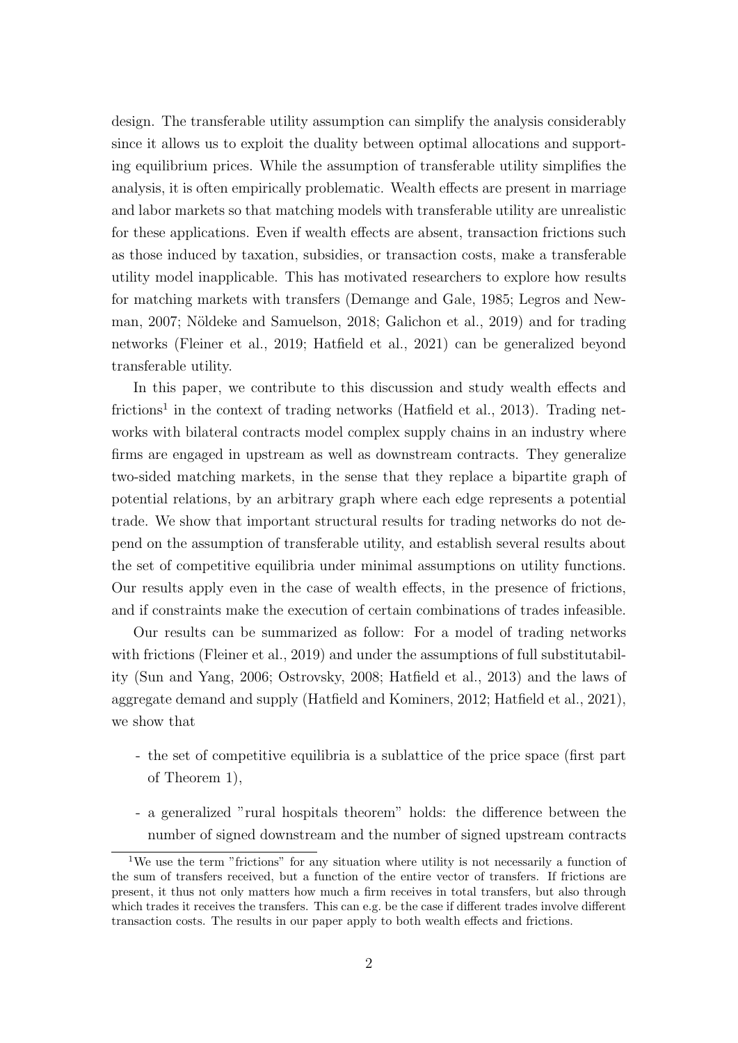design. The transferable utility assumption can simplify the analysis considerably since it allows us to exploit the duality between optimal allocations and supporting equilibrium prices. While the assumption of transferable utility simplifies the analysis, it is often empirically problematic. Wealth effects are present in marriage and labor markets so that matching models with transferable utility are unrealistic for these applications. Even if wealth effects are absent, transaction frictions such as those induced by taxation, subsidies, or transaction costs, make a transferable utility model inapplicable. This has motivated researchers to explore how results for matching markets with transfers (Demange and Gale, 1985; Legros and Newman, 2007; Nöldeke and Samuelson, 2018; Galichon et al., 2019) and for trading networks (Fleiner et al., 2019; Hatfield et al., 2021) can be generalized beyond transferable utility.

In this paper, we contribute to this discussion and study wealth effects and frictions[1] in the context of trading networks (Hatfield et al., 2013). Trading networks with bilateral contracts model complex supply chains in an industry where firms are engaged in upstream as well as downstream contracts. They generalize two-sided matching markets, in the sense that they replace a bipartite graph of potential relations, by an arbitrary graph where each edge represents a potential trade. We show that important structural results for trading networks do not depend on the assumption of transferable utility, and establish several results about the set of competitive equilibria under minimal assumptions on utility functions. Our results apply even in the case of wealth effects, in the presence of frictions, and if constraints make the execution of certain combinations of trades infeasible.

Our results can be summarized as follow: For a model of trading networks with frictions (Fleiner et al., 2019) and under the assumptions of full substitutability (Sun and Yang, 2006; Ostrovsky, 2008; Hatfield et al., 2013) and the laws of aggregate demand and supply (Hatfield and Kominers, 2012; Hatfield et al., 2021), we show that

- the set of competitive equilibria is a sublattice of the price space (first part of Theorem 1),
- a generalized "rural hospitals theorem" holds: the difference between the number of signed downstream and the number of signed upstream contracts

[1] We use the term "frictions" for any situation where utility is not necessarily a function of the sum of transfers received, but a function of the entire vector of transfers. If frictions are present, it thus not only matters how much a firm receives in total transfers, but also through which trades it receives the transfers. This can e.g. be the case if different trades involve different transaction costs. The results in our paper apply to both wealth effects and frictions.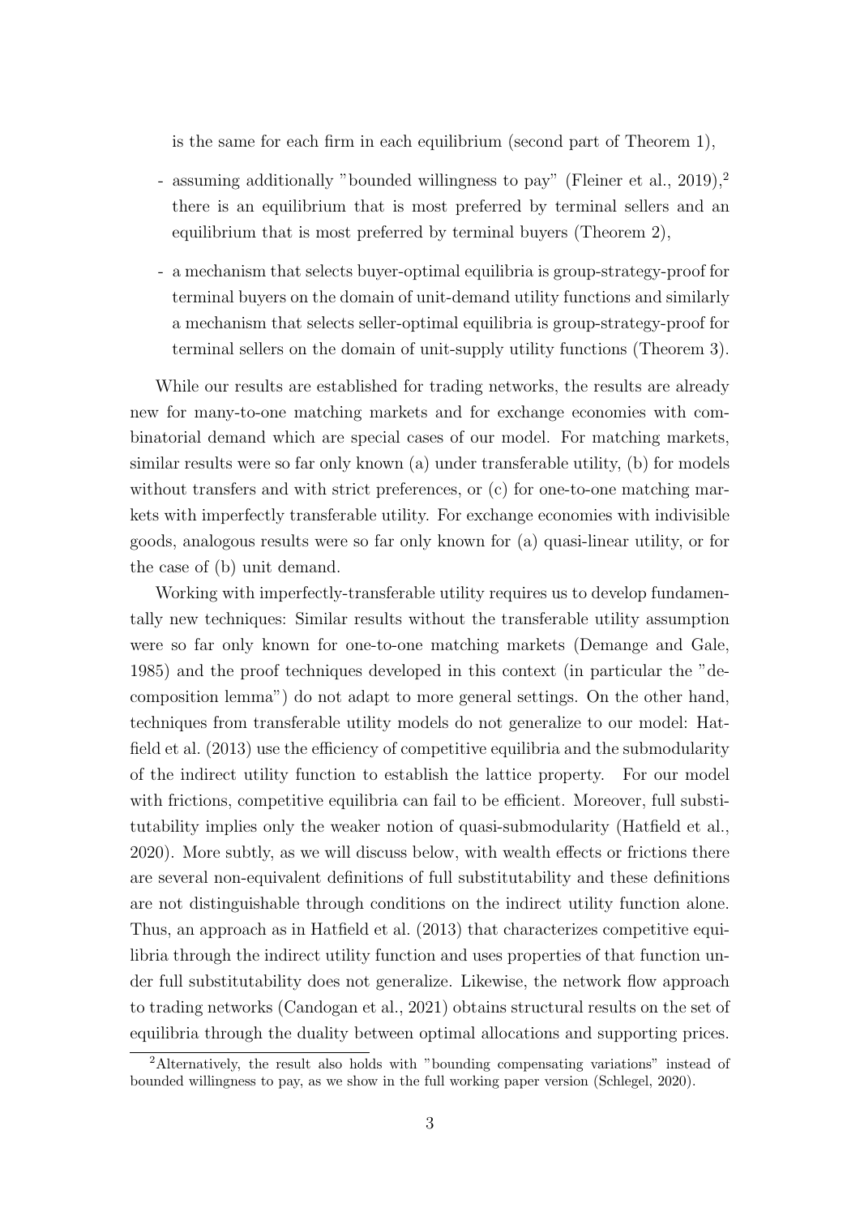is the same for each firm in each equilibrium (second part of Theorem 1),

- assuming additionally "bounded willingness to pay" (Fleiner et al., 2019),[2] there is an equilibrium that is most preferred by terminal sellers and an equilibrium that is most preferred by terminal buyers (Theorem 2),
- a mechanism that selects buyer-optimal equilibria is group-strategy-proof for terminal buyers on the domain of unit-demand utility functions and similarly a mechanism that selects seller-optimal equilibria is group-strategy-proof for terminal sellers on the domain of unit-supply utility functions (Theorem 3).

While our results are established for trading networks, the results are already new for many-to-one matching markets and for exchange economies with combinatorial demand which are special cases of our model. For matching markets, similar results were so far only known (a) under transferable utility, (b) for models without transfers and with strict preferences, or (c) for one-to-one matching markets with imperfectly transferable utility. For exchange economies with indivisible goods, analogous results were so far only known for (a) quasi-linear utility, or for the case of (b) unit demand.

Working with imperfectly-transferable utility requires us to develop fundamentally new techniques: Similar results without the transferable utility assumption were so far only known for one-to-one matching markets (Demange and Gale, 1985) and the proof techniques developed in this context (in particular the "decomposition lemma") do not adapt to more general settings. On the other hand, techniques from transferable utility models do not generalize to our model: Hatfield et al. (2013) use the efficiency of competitive equilibria and the submodularity of the indirect utility function to establish the lattice property. For our model with frictions, competitive equilibria can fail to be efficient. Moreover, full substitutability implies only the weaker notion of quasi-submodularity (Hatfield et al., 2020). More subtly, as we will discuss below, with wealth effects or frictions there are several non-equivalent definitions of full substitutability and these definitions are not distinguishable through conditions on the indirect utility function alone. Thus, an approach as in Hatfield et al. (2013) that characterizes competitive equilibria through the indirect utility function and uses properties of that function under full substitutability does not generalize. Likewise, the network flow approach to trading networks (Candogan et al., 2021) obtains structural results on the set of equilibria through the duality between optimal allocations and supporting prices.

[2] Alternatively, the result also holds with "bounding compensating variations" instead of bounded willingness to pay, as we show in the full working paper version (Schlegel, 2020).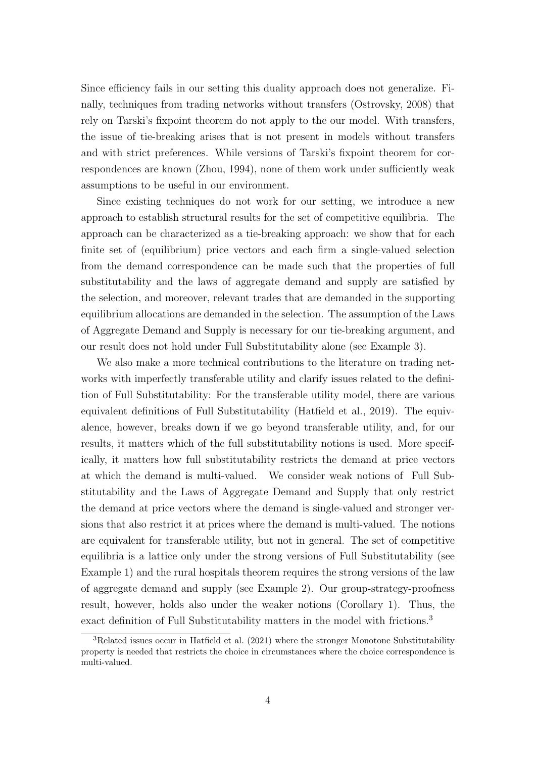Since efficiency fails in our setting this duality approach does not generalize. Finally, techniques from trading networks without transfers (Ostrovsky, 2008) that rely on Tarski's fixpoint theorem do not apply to the our model. With transfers, the issue of tie-breaking arises that is not present in models without transfers and with strict preferences. While versions of Tarski's fixpoint theorem for correspondences are known (Zhou, 1994), none of them work under sufficiently weak assumptions to be useful in our environment.

Since existing techniques do not work for our setting, we introduce a new approach to establish structural results for the set of competitive equilibria. The approach can be characterized as a tie-breaking approach: we show that for each finite set of (equilibrium) price vectors and each firm a single-valued selection from the demand correspondence can be made such that the properties of full substitutability and the laws of aggregate demand and supply are satisfied by the selection, and moreover, relevant trades that are demanded in the supporting equilibrium allocations are demanded in the selection. The assumption of the Laws of Aggregate Demand and Supply is necessary for our tie-breaking argument, and our result does not hold under Full Substitutability alone (see Example 3).

We also make a more technical contributions to the literature on trading networks with imperfectly transferable utility and clarify issues related to the definition of Full Substitutability: For the transferable utility model, there are various equivalent definitions of Full Substitutability (Hatfield et al., 2019). The equivalence, however, breaks down if we go beyond transferable utility, and, for our results, it matters which of the full substitutability notions is used. More specifically, it matters how full substitutability restricts the demand at price vectors at which the demand is multi-valued. We consider weak notions of Full Substitutability and the Laws of Aggregate Demand and Supply that only restrict the demand at price vectors where the demand is single-valued and stronger versions that also restrict it at prices where the demand is multi-valued. The notions are equivalent for transferable utility, but not in general. The set of competitive equilibria is a lattice only under the strong versions of Full Substitutability (see Example 1) and the rural hospitals theorem requires the strong versions of the law of aggregate demand and supply (see Example 2). Our group-strategy-proofness result, however, holds also under the weaker notions (Corollary 1). Thus, the exact definition of Full Substitutability matters in the model with frictions.[3]

[3]Related issues occur in Hatfield et al. (2021) where the stronger Monotone Substitutability property is needed that restricts the choice in circumstances where the choice correspondence is multi-valued.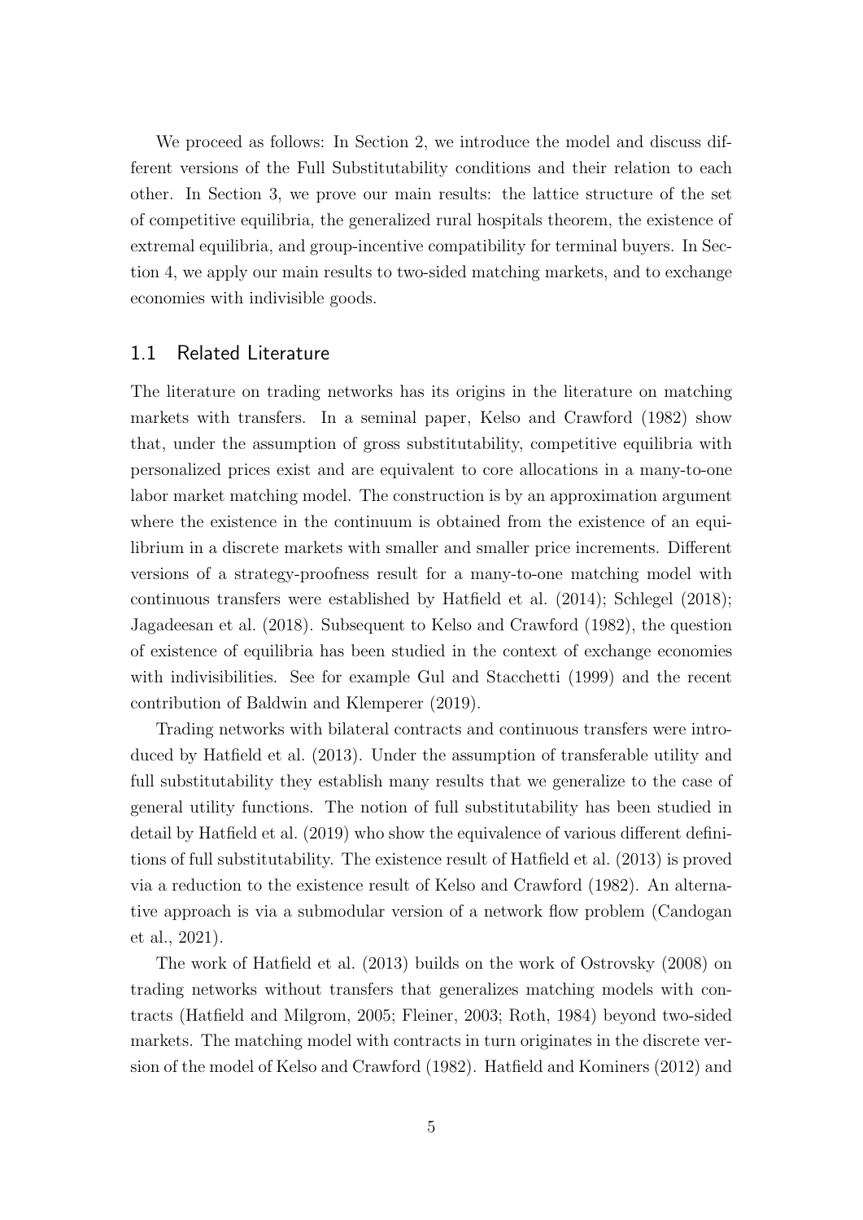We proceed as follows: In Section 2, we introduce the model and discuss different versions of the Full Substitutability conditions and their relation to each other. In Section 3, we prove our main results: the lattice structure of the set of competitive equilibria, the generalized rural hospitals theorem, the existence of extremal equilibria, and group-incentive compatibility for terminal buyers. In Section 4, we apply our main results to two-sided matching markets, and to exchange economies with indivisible goods.

## 1.1 Related Literature

The literature on trading networks has its origins in the literature on matching markets with transfers. In a seminal paper, Kelso and Crawford (1982) show that, under the assumption of gross substitutability, competitive equilibria with personalized prices exist and are equivalent to core allocations in a many-to-one labor market matching model. The construction is by an approximation argument where the existence in the continuum is obtained from the existence of an equilibrium in a discrete markets with smaller and smaller price increments. Different versions of a strategy-proofness result for a many-to-one matching model with continuous transfers were established by Hatfield et al. (2014); Schlegel (2018); Jagadeesan et al. (2018). Subsequent to Kelso and Crawford (1982), the question of existence of equilibria has been studied in the context of exchange economies with indivisibilities. See for example Gul and Stacchetti (1999) and the recent contribution of Baldwin and Klemperer (2019).

Trading networks with bilateral contracts and continuous transfers were introduced by Hatfield et al. (2013). Under the assumption of transferable utility and full substitutability they establish many results that we generalize to the case of general utility functions. The notion of full substitutability has been studied in detail by Hatfield et al. (2019) who show the equivalence of various different definitions of full substitutability. The existence result of Hatfield et al. (2013) is proved via a reduction to the existence result of Kelso and Crawford (1982). An alternative approach is via a submodular version of a network flow problem (Candogan et al., 2021).

The work of Hatfield et al. (2013) builds on the work of Ostrovsky (2008) on trading networks without transfers that generalizes matching models with contracts (Hatfield and Milgrom, 2005; Fleiner, 2003; Roth, 1984) beyond two-sided markets. The matching model with contracts in turn originates in the discrete version of the model of Kelso and Crawford (1982). Hatfield and Kominers (2012) and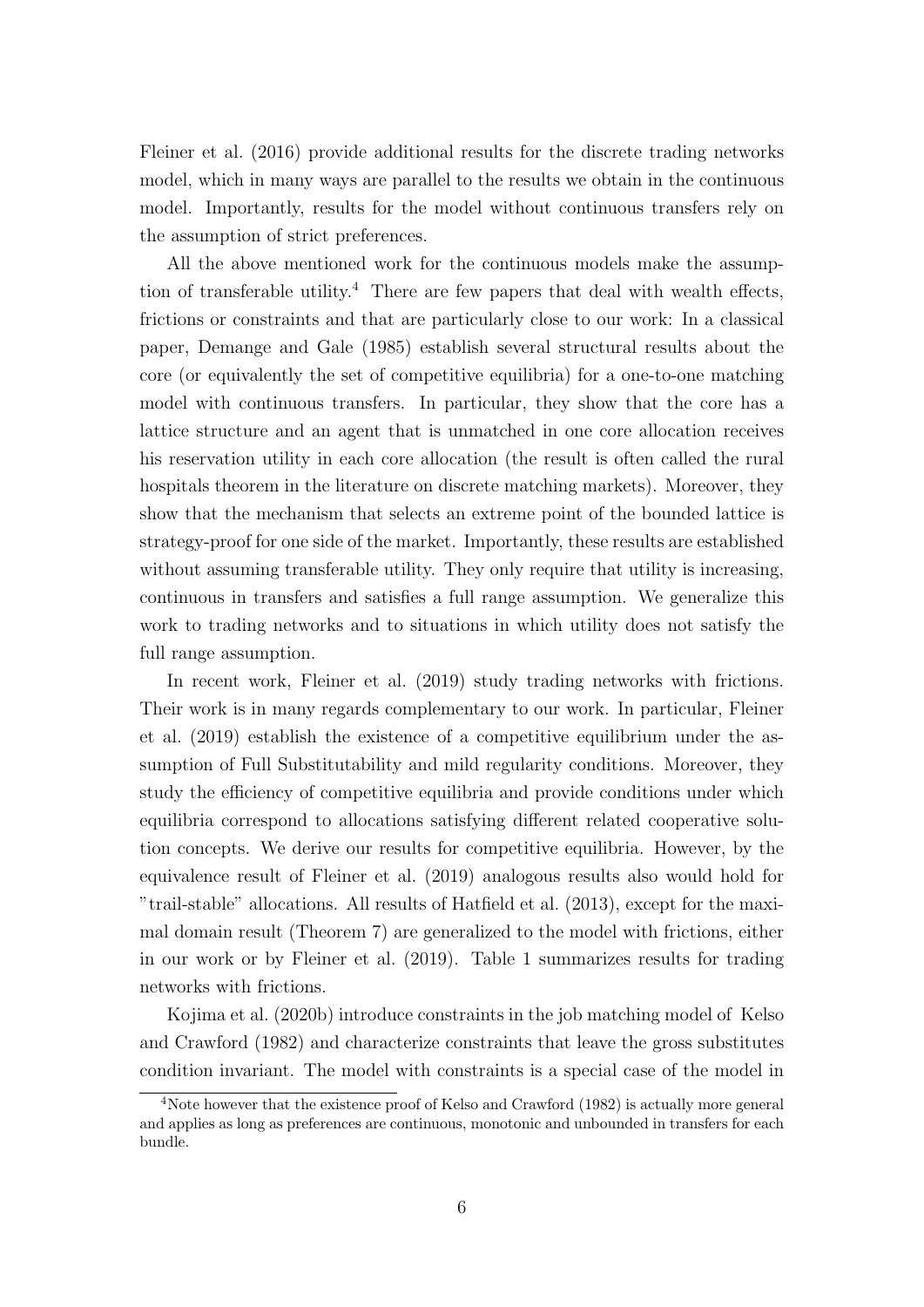Fleiner et al. (2016) provide additional results for the discrete trading networks model, which in many ways are parallel to the results we obtain in the continuous model. Importantly, results for the model without continuous transfers rely on the assumption of strict preferences.

All the above mentioned work for the continuous models make the assumption of transferable utility.[4] There are few papers that deal with wealth effects, frictions or constraints and that are particularly close to our work: In a classical paper, Demange and Gale (1985) establish several structural results about the core (or equivalently the set of competitive equilibria) for a one-to-one matching model with continuous transfers. In particular, they show that the core has a lattice structure and an agent that is unmatched in one core allocation receives his reservation utility in each core allocation (the result is often called the rural hospitals theorem in the literature on discrete matching markets). Moreover, they show that the mechanism that selects an extreme point of the bounded lattice is strategy-proof for one side of the market. Importantly, these results are established without assuming transferable utility. They only require that utility is increasing, continuous in transfers and satisfies a full range assumption. We generalize this work to trading networks and to situations in which utility does not satisfy the full range assumption.

In recent work, Fleiner et al. (2019) study trading networks with frictions. Their work is in many regards complementary to our work. In particular, Fleiner et al. (2019) establish the existence of a competitive equilibrium under the assumption of Full Substitutability and mild regularity conditions. Moreover, they study the efficiency of competitive equilibria and provide conditions under which equilibria correspond to allocations satisfying different related cooperative solution concepts. We derive our results for competitive equilibria. However, by the equivalence result of Fleiner et al. (2019) analogous results also would hold for "trail-stable" allocations. All results of Hatfield et al. (2013), except for the maximal domain result (Theorem 7) are generalized to the model with frictions, either in our work or by Fleiner et al. (2019). Table 1 summarizes results for trading networks with frictions.

Kojima et al. (2020b) introduce constraints in the job matching model of Kelso and Crawford (1982) and characterize constraints that leave the gross substitutes condition invariant. The model with constraints is a special case of the model in

[4] Note however that the existence proof of Kelso and Crawford (1982) is actually more general and applies as long as preferences are continuous, monotonic and unbounded in transfers for each bundle.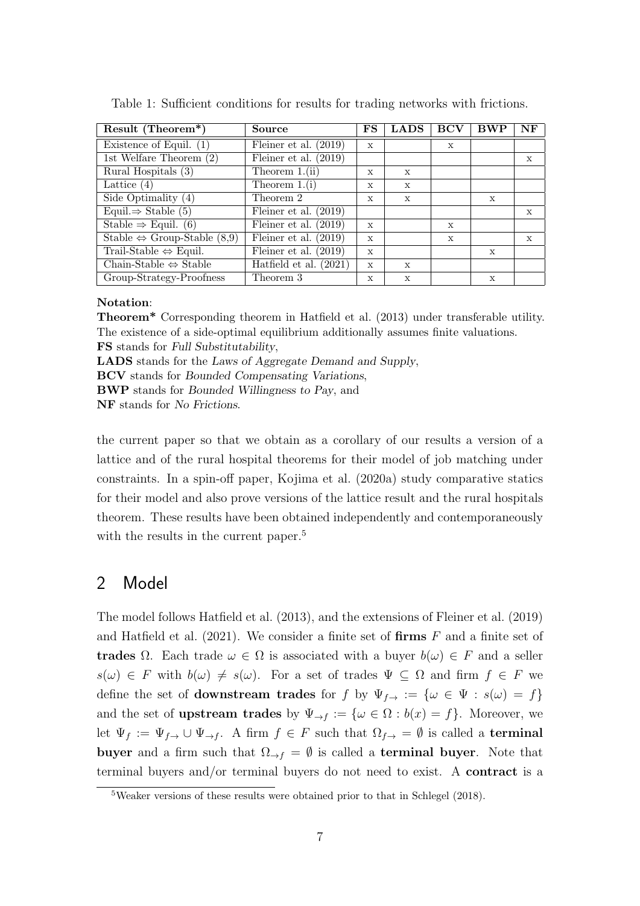Table 1: Sufficient conditions for results for trading networks with frictions.

| Result (Theorem*) | Source | FS | LADS | BCV | BWP | NF |
|---|---|---|---|---|---|---|
| Existence of Equil. (1) | Fleiner et al. (2019) | x | | x | | |
| 1st Welfare Theorem (2) | Fleiner et al. (2019) | | | | | x |
| Rural Hospitals (3) | Theorem 1.(ii) | x | x | | | |
| Lattice (4) | Theorem 1.(i) | x | x | | | |
| Side Optimality (4) | Theorem 2 | x | x | | x | |
| Equil.$\Rightarrow$ Stable (5) | Fleiner et al. (2019) | | | | | x |
| Stable $\Rightarrow$ Equil. (6) | Fleiner et al. (2019) | x | | x | | |
| Stable $\Leftrightarrow$ Group-Stable (8,9) | Fleiner et al. (2019) | x | | x | | x |
| Trail-Stable $\Leftrightarrow$ Equil. | Fleiner et al. (2019) | x | | | x | |
| Chain-Stable $\Leftrightarrow$ Stable | Hatfield et al. (2021) | x | x | | | |
| Group-Strategy-Proofness | Theorem 3 | x | x | | x | |

**Notation**:
**Theorem*** Corresponding theorem in Hatfield et al. (2013) under transferable utility. The existence of a side-optimal equilibrium additionally assumes finite valuations.
**FS** stands for *Full Substitutability*,
**LADS** stands for the *Laws of Aggregate Demand and Supply*,
**BCV** stands for *Bounded Compensating Variations*,
**BWP** stands for *Bounded Willingness to Pay*, and
**NF** stands for *No Frictions*.

the current paper so that we obtain as a corollary of our results a version of a lattice and of the rural hospital theorems for their model of job matching under constraints. In a spin-off paper, Kojima et al. (2020a) study comparative statics for their model and also prove versions of the lattice result and the rural hospitals theorem. These results have been obtained independently and contemporaneously with the results in the current paper.[5]

## 2 Model

The model follows Hatfield et al. (2013), and the extensions of Fleiner et al. (2019) and Hatfield et al. (2021). We consider a finite set of **firms** $F$ and a finite set of **trades** $\Omega$. Each trade $\omega \in \Omega$ is associated with a buyer $b(\omega) \in F$ and a seller $s(\omega) \in F$ with $b(\omega) \neq s(\omega)$. For a set of trades $\Psi \subseteq \Omega$ and firm $f \in F$ we define the set of **downstream trades** for $f$ by $\Psi_{f\to} := \{\omega \in \Psi : s(\omega) = f\}$ and the set of **upstream trades** by $\Psi_{\to f} := \{\omega \in \Omega : b(x) = f\}$. Moreover, we let $\Psi_f := \Psi_{f\to} \cup \Psi_{\to f}$. A firm $f \in F$ such that $\Omega_{f\to} = \emptyset$ is called a **terminal buyer** and a firm such that $\Omega_{\to f} = \emptyset$ is called a **terminal buyer**. Note that terminal buyers and/or terminal buyers do not need to exist. A **contract** is a

[5]Weaker versions of these results were obtained prior to that in Schlegel (2018).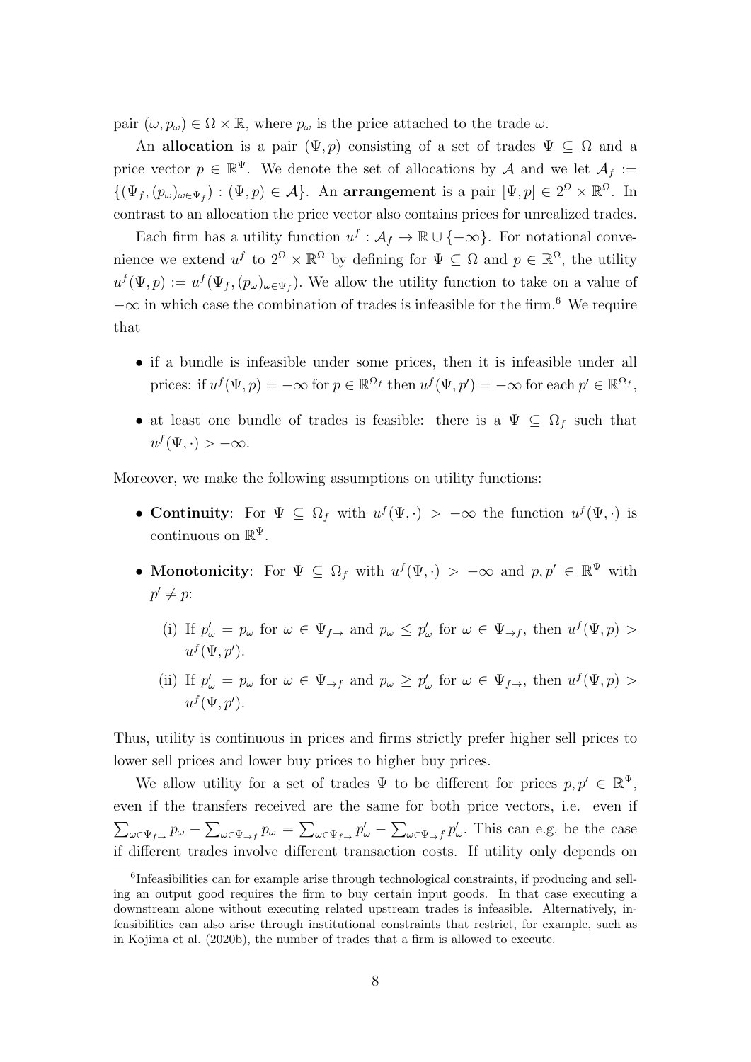pair $(\omega, p_\omega) \in \Omega \times \mathbb{R}$, where $p_\omega$ is the price attached to the trade $\omega$.

An **allocation** is a pair $(\Psi, p)$ consisting of a set of trades $\Psi \subseteq \Omega$ and a price vector $p \in \mathbb{R}^\Psi$. We denote the set of allocations by $\mathcal{A}$ and we let $\mathcal{A}_f := \{(\Psi_f, (p_\omega)_{\omega \in \Psi_f}) : (\Psi, p) \in \mathcal{A}\}$. An **arrangement** is a pair $[\Psi, p] \in 2^\Omega \times \mathbb{R}^\Omega$. In contrast to an allocation the price vector also contains prices for unrealized trades.

Each firm has a utility function $u^f : \mathcal{A}_f \to \mathbb{R} \cup \{-\infty\}$. For notational convenience we extend $u^f$ to $2^\Omega \times \mathbb{R}^\Omega$ by defining for $\Psi \subseteq \Omega$ and $p \in \mathbb{R}^\Omega$, the utility $u^f(\Psi, p) := u^f(\Psi_f, (p_\omega)_{\omega \in \Psi_f})$. We allow the utility function to take on a value of $-\infty$ in which case the combination of trades is infeasible for the firm.[6] We require that

- if a bundle is infeasible under some prices, then it is infeasible under all prices: if $u^f(\Psi, p) = -\infty$ for $p \in \mathbb{R}^{\Omega_f}$ then $u^f(\Psi, p') = -\infty$ for each $p' \in \mathbb{R}^{\Omega_f}$,
- at least one bundle of trades is feasible: there is a $\Psi \subseteq \Omega_f$ such that $u^f(\Psi, \cdot) > -\infty$.

Moreover, we make the following assumptions on utility functions:

- **Continuity**: For $\Psi \subseteq \Omega_f$ with $u^f(\Psi, \cdot) > -\infty$ the function $u^f(\Psi, \cdot)$ is continuous on $\mathbb{R}^\Psi$.
- **Monotonicity**: For $\Psi \subseteq \Omega_f$ with $u^f(\Psi, \cdot) > -\infty$ and $p, p' \in \mathbb{R}^\Psi$ with $p' \neq p$:
  - (i) If $p'_\omega = p_\omega$ for $\omega \in \Psi_{f\to}$ and $p_\omega \leq p'_\omega$ for $\omega \in \Psi_{\to f}$, then $u^f(\Psi, p) > u^f(\Psi, p')$.
  - (ii) If $p'_\omega = p_\omega$ for $\omega \in \Psi_{\to f}$ and $p_\omega \geq p'_\omega$ for $\omega \in \Psi_{f\to}$, then $u^f(\Psi, p) > u^f(\Psi, p')$.

Thus, utility is continuous in prices and firms strictly prefer higher sell prices to lower sell prices and lower buy prices to higher buy prices.

We allow utility for a set of trades $\Psi$ to be different for prices $p, p' \in \mathbb{R}^\Psi$, even if the transfers received are the same for both price vectors, i.e. even if $\sum_{\omega \in \Psi_{f\to}} p_\omega - \sum_{\omega \in \Psi_{\to f}} p_\omega = \sum_{\omega \in \Psi_{f\to}} p'_\omega - \sum_{\omega \in \Psi_{\to f}} p'_\omega$. This can e.g. be the case if different trades involve different transaction costs. If utility only depends on

[6] Infeasibilities can for example arise through technological constraints, if producing and selling an output good requires the firm to buy certain input goods. In that case executing a downstream alone without executing related upstream trades is infeasible. Alternatively, infeasibilities can also arise through institutional constraints that restrict, for example, such as in Kojima et al. (2020b), the number of trades that a firm is allowed to execute.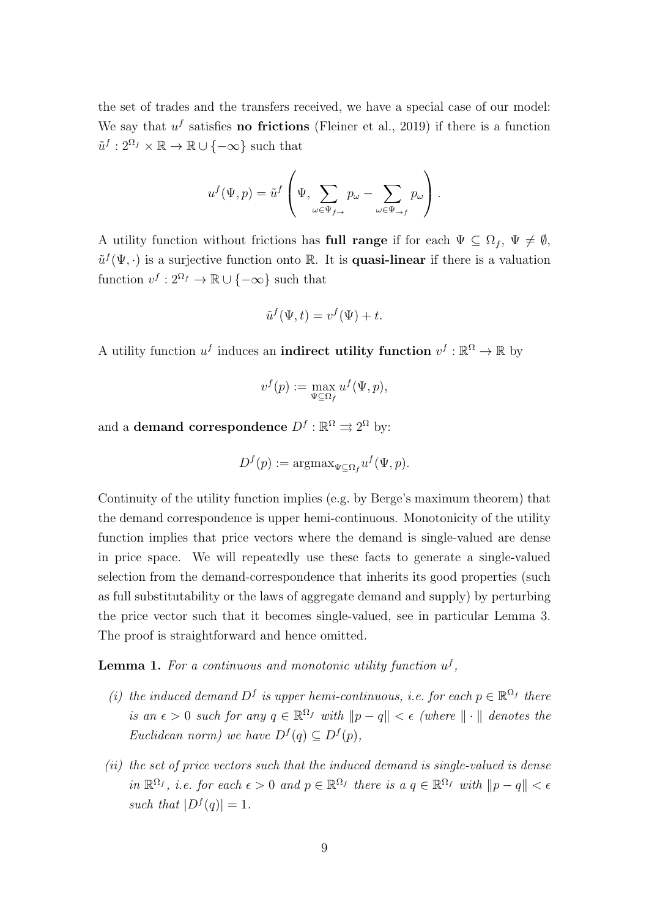the set of trades and the transfers received, we have a special case of our model: We say that $u^f$ satisfies **no frictions** (Fleiner et al., 2019) if there is a function $\tilde{u}^f : 2^{\Omega_f} \times \mathbb{R} \to \mathbb{R} \cup \{-\infty\}$ such that

$$u^f(\Psi, p) = \tilde{u}^f\left(\Psi, \sum_{\omega \in \Psi_{f\to}} p_\omega - \sum_{\omega \in \Psi_{\to f}} p_\omega\right).$$

A utility function without frictions has **full range** if for each $\Psi \subseteq \Omega_f$, $\Psi \neq \emptyset$, $\tilde{u}^f(\Psi, \cdot)$ is a surjective function onto $\mathbb{R}$. It is **quasi-linear** if there is a valuation function $v^f : 2^{\Omega_f} \to \mathbb{R} \cup \{-\infty\}$ such that

$$\tilde{u}^f(\Psi, t) = v^f(\Psi) + t.$$

A utility function $u^f$ induces an **indirect utility function** $v^f : \mathbb{R}^\Omega \to \mathbb{R}$ by

$$v^f(p) := \max_{\Psi \subseteq \Omega_f} u^f(\Psi, p),$$

and a **demand correspondence** $D^f : \mathbb{R}^\Omega \rightrightarrows 2^\Omega$ by:

$$D^f(p) := \operatorname{argmax}_{\Psi \subseteq \Omega_f} u^f(\Psi, p).$$

Continuity of the utility function implies (e.g. by Berge's maximum theorem) that the demand correspondence is upper hemi-continuous. Monotonicity of the utility function implies that price vectors where the demand is single-valued are dense in price space. We will repeatedly use these facts to generate a single-valued selection from the demand-correspondence that inherits its good properties (such as full substitutability or the laws of aggregate demand and supply) by perturbing the price vector such that it becomes single-valued, see in particular Lemma 3. The proof is straightforward and hence omitted.

**Lemma 1.** *For a continuous and monotonic utility function $u^f$,*

*(i) the induced demand $D^f$ is upper hemi-continuous, i.e. for each $p \in \mathbb{R}^{\Omega_f}$ there is an $\epsilon > 0$ such for any $q \in \mathbb{R}^{\Omega_f}$ with $\|p - q\| < \epsilon$ (where $\|\cdot\|$ denotes the Euclidean norm) we have $D^f(q) \subseteq D^f(p)$,*

*(ii) the set of price vectors such that the induced demand is single-valued is dense in $\mathbb{R}^{\Omega_f}$, i.e. for each $\epsilon > 0$ and $p \in \mathbb{R}^{\Omega_f}$ there is a $q \in \mathbb{R}^{\Omega_f}$ with $\|p - q\| < \epsilon$ such that $|D^f(q)| = 1$.*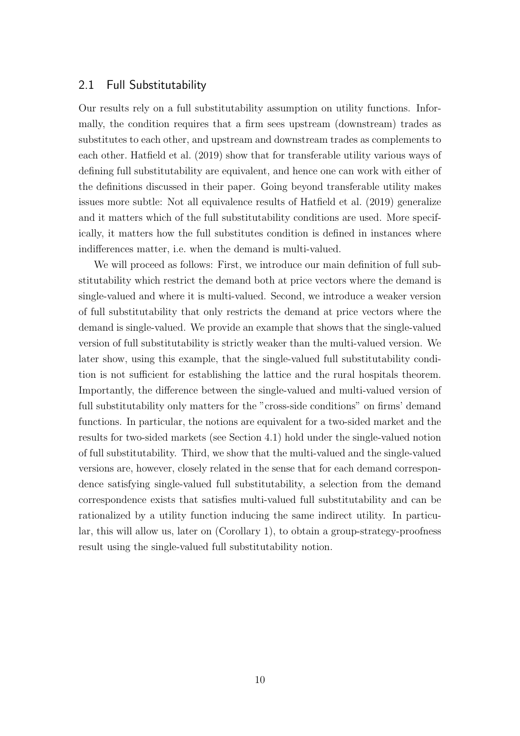### 2.1 Full Substitutability

Our results rely on a full substitutability assumption on utility functions. Informally, the condition requires that a firm sees upstream (downstream) trades as substitutes to each other, and upstream and downstream trades as complements to each other. Hatfield et al. (2019) show that for transferable utility various ways of defining full substitutability are equivalent, and hence one can work with either of the definitions discussed in their paper. Going beyond transferable utility makes issues more subtle: Not all equivalence results of Hatfield et al. (2019) generalize and it matters which of the full substitutability conditions are used. More specifically, it matters how the full substitutes condition is defined in instances where indifferences matter, i.e. when the demand is multi-valued.

We will proceed as follows: First, we introduce our main definition of full substitutability which restrict the demand both at price vectors where the demand is single-valued and where it is multi-valued. Second, we introduce a weaker version of full substitutability that only restricts the demand at price vectors where the demand is single-valued. We provide an example that shows that the single-valued version of full substitutability is strictly weaker than the multi-valued version. We later show, using this example, that the single-valued full substitutability condition is not sufficient for establishing the lattice and the rural hospitals theorem. Importantly, the difference between the single-valued and multi-valued version of full substitutability only matters for the "cross-side conditions" on firms' demand functions. In particular, the notions are equivalent for a two-sided market and the results for two-sided markets (see Section 4.1) hold under the single-valued notion of full substitutability. Third, we show that the multi-valued and the single-valued versions are, however, closely related in the sense that for each demand correspondence satisfying single-valued full substitutability, a selection from the demand correspondence exists that satisfies multi-valued full substitutability and can be rationalized by a utility function inducing the same indirect utility. In particular, this will allow us, later on (Corollary 1), to obtain a group-strategy-proofness result using the single-valued full substitutability notion.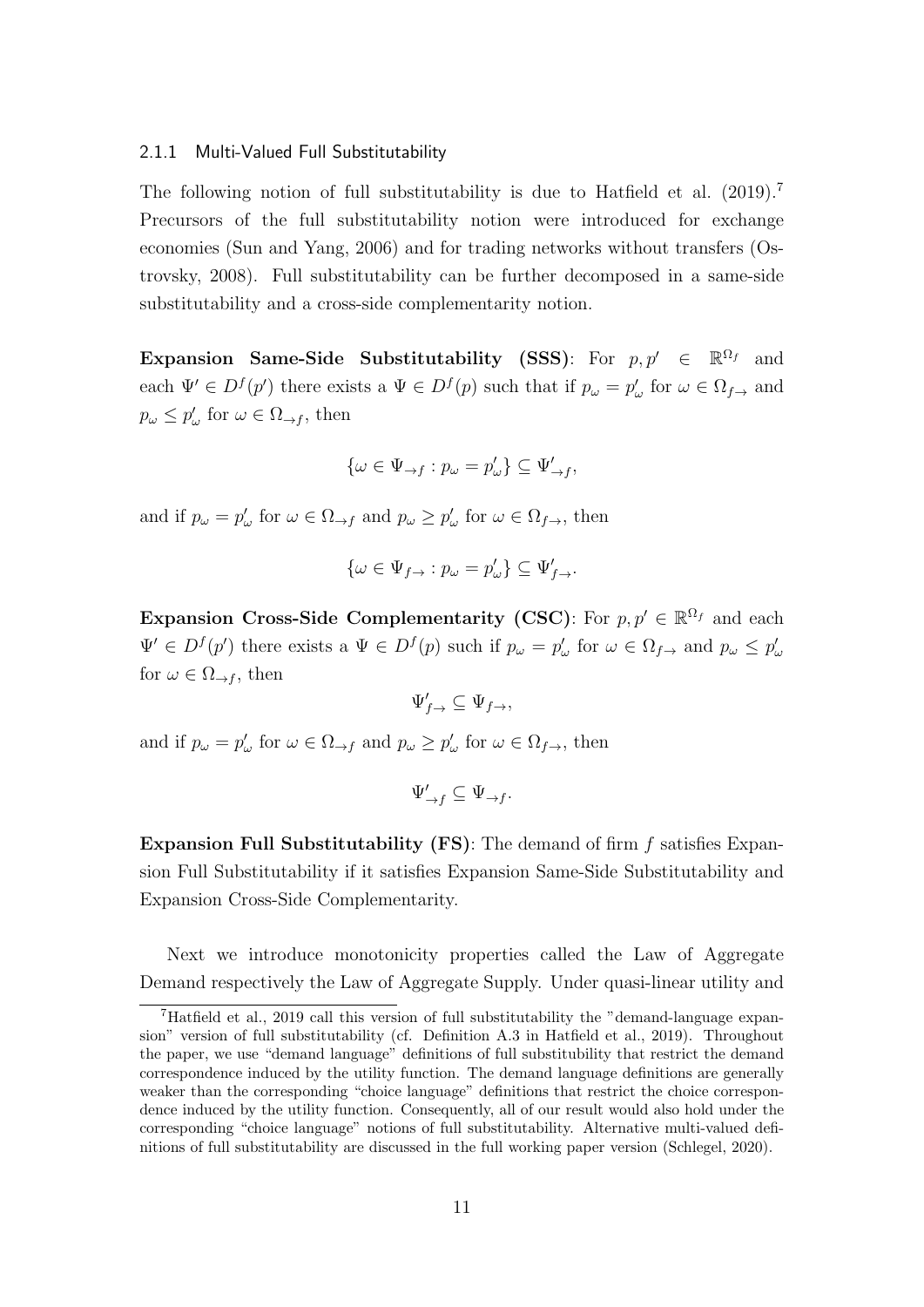### 2.1.1 Multi-Valued Full Substitutability

The following notion of full substitutability is due to Hatfield et al. (2019).[7] Precursors of the full substitutability notion were introduced for exchange economies (Sun and Yang, 2006) and for trading networks without transfers (Ostrovsky, 2008). Full substitutability can be further decomposed in a same-side substitutability and a cross-side complementarity notion.

**Expansion Same-Side Substitutability (SSS)**: For $p, p' \in \mathbb{R}^{\Omega_f}$ and each $\Psi' \in D^f(p')$ there exists a $\Psi \in D^f(p)$ such that if $p_\omega = p'_\omega$ for $\omega \in \Omega_{f\to}$ and $p_\omega \leq p'_\omega$ for $\omega \in \Omega_{\to f}$, then

$$\{\omega \in \Psi_{\to f} : p_\omega = p'_\omega\} \subseteq \Psi'_{\to f},$$

and if $p_\omega = p'_\omega$ for $\omega \in \Omega_{\to f}$ and $p_\omega \geq p'_\omega$ for $\omega \in \Omega_{f\to}$, then

$$\{\omega \in \Psi_{f\to} : p_\omega = p'_\omega\} \subseteq \Psi'_{f\to}.$$

**Expansion Cross-Side Complementarity (CSC)**: For $p, p' \in \mathbb{R}^{\Omega_f}$ and each $\Psi' \in D^f(p')$ there exists a $\Psi \in D^f(p)$ such if $p_\omega = p'_\omega$ for $\omega \in \Omega_{f\to}$ and $p_\omega \leq p'_\omega$ for $\omega \in \Omega_{\to f}$, then

$$\Psi'_{f\to} \subseteq \Psi_{f\to},$$

and if $p_\omega = p'_\omega$ for $\omega \in \Omega_{\to f}$ and $p_\omega \geq p'_\omega$ for $\omega \in \Omega_{f\to}$, then

$$\Psi'_{\to f} \subseteq \Psi_{\to f}.$$

**Expansion Full Substitutability (FS)**: The demand of firm $f$ satisfies Expansion Full Substitutability if it satisfies Expansion Same-Side Substitutability and Expansion Cross-Side Complementarity.

Next we introduce monotonicity properties called the Law of Aggregate Demand respectively the Law of Aggregate Supply. Under quasi-linear utility and

[7] Hatfield et al., 2019 call this version of full substitutability the "demand-language expansion" version of full substitutability (cf. Definition A.3 in Hatfield et al., 2019). Throughout the paper, we use "demand language" definitions of full substitubility that restrict the demand correspondence induced by the utility function. The demand language definitions are generally weaker than the corresponding "choice language" definitions that restrict the choice correspondence induced by the utility function. Consequently, all of our result would also hold under the corresponding "choice language" notions of full substitutability. Alternative multi-valued definitions of full substitutability are discussed in the full working paper version (Schlegel, 2020).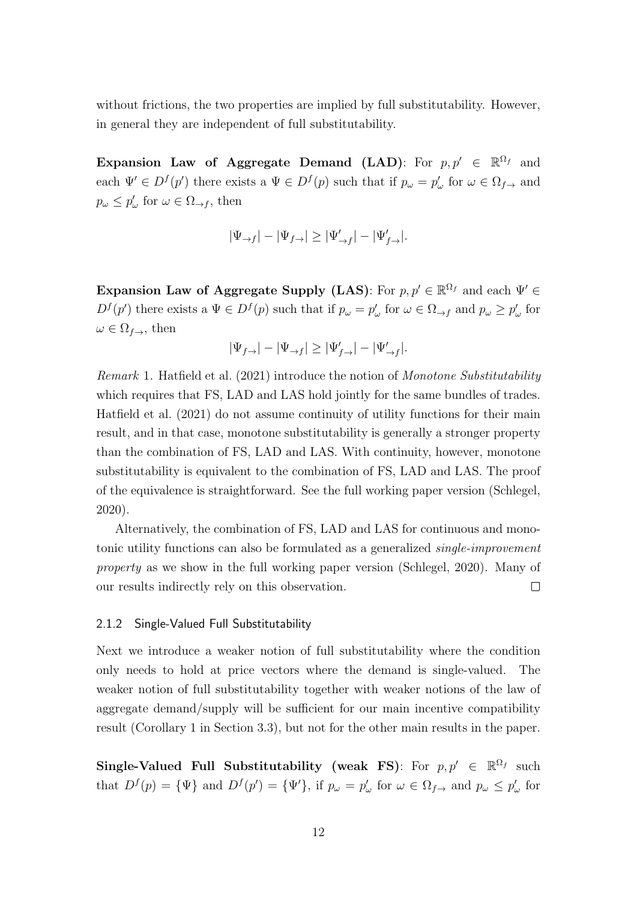without frictions, the two properties are implied by full substitutability. However, in general they are independent of full substitutability.

**Expansion Law of Aggregate Demand (LAD)**: For $p, p' \in \mathbb{R}^{\Omega_f}$ and each $\Psi' \in D^f(p')$ there exists a $\Psi \in D^f(p)$ such that if $p_\omega = p'_\omega$ for $\omega \in \Omega_{f\to}$ and $p_\omega \leq p'_\omega$ for $\omega \in \Omega_{\to f}$, then

$$|\Psi_{\to f}| - |\Psi_{f\to}| \geq |\Psi'_{\to f}| - |\Psi'_{f\to}|.$$

**Expansion Law of Aggregate Supply (LAS)**: For $p, p' \in \mathbb{R}^{\Omega_f}$ and each $\Psi' \in D^f(p')$ there exists a $\Psi \in D^f(p)$ such that if $p_\omega = p'_\omega$ for $\omega \in \Omega_{\to f}$ and $p_\omega \geq p'_\omega$ for $\omega \in \Omega_{f\to}$, then

$$|\Psi_{f\to}| - |\Psi_{\to f}| \geq |\Psi'_{f\to}| - |\Psi'_{\to f}|.$$

*Remark* 1. Hatfield et al. (2021) introduce the notion of *Monotone Substitutability* which requires that FS, LAD and LAS hold jointly for the same bundles of trades. Hatfield et al. (2021) do not assume continuity of utility functions for their main result, and in that case, monotone substitutability is generally a stronger property than the combination of FS, LAD and LAS. With continuity, however, monotone substitutability is equivalent to the combination of FS, LAD and LAS. The proof of the equivalence is straightforward. See the full working paper version (Schlegel, 2020).

Alternatively, the combination of FS, LAD and LAS for continuous and monotonic utility functions can also be formulated as a generalized *single-improvement property* as we show in the full working paper version (Schlegel, 2020). Many of our results indirectly rely on this observation. □

### 2.1.2 Single-Valued Full Substitutability

Next we introduce a weaker notion of full substitutability where the condition only needs to hold at price vectors where the demand is single-valued. The weaker notion of full substitutability together with weaker notions of the law of aggregate demand/supply will be sufficient for our main incentive compatibility result (Corollary 1 in Section 3.3), but not for the other main results in the paper.

**Single-Valued Full Substitutability (weak FS)**: For $p, p' \in \mathbb{R}^{\Omega_f}$ such that $D^f(p) = \{\Psi\}$ and $D^f(p') = \{\Psi'\}$, if $p_\omega = p'_\omega$ for $\omega \in \Omega_{f\to}$ and $p_\omega \leq p'_\omega$ for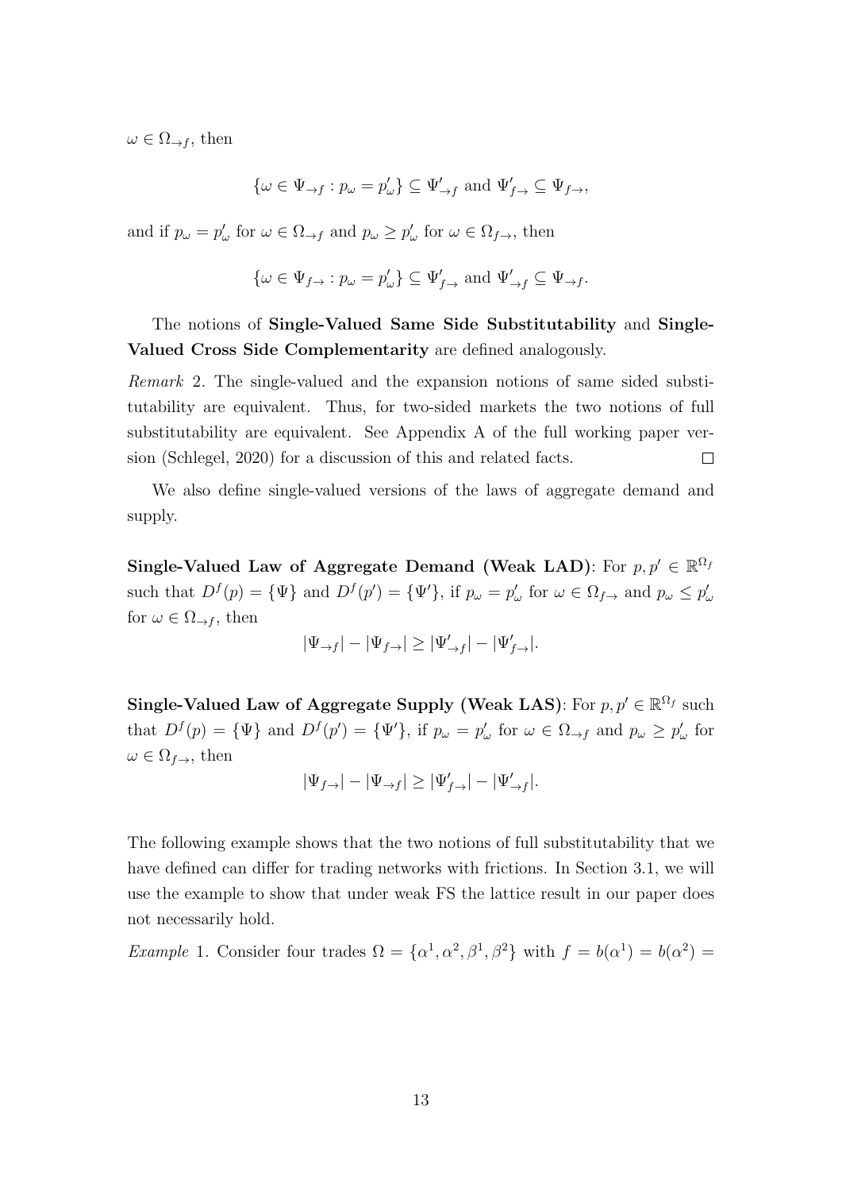$\omega \in \Omega_{\to f}$, then

$$\{\omega \in \Psi_{\to f} : p_\omega = p'_\omega\} \subseteq \Psi'_{\to f} \text{ and } \Psi'_{f\to} \subseteq \Psi_{f\to},$$

and if $p_\omega = p'_\omega$ for $\omega \in \Omega_{\to f}$ and $p_\omega \geq p'_\omega$ for $\omega \in \Omega_{f\to}$, then

$$\{\omega \in \Psi_{f\to} : p_\omega = p'_\omega\} \subseteq \Psi'_{f\to} \text{ and } \Psi'_{\to f} \subseteq \Psi_{\to f}.$$

The notions of **Single-Valued Same Side Substitutability** and **Single-Valued Cross Side Complementarity** are defined analogously.

*Remark* 2. The single-valued and the expansion notions of same sided substitutability are equivalent. Thus, for two-sided markets the two notions of full substitutability are equivalent. See Appendix A of the full working paper version (Schlegel, 2020) for a discussion of this and related facts. □

We also define single-valued versions of the laws of aggregate demand and supply.

**Single-Valued Law of Aggregate Demand (Weak LAD)**: For $p, p' \in \mathbb{R}^{\Omega_f}$ such that $D^f(p) = \{\Psi\}$ and $D^f(p') = \{\Psi'\}$, if $p_\omega = p'_\omega$ for $\omega \in \Omega_{f\to}$ and $p_\omega \leq p'_\omega$ for $\omega \in \Omega_{\to f}$, then

$$|\Psi_{\to f}| - |\Psi_{f\to}| \geq |\Psi'_{\to f}| - |\Psi'_{f\to}|.$$

**Single-Valued Law of Aggregate Supply (Weak LAS)**: For $p, p' \in \mathbb{R}^{\Omega_f}$ such that $D^f(p) = \{\Psi\}$ and $D^f(p') = \{\Psi'\}$, if $p_\omega = p'_\omega$ for $\omega \in \Omega_{\to f}$ and $p_\omega \geq p'_\omega$ for $\omega \in \Omega_{f\to}$, then

$$|\Psi_{f\to}| - |\Psi_{\to f}| \geq |\Psi'_{f\to}| - |\Psi'_{\to f}|.$$

The following example shows that the two notions of full substitutability that we have defined can differ for trading networks with frictions. In Section 3.1, we will use the example to show that under weak FS the lattice result in our paper does not necessarily hold.

*Example* 1. Consider four trades $\Omega = \{\alpha^1, \alpha^2, \beta^1, \beta^2\}$ with $f = b(\alpha^1) = b(\alpha^2) =$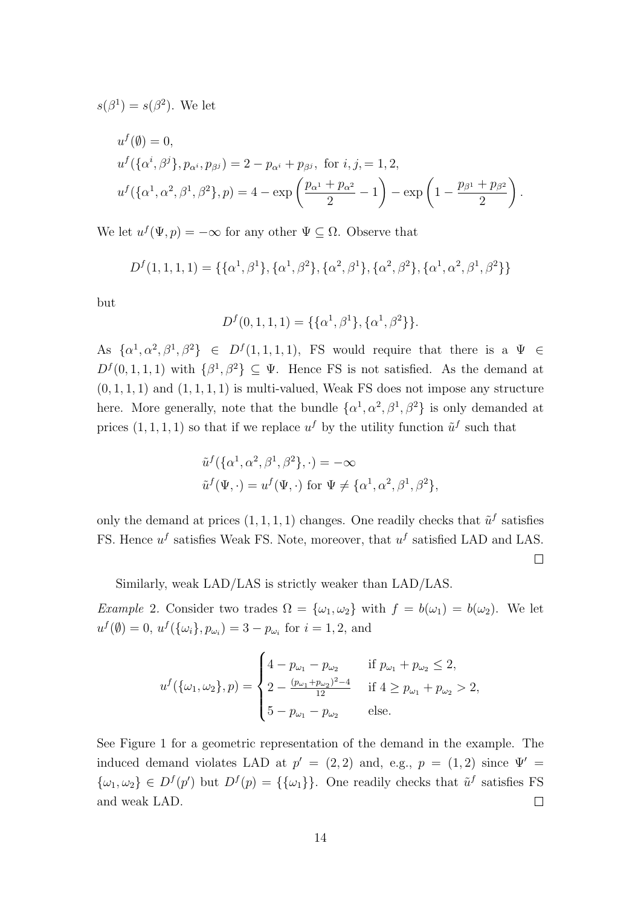$s(\beta^1) = s(\beta^2)$. We let

$$
\begin{aligned}
&u^f(\emptyset) = 0,\\
&u^f(\{\alpha^i, \beta^j\}, p_{\alpha^i}, p_{\beta^j}) = 2 - p_{\alpha^i} + p_{\beta^j}, \text{ for } i, j, = 1, 2,\\
&u^f(\{\alpha^1, \alpha^2, \beta^1, \beta^2\}, p) = 4 - \exp\left(\frac{p_{\alpha^1} + p_{\alpha^2}}{2} - 1\right) - \exp\left(1 - \frac{p_{\beta^1} + p_{\beta^2}}{2}\right).
\end{aligned}
$$

We let $u^f(\Psi, p) = -\infty$ for any other $\Psi \subseteq \Omega$. Observe that

$$
D^f(1,1,1,1) = \{\{\alpha^1, \beta^1\}, \{\alpha^1, \beta^2\}, \{\alpha^2, \beta^1\}, \{\alpha^2, \beta^2\}, \{\alpha^1, \alpha^2, \beta^1, \beta^2\}\}
$$

but

$$
D^f(0,1,1,1) = \{\{\alpha^1, \beta^1\}, \{\alpha^1, \beta^2\}\}.
$$

As $\{\alpha^1, \alpha^2, \beta^1, \beta^2\} \in D^f(1,1,1,1)$, FS would require that there is a $\Psi \in D^f(0,1,1,1)$ with $\{\beta^1, \beta^2\} \subseteq \Psi$. Hence FS is not satisfied. As the demand at $(0,1,1,1)$ and $(1,1,1,1)$ is multi-valued, Weak FS does not impose any structure here. More generally, note that the bundle $\{\alpha^1, \alpha^2, \beta^1, \beta^2\}$ is only demanded at prices $(1,1,1,1)$ so that if we replace $u^f$ by the utility function $\tilde{u}^f$ such that

$$
\begin{aligned}
&\tilde{u}^f(\{\alpha^1, \alpha^2, \beta^1, \beta^2\}, \cdot) = -\infty\\
&\tilde{u}^f(\Psi, \cdot) = u^f(\Psi, \cdot) \text{ for } \Psi \neq \{\alpha^1, \alpha^2, \beta^1, \beta^2\},
\end{aligned}
$$

only the demand at prices $(1,1,1,1)$ changes. One readily checks that $\tilde{u}^f$ satisfies FS. Hence $u^f$ satisfies Weak FS. Note, moreover, that $u^f$ satisfied LAD and LAS. □

Similarly, weak LAD/LAS is strictly weaker than LAD/LAS.

*Example* 2. Consider two trades $\Omega = \{\omega_1, \omega_2\}$ with $f = b(\omega_1) = b(\omega_2)$. We let $u^f(\emptyset) = 0$, $u^f(\{\omega_i\}, p_{\omega_i}) = 3 - p_{\omega_i}$ for $i = 1, 2$, and

$$
u^f(\{\omega_1, \omega_2\}, p) = \begin{cases} 4 - p_{\omega_1} - p_{\omega_2} & \text{if } p_{\omega_1} + p_{\omega_2} \leq 2,\\ 2 - \frac{(p_{\omega_1} + p_{\omega_2})^2 - 4}{12} & \text{if } 4 \geq p_{\omega_1} + p_{\omega_2} > 2,\\ 5 - p_{\omega_1} - p_{\omega_2} & \text{else.} \end{cases}
$$

See Figure 1 for a geometric representation of the demand in the example. The induced demand violates LAD at $p' = (2,2)$ and, e.g., $p = (1,2)$ since $\Psi' = \{\omega_1, \omega_2\} \in D^f(p')$ but $D^f(p) = \{\{\omega_1\}\}$. One readily checks that $\tilde{u}^f$ satisfies FS and weak LAD. □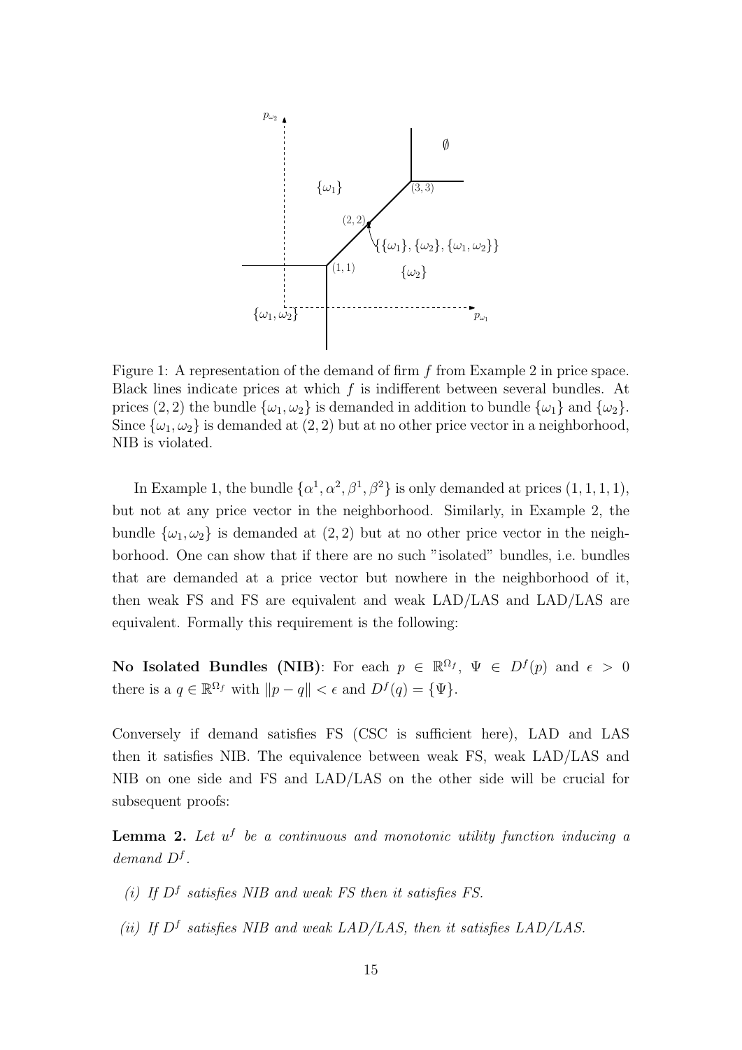Figure 1: A representation of the demand of firm $f$ from Example 2 in price space. Black lines indicate prices at which $f$ is indifferent between several bundles. At prices $(2, 2)$ the bundle $\{\omega_1, \omega_2\}$ is demanded in addition to bundle $\{\omega_1\}$ and $\{\omega_2\}$. Since $\{\omega_1, \omega_2\}$ is demanded at $(2, 2)$ but at no other price vector in a neighborhood, NIB is violated.

In Example 1, the bundle $\{\alpha^1, \alpha^2, \beta^1, \beta^2\}$ is only demanded at prices $(1, 1, 1, 1)$, but not at any price vector in the neighborhood. Similarly, in Example 2, the bundle $\{\omega_1, \omega_2\}$ is demanded at $(2, 2)$ but at no other price vector in the neighborhood. One can show that if there are no such "isolated" bundles, i.e. bundles that are demanded at a price vector but nowhere in the neighborhood of it, then weak FS and FS are equivalent and weak LAD/LAS and LAD/LAS are equivalent. Formally this requirement is the following:

**No Isolated Bundles (NIB)**: For each $p \in \mathbb{R}^{\Omega_f}$, $\Psi \in D^f(p)$ and $\epsilon > 0$ there is a $q \in \mathbb{R}^{\Omega_f}$ with $\|p - q\| < \epsilon$ and $D^f(q) = \{\Psi\}$.

Conversely if demand satisfies FS (CSC is sufficient here), LAD and LAS then it satisfies NIB. The equivalence between weak FS, weak LAD/LAS and NIB on one side and FS and LAD/LAS on the other side will be crucial for subsequent proofs:

**Lemma 2.** *Let $u^f$ be a continuous and monotonic utility function inducing a demand $D^f$.*

*(i) If $D^f$ satisfies NIB and weak FS then it satisfies FS.*

*(ii) If $D^f$ satisfies NIB and weak LAD/LAS, then it satisfies LAD/LAS.*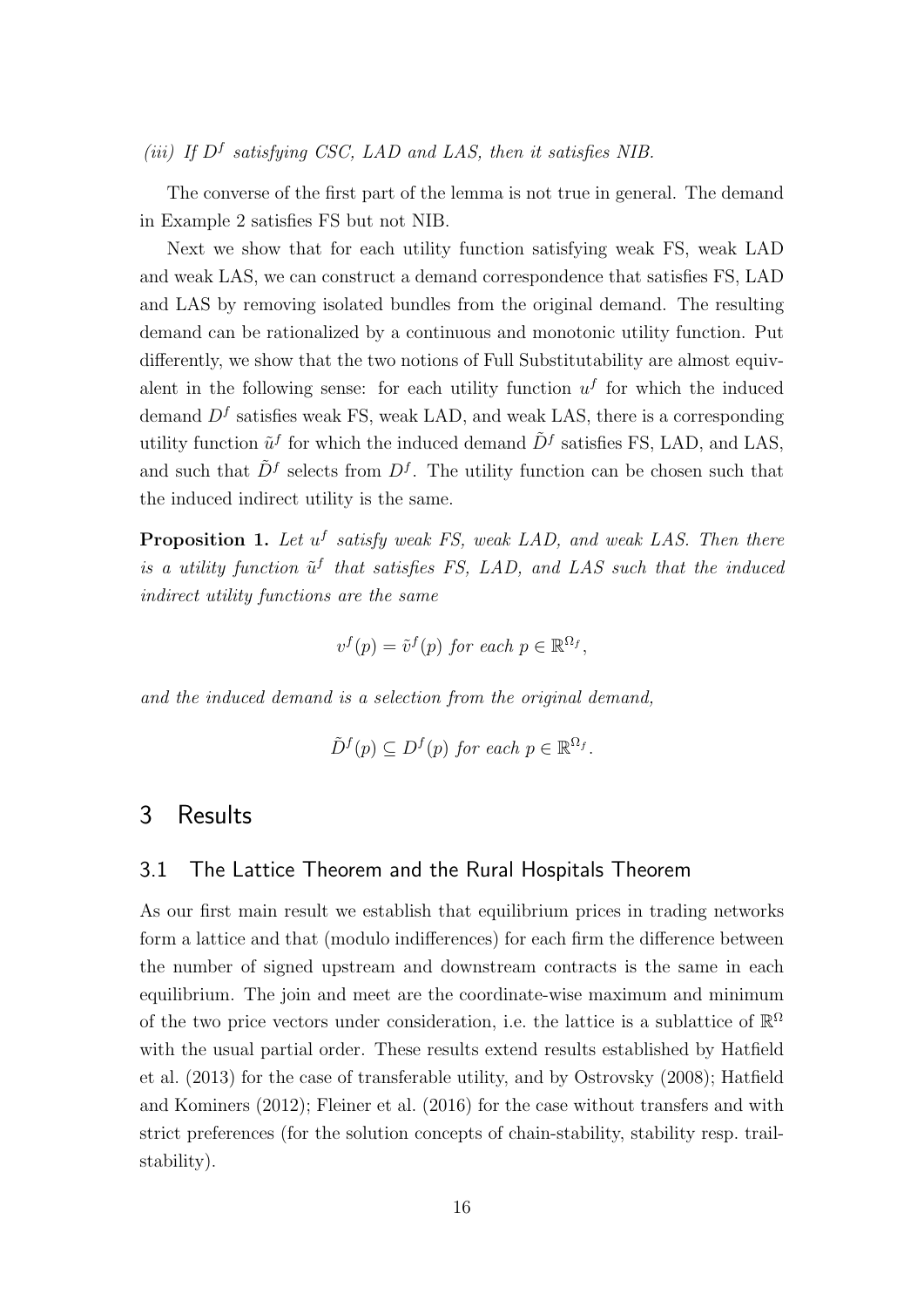*(iii) If $D^f$ satisfying CSC, LAD and LAS, then it satisfies NIB.*

The converse of the first part of the lemma is not true in general. The demand in Example 2 satisfies FS but not NIB.

Next we show that for each utility function satisfying weak FS, weak LAD and weak LAS, we can construct a demand correspondence that satisfies FS, LAD and LAS by removing isolated bundles from the original demand. The resulting demand can be rationalized by a continuous and monotonic utility function. Put differently, we show that the two notions of Full Substitutability are almost equivalent in the following sense: for each utility function $u^f$ for which the induced demand $D^f$ satisfies weak FS, weak LAD, and weak LAS, there is a corresponding utility function $\tilde{u}^f$ for which the induced demand $\tilde{D}^f$ satisfies FS, LAD, and LAS, and such that $\tilde{D}^f$ selects from $D^f$. The utility function can be chosen such that the induced indirect utility is the same.

**Proposition 1.** *Let $u^f$ satisfy weak FS, weak LAD, and weak LAS. Then there is a utility function $\tilde{u}^f$ that satisfies FS, LAD, and LAS such that the induced indirect utility functions are the same*

$$v^f(p) = \tilde{v}^f(p) \text{ for each } p \in \mathbb{R}^{\Omega_f},$$

*and the induced demand is a selection from the original demand,*

$$\tilde{D}^f(p) \subseteq D^f(p) \text{ for each } p \in \mathbb{R}^{\Omega_f}.$$

# 3 Results

## 3.1 The Lattice Theorem and the Rural Hospitals Theorem

As our first main result we establish that equilibrium prices in trading networks form a lattice and that (modulo indifferences) for each firm the difference between the number of signed upstream and downstream contracts is the same in each equilibrium. The join and meet are the coordinate-wise maximum and minimum of the two price vectors under consideration, i.e. the lattice is a sublattice of $\mathbb{R}^{\Omega}$ with the usual partial order. These results extend results established by Hatfield et al. (2013) for the case of transferable utility, and by Ostrovsky (2008); Hatfield and Kominers (2012); Fleiner et al. (2016) for the case without transfers and with strict preferences (for the solution concepts of chain-stability, stability resp. trail-stability).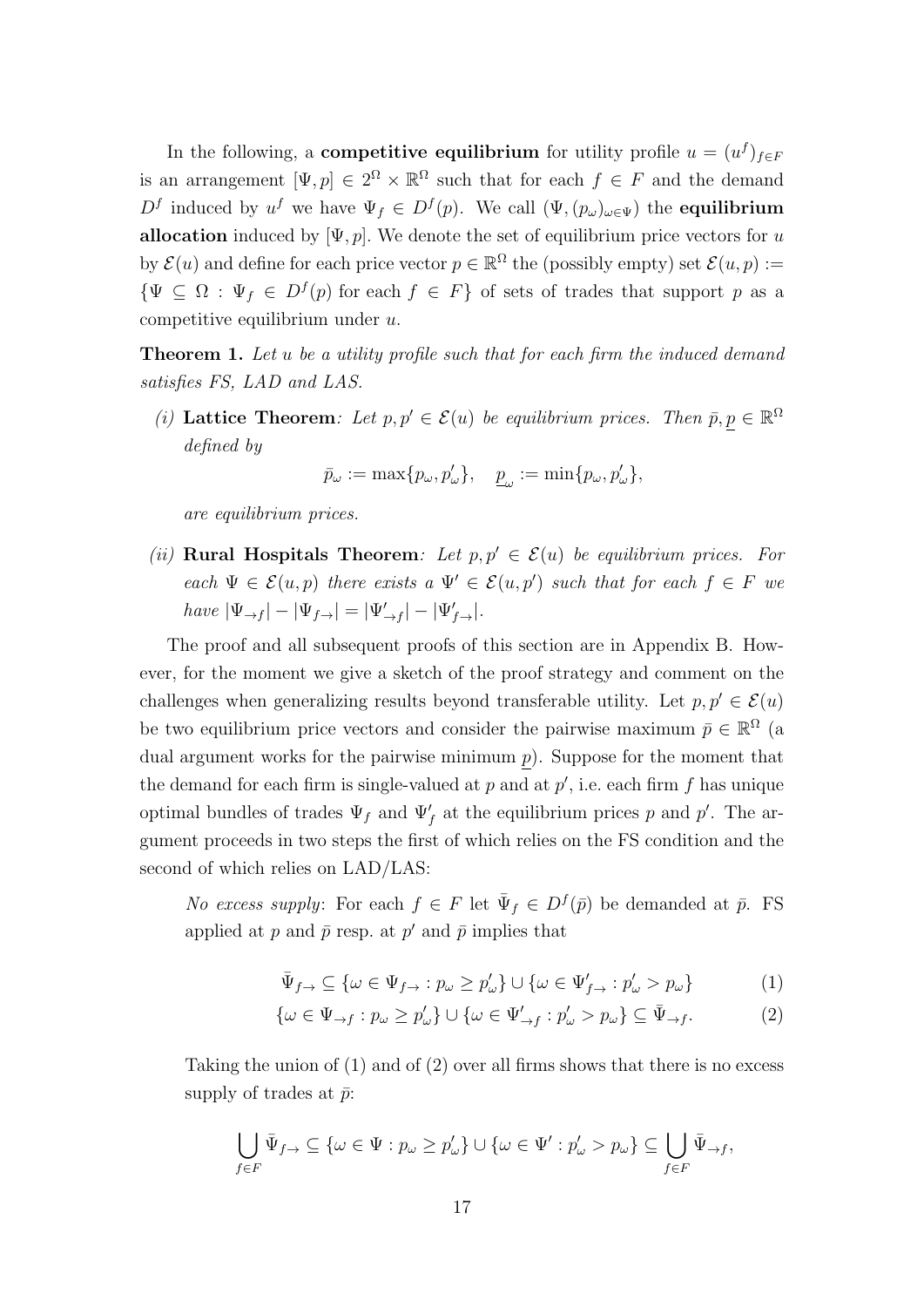In the following, a **competitive equilibrium** for utility profile $u = (u^f)_{f \in F}$ is an arrangement $[\Psi, p] \in 2^\Omega \times \mathbb{R}^\Omega$ such that for each $f \in F$ and the demand $D^f$ induced by $u^f$ we have $\Psi_f \in D^f(p)$. We call $(\Psi, (p_\omega)_{\omega \in \Psi})$ the **equilibrium allocation** induced by $[\Psi, p]$. We denote the set of equilibrium price vectors for $u$ by $\mathcal{E}(u)$ and define for each price vector $p \in \mathbb{R}^\Omega$ the (possibly empty) set $\mathcal{E}(u, p) := \{\Psi \subseteq \Omega : \Psi_f \in D^f(p) \text{ for each } f \in F\}$ of sets of trades that support $p$ as a competitive equilibrium under $u$.

**Theorem 1.** *Let $u$ be a utility profile such that for each firm the induced demand satisfies FS, LAD and LAS.*

*(i)* **Lattice Theorem***: Let $p, p' \in \mathcal{E}(u)$ be equilibrium prices. Then $\bar{p}, \underline{p} \in \mathbb{R}^\Omega$ defined by*

$$\bar{p}_\omega := \max\{p_\omega, p'_\omega\}, \quad \underline{p}_\omega := \min\{p_\omega, p'_\omega\},$$

*are equilibrium prices.*

*(ii)* **Rural Hospitals Theorem***: Let $p, p' \in \mathcal{E}(u)$ be equilibrium prices. For each $\Psi \in \mathcal{E}(u, p)$ there exists a $\Psi' \in \mathcal{E}(u, p')$ such that for each $f \in F$ we have $|\Psi_{\to f}| - |\Psi_{f \to}| = |\Psi'_{\to f}| - |\Psi'_{f \to}|$.*

The proof and all subsequent proofs of this section are in Appendix B. However, for the moment we give a sketch of the proof strategy and comment on the challenges when generalizing results beyond transferable utility. Let $p, p' \in \mathcal{E}(u)$ be two equilibrium price vectors and consider the pairwise maximum $\bar{p} \in \mathbb{R}^\Omega$ (a dual argument works for the pairwise minimum $\underline{p}$). Suppose for the moment that the demand for each firm is single-valued at $p$ and at $p'$, i.e. each firm $f$ has unique optimal bundles of trades $\Psi_f$ and $\Psi'_f$ at the equilibrium prices $p$ and $p'$. The argument proceeds in two steps the first of which relies on the FS condition and the second of which relies on LAD/LAS:

*No excess supply*: For each $f \in F$ let $\bar{\Psi}_f \in D^f(\bar{p})$ be demanded at $\bar{p}$. FS applied at $p$ and $\bar{p}$ resp. at $p'$ and $\bar{p}$ implies that

$$\bar{\Psi}_{f \to} \subseteq \{\omega \in \Psi_{f \to} : p_\omega \geq p'_\omega\} \cup \{\omega \in \Psi'_{f \to} : p'_\omega > p_\omega\} \tag{1}$$

$$\{\omega \in \Psi_{\to f} : p_\omega \geq p'_\omega\} \cup \{\omega \in \Psi'_{\to f} : p'_\omega > p_\omega\} \subseteq \bar{\Psi}_{\to f}. \tag{2}$$

Taking the union of (1) and of (2) over all firms shows that there is no excess supply of trades at $\bar{p}$:

$$\bigcup_{f \in F} \bar{\Psi}_{f \to} \subseteq \{\omega \in \Psi : p_\omega \geq p'_\omega\} \cup \{\omega \in \Psi' : p'_\omega > p_\omega\} \subseteq \bigcup_{f \in F} \bar{\Psi}_{\to f},$$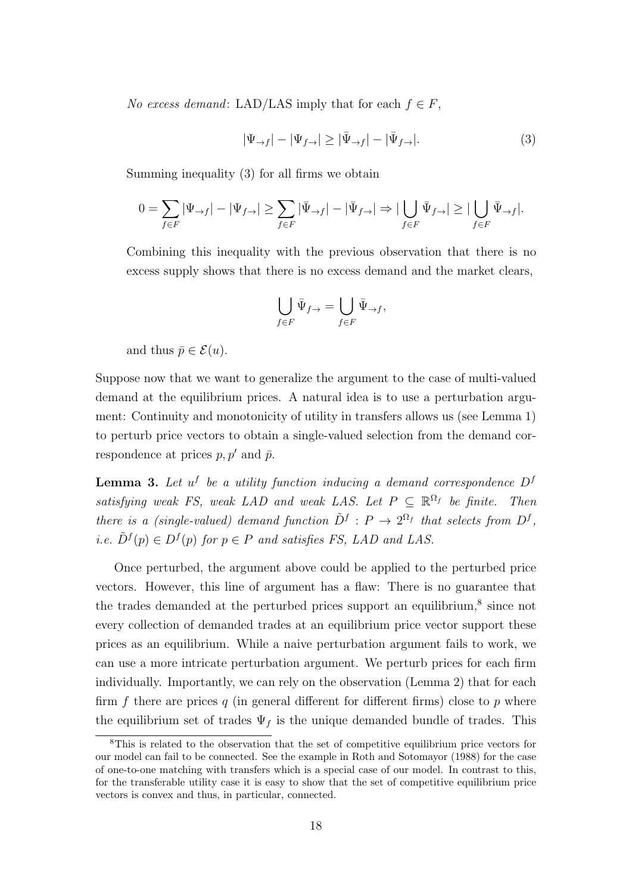*No excess demand*: LAD/LAS imply that for each $f \in F$,

$$|\Psi_{\to f}| - |\Psi_{f\to}| \geq |\bar{\Psi}_{\to f}| - |\bar{\Psi}_{f\to}|. \tag{3}$$

Summing inequality (3) for all firms we obtain

$$0 = \sum_{f \in F} |\Psi_{\to f}| - |\Psi_{f\to}| \geq \sum_{f \in F} |\bar{\Psi}_{\to f}| - |\bar{\Psi}_{f\to}| \Rightarrow |\bigcup_{f \in F} \bar{\Psi}_{f\to}| \geq |\bigcup_{f \in F} \bar{\Psi}_{\to f}|.$$

Combining this inequality with the previous observation that there is no excess supply shows that there is no excess demand and the market clears,

$$\bigcup_{f \in F} \bar{\Psi}_{f\to} = \bigcup_{f \in F} \bar{\Psi}_{\to f},$$

and thus $\bar{p} \in \mathcal{E}(u)$.

Suppose now that we want to generalize the argument to the case of multi-valued demand at the equilibrium prices. A natural idea is to use a perturbation argument: Continuity and monotonicity of utility in transfers allows us (see Lemma 1) to perturb price vectors to obtain a single-valued selection from the demand correspondence at prices $p, p'$ and $\bar{p}$.

**Lemma 3.** *Let $u^f$ be a utility function inducing a demand correspondence $D^f$ satisfying weak FS, weak LAD and weak LAS. Let $P \subseteq \mathbb{R}^{\Omega_f}$ be finite. Then there is a (single-valued) demand function $\tilde{D}^f : P \to 2^{\Omega_f}$ that selects from $D^f$, i.e. $\tilde{D}^f(p) \in D^f(p)$ for $p \in P$ and satisfies FS, LAD and LAS.*

Once perturbed, the argument above could be applied to the perturbed price vectors. However, this line of argument has a flaw: There is no guarantee that the trades demanded at the perturbed prices support an equilibrium,[8] since not every collection of demanded trades at an equilibrium price vector support these prices as an equilibrium. While a naive perturbation argument fails to work, we can use a more intricate perturbation argument. We perturb prices for each firm individually. Importantly, we can rely on the observation (Lemma 2) that for each firm $f$ there are prices $q$ (in general different for different firms) close to $p$ where the equilibrium set of trades $\Psi_f$ is the unique demanded bundle of trades. This

[8] This is related to the observation that the set of competitive equilibrium price vectors for our model can fail to be connected. See the example in Roth and Sotomayor (1988) for the case of one-to-one matching with transfers which is a special case of our model. In contrast to this, for the transferable utility case it is easy to show that the set of competitive equilibrium price vectors is convex and thus, in particular, connected.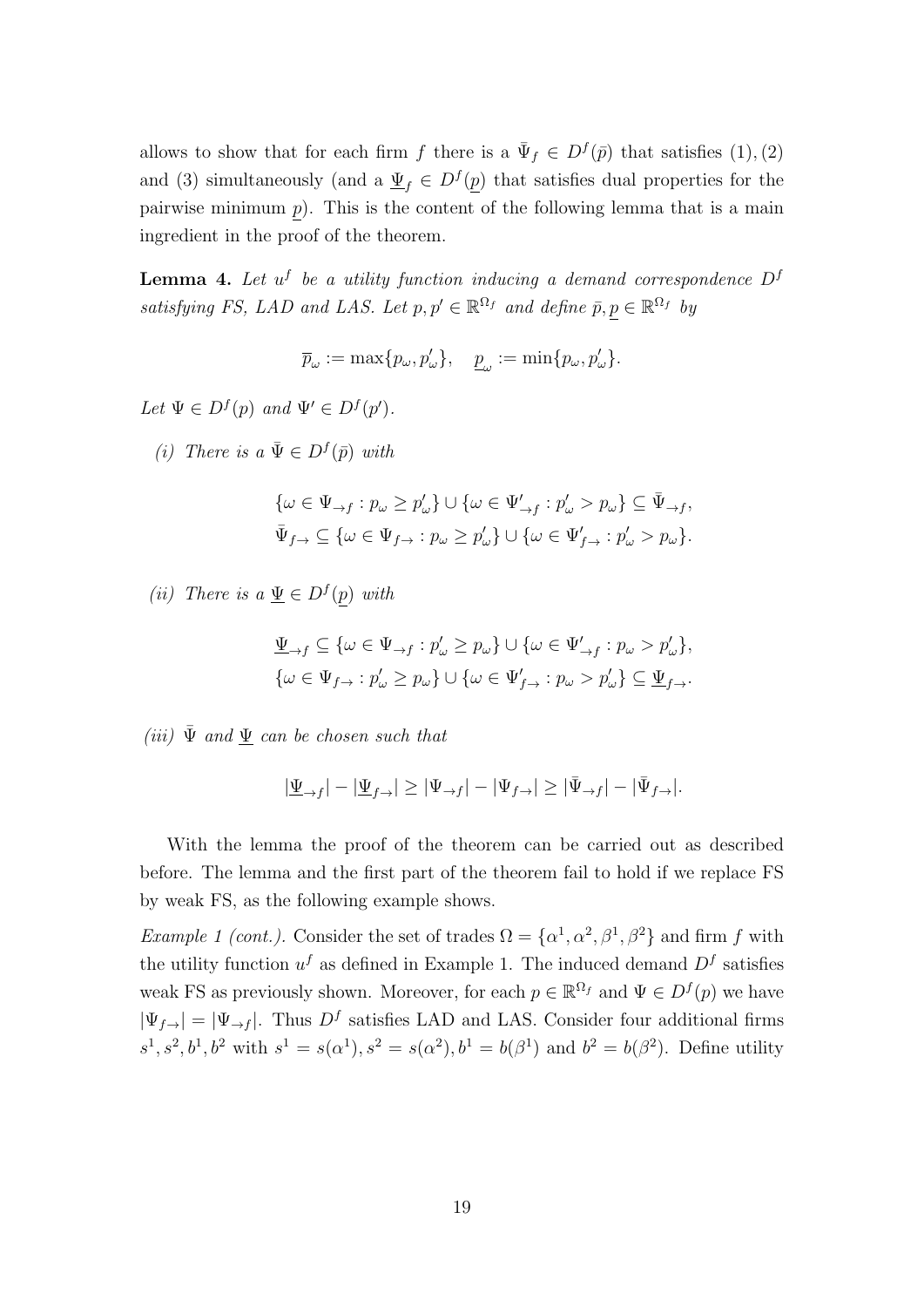allows to show that for each firm $f$ there is a $\bar{\Psi}_f \in D^f(\bar{p})$ that satisfies (1), (2) and (3) simultaneously (and a $\underline{\Psi}_f \in D^f(\underline{p})$ that satisfies dual properties for the pairwise minimum $\underline{p}$). This is the content of the following lemma that is a main ingredient in the proof of the theorem.

**Lemma 4.** *Let $u^f$ be a utility function inducing a demand correspondence $D^f$ satisfying FS, LAD and LAS. Let $p, p' \in \mathbb{R}^{\Omega_f}$ and define $\bar{p}, \underline{p} \in \mathbb{R}^{\Omega_f}$ by*

$$\overline{p}_\omega := \max\{p_\omega, p'_\omega\}, \quad \underline{p}_\omega := \min\{p_\omega, p'_\omega\}.$$

*Let $\Psi \in D^f(p)$ and $\Psi' \in D^f(p')$.*

*(i) There is a $\bar{\Psi} \in D^f(\bar{p})$ with*

$$\{\omega \in \Psi_{\to f} : p_\omega \geq p'_\omega\} \cup \{\omega \in \Psi'_{\to f} : p'_\omega > p_\omega\} \subseteq \bar{\Psi}_{\to f},$$
$$\bar{\Psi}_{f \to} \subseteq \{\omega \in \Psi_{f \to} : p_\omega \geq p'_\omega\} \cup \{\omega \in \Psi'_{f \to} : p'_\omega > p_\omega\}.$$

*(ii) There is a $\underline{\Psi} \in D^f(\underline{p})$ with*

$$\underline{\Psi}_{\to f} \subseteq \{\omega \in \Psi_{\to f} : p'_\omega \geq p_\omega\} \cup \{\omega \in \Psi'_{\to f} : p_\omega > p'_\omega\},$$
$$\{\omega \in \Psi_{f \to} : p'_\omega \geq p_\omega\} \cup \{\omega \in \Psi'_{f \to} : p_\omega > p'_\omega\} \subseteq \underline{\Psi}_{f \to}.$$

*(iii) $\bar{\Psi}$ and $\underline{\Psi}$ can be chosen such that*

$$|\underline{\Psi}_{\to f}| - |\underline{\Psi}_{f \to}| \geq |\Psi_{\to f}| - |\Psi_{f \to}| \geq |\bar{\Psi}_{\to f}| - |\bar{\Psi}_{f \to}|.$$

With the lemma the proof of the theorem can be carried out as described before. The lemma and the first part of the theorem fail to hold if we replace FS by weak FS, as the following example shows.

*Example 1 (cont.).* Consider the set of trades $\Omega = \{\alpha^1, \alpha^2, \beta^1, \beta^2\}$ and firm $f$ with the utility function $u^f$ as defined in Example 1. The induced demand $D^f$ satisfies weak FS as previously shown. Moreover, for each $p \in \mathbb{R}^{\Omega_f}$ and $\Psi \in D^f(p)$ we have $|\Psi_{f \to}| = |\Psi_{\to f}|$. Thus $D^f$ satisfies LAD and LAS. Consider four additional firms $s^1, s^2, b^1, b^2$ with $s^1 = s(\alpha^1), s^2 = s(\alpha^2), b^1 = b(\beta^1)$ and $b^2 = b(\beta^2)$. Define utility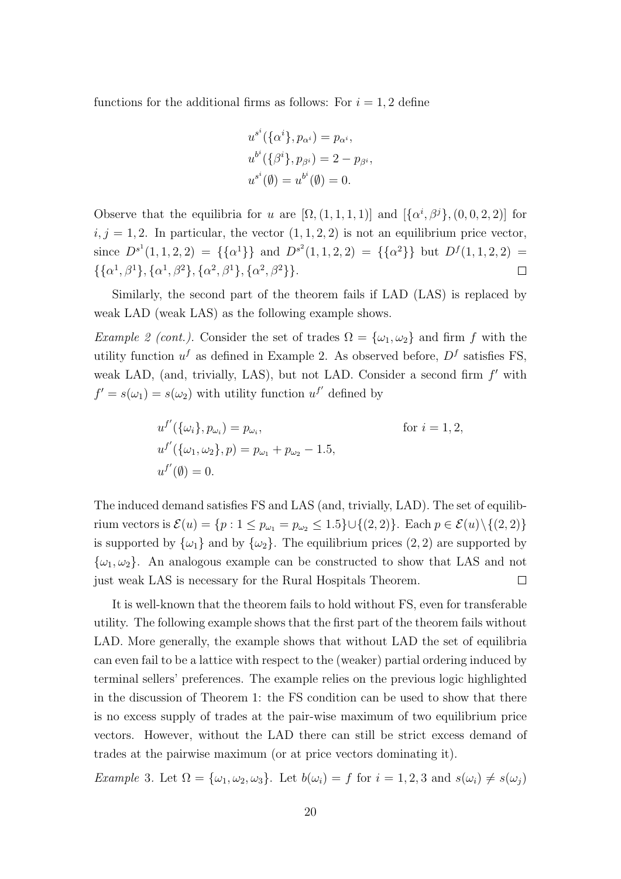functions for the additional firms as follows: For $i = 1, 2$ define

$$u^{s^i}(\{\alpha^i\}, p_{\alpha^i}) = p_{\alpha^i},$$
$$u^{b^i}(\{\beta^i\}, p_{\beta^i}) = 2 - p_{\beta^i},$$
$$u^{s^i}(\emptyset) = u^{b^i}(\emptyset) = 0.$$

Observe that the equilibria for $u$ are $[\Omega, (1, 1, 1, 1)]$ and $[\{\alpha^i, \beta^j\}, (0, 0, 2, 2)]$ for $i, j = 1, 2$. In particular, the vector $(1, 1, 2, 2)$ is not an equilibrium price vector, since $D^{s^1}(1, 1, 2, 2) = \{\{\alpha^1\}\}$ and $D^{s^2}(1, 1, 2, 2) = \{\{\alpha^2\}\}$ but $D^f(1, 1, 2, 2) = \{\{\alpha^1, \beta^1\}, \{\alpha^1, \beta^2\}, \{\alpha^2, \beta^1\}, \{\alpha^2, \beta^2\}\}$. □

Similarly, the second part of the theorem fails if LAD (LAS) is replaced by weak LAD (weak LAS) as the following example shows.

*Example 2 (cont.).* Consider the set of trades $\Omega = \{\omega_1, \omega_2\}$ and firm $f$ with the utility function $u^f$ as defined in Example 2. As observed before, $D^f$ satisfies FS, weak LAD, (and, trivially, LAS), but not LAD. Consider a second firm $f'$ with $f' = s(\omega_1) = s(\omega_2)$ with utility function $u^{f'}$ defined by

$$u^{f'}(\{\omega_i\}, p_{\omega_i}) = p_{\omega_i}, \qquad \text{for } i = 1, 2,$$
$$u^{f'}(\{\omega_1, \omega_2\}, p) = p_{\omega_1} + p_{\omega_2} - 1.5,$$
$$u^{f'}(\emptyset) = 0.$$

The induced demand satisfies FS and LAS (and, trivially, LAD). The set of equilibrium vectors is $\mathcal{E}(u) = \{p : 1 \leq p_{\omega_1} = p_{\omega_2} \leq 1.5\} \cup \{(2, 2)\}$. Each $p \in \mathcal{E}(u) \setminus \{(2, 2)\}$ is supported by $\{\omega_1\}$ and by $\{\omega_2\}$. The equilibrium prices $(2, 2)$ are supported by $\{\omega_1, \omega_2\}$. An analogous example can be constructed to show that LAS and not just weak LAS is necessary for the Rural Hospitals Theorem. □

It is well-known that the theorem fails to hold without FS, even for transferable utility. The following example shows that the first part of the theorem fails without LAD. More generally, the example shows that without LAD the set of equilibria can even fail to be a lattice with respect to the (weaker) partial ordering induced by terminal sellers' preferences. The example relies on the previous logic highlighted in the discussion of Theorem 1: the FS condition can be used to show that there is no excess supply of trades at the pair-wise maximum of two equilibrium price vectors. However, without the LAD there can still be strict excess demand of trades at the pairwise maximum (or at price vectors dominating it).

*Example 3.* Let $\Omega = \{\omega_1, \omega_2, \omega_3\}$. Let $b(\omega_i) = f$ for $i = 1, 2, 3$ and $s(\omega_i) \neq s(\omega_j)$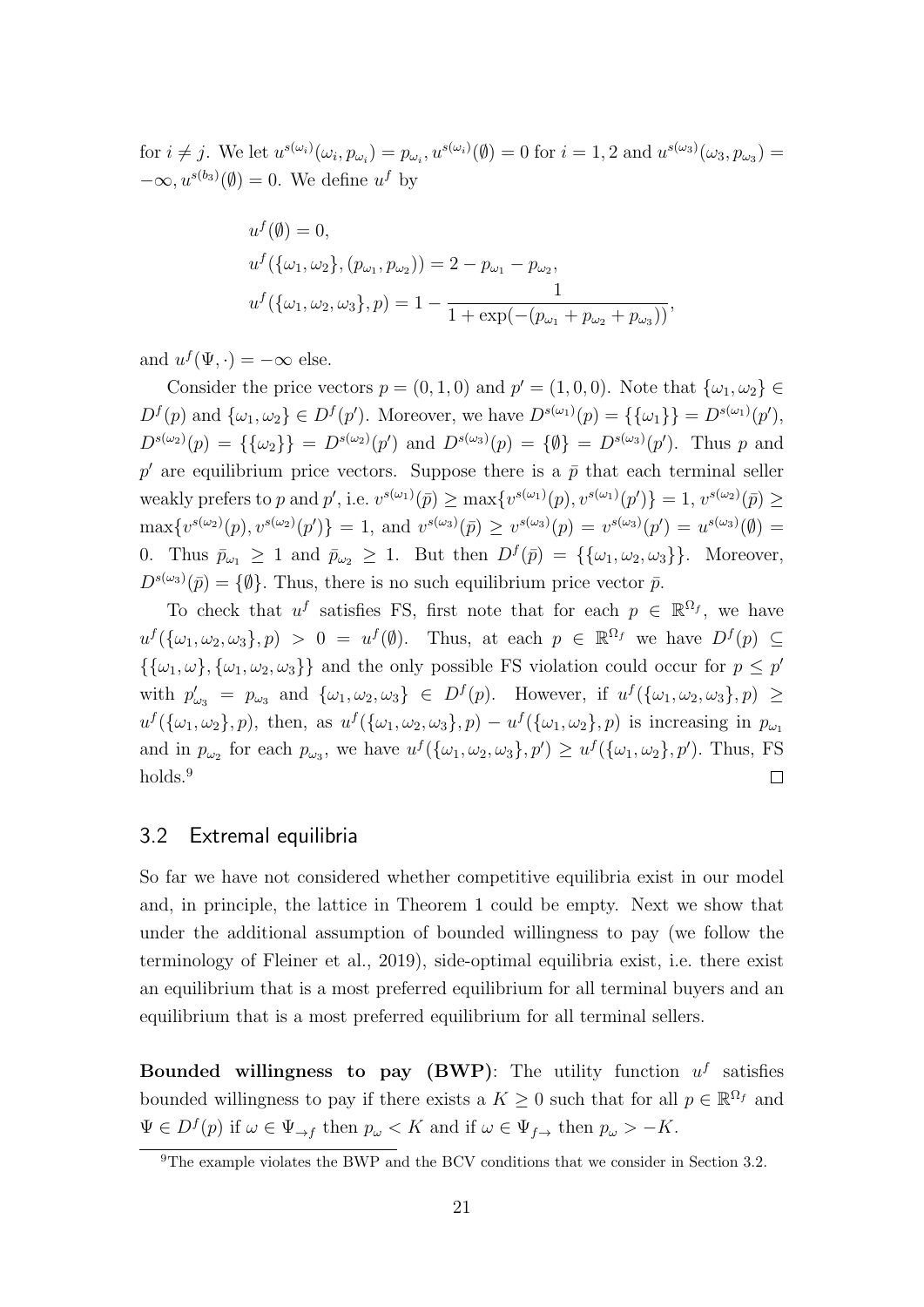for $i \neq j$. We let $u^{s(\omega_i)}(\omega_i, p_{\omega_i}) = p_{\omega_i}, u^{s(\omega_i)}(\emptyset) = 0$ for $i = 1, 2$ and $u^{s(\omega_3)}(\omega_3, p_{\omega_3}) = -\infty, u^{s(b_3)}(\emptyset) = 0$. We define $u^f$ by

$$
\begin{aligned}
&u^f(\emptyset) = 0, \\
&u^f(\{\omega_1, \omega_2\}, (p_{\omega_1}, p_{\omega_2})) = 2 - p_{\omega_1} - p_{\omega_2}, \\
&u^f(\{\omega_1, \omega_2, \omega_3\}, p) = 1 - \frac{1}{1 + \exp(-(p_{\omega_1} + p_{\omega_2} + p_{\omega_3}))},
\end{aligned}
$$

and $u^f(\Psi, \cdot) = -\infty$ else.

Consider the price vectors $p = (0, 1, 0)$ and $p' = (1, 0, 0)$. Note that $\{\omega_1, \omega_2\} \in D^f(p)$ and $\{\omega_1, \omega_2\} \in D^f(p')$. Moreover, we have $D^{s(\omega_1)}(p) = \{\{\omega_1\}\} = D^{s(\omega_1)}(p')$, $D^{s(\omega_2)}(p) = \{\{\omega_2\}\} = D^{s(\omega_2)}(p')$ and $D^{s(\omega_3)}(p) = \{\emptyset\} = D^{s(\omega_3)}(p')$. Thus $p$ and $p'$ are equilibrium price vectors. Suppose there is a $\bar{p}$ that each terminal seller weakly prefers to $p$ and $p'$, i.e. $v^{s(\omega_1)}(\bar{p}) \geq \max\{v^{s(\omega_1)}(p), v^{s(\omega_1)}(p')\} = 1$, $v^{s(\omega_2)}(\bar{p}) \geq \max\{v^{s(\omega_2)}(p), v^{s(\omega_2)}(p')\} = 1$, and $v^{s(\omega_3)}(\bar{p}) \geq v^{s(\omega_3)}(p) = v^{s(\omega_3)}(p') = u^{s(\omega_3)}(\emptyset) = 0$. Thus $\bar{p}_{\omega_1} \geq 1$ and $\bar{p}_{\omega_2} \geq 1$. But then $D^f(\bar{p}) = \{\{\omega_1, \omega_2, \omega_3\}\}$. Moreover, $D^{s(\omega_3)}(\bar{p}) = \{\emptyset\}$. Thus, there is no such equilibrium price vector $\bar{p}$.

To check that $u^f$ satisfies FS, first note that for each $p \in \mathbb{R}^{\Omega_f}$, we have $u^f(\{\omega_1, \omega_2, \omega_3\}, p) > 0 = u^f(\emptyset)$. Thus, at each $p \in \mathbb{R}^{\Omega_f}$ we have $D^f(p) \subseteq \{\{\omega_1, \omega\}, \{\omega_1, \omega_2, \omega_3\}\}$ and the only possible FS violation could occur for $p \leq p'$ with $p'_{\omega_3} = p_{\omega_3}$ and $\{\omega_1, \omega_2, \omega_3\} \in D^f(p)$. However, if $u^f(\{\omega_1, \omega_2, \omega_3\}, p) \geq u^f(\{\omega_1, \omega_2\}, p)$, then, as $u^f(\{\omega_1, \omega_2, \omega_3\}, p) - u^f(\{\omega_1, \omega_2\}, p)$ is increasing in $p_{\omega_1}$ and in $p_{\omega_2}$ for each $p_{\omega_3}$, we have $u^f(\{\omega_1, \omega_2, \omega_3\}, p') \geq u^f(\{\omega_1, \omega_2\}, p')$. Thus, FS holds.[9] □

## 3.2 Extremal equilibria

So far we have not considered whether competitive equilibria exist in our model and, in principle, the lattice in Theorem 1 could be empty. Next we show that under the additional assumption of bounded willingness to pay (we follow the terminology of Fleiner et al., 2019), side-optimal equilibria exist, i.e. there exist an equilibrium that is a most preferred equilibrium for all terminal buyers and an equilibrium that is a most preferred equilibrium for all terminal sellers.

**Bounded willingness to pay (BWP)**: The utility function $u^f$ satisfies bounded willingness to pay if there exists a $K \geq 0$ such that for all $p \in \mathbb{R}^{\Omega_f}$ and $\Psi \in D^f(p)$ if $\omega \in \Psi_{\to f}$ then $p_\omega < K$ and if $\omega \in \Psi_{f\to}$ then $p_\omega > -K$.

[9] The example violates the BWP and the BCV conditions that we consider in Section 3.2.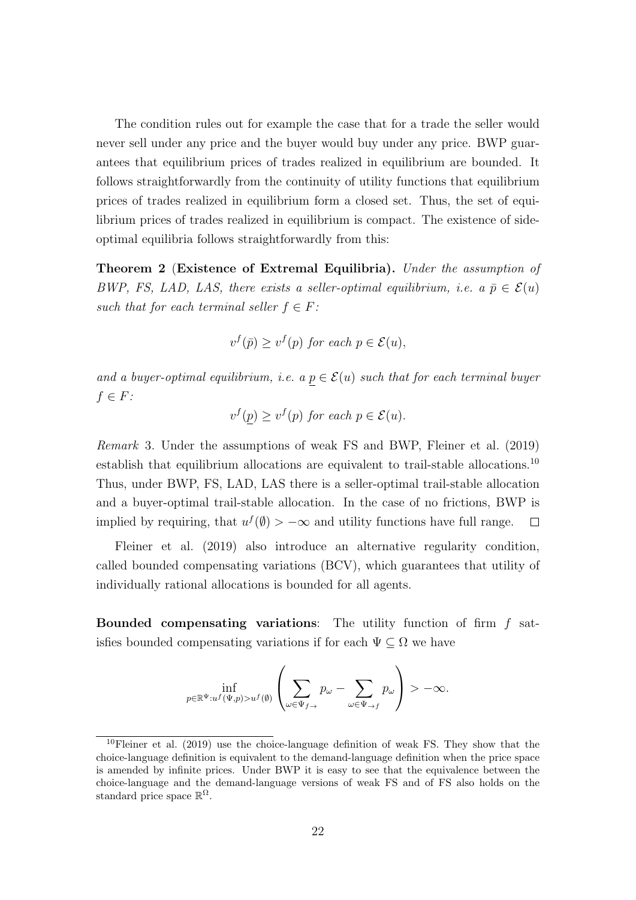The condition rules out for example the case that for a trade the seller would never sell under any price and the buyer would buy under any price. BWP guarantees that equilibrium prices of trades realized in equilibrium are bounded. It follows straightforwardly from the continuity of utility functions that equilibrium prices of trades realized in equilibrium form a closed set. Thus, the set of equilibrium prices of trades realized in equilibrium is compact. The existence of side-optimal equilibria follows straightforwardly from this:

**Theorem 2** (**Existence of Extremal Equilibria**)**.** *Under the assumption of BWP, FS, LAD, LAS, there exists a seller-optimal equilibrium, i.e. a $\bar{p} \in \mathcal{E}(u)$ such that for each terminal seller $f \in F$:*

$$v^f(\bar{p}) \geq v^f(p) \text{ for each } p \in \mathcal{E}(u),$$

*and a buyer-optimal equilibrium, i.e. a $\underline{p} \in \mathcal{E}(u)$ such that for each terminal buyer $f \in F$:*

$$v^f(\underline{p}) \geq v^f(p) \text{ for each } p \in \mathcal{E}(u).$$

*Remark* 3. Under the assumptions of weak FS and BWP, Fleiner et al. (2019) establish that equilibrium allocations are equivalent to trail-stable allocations.[10] Thus, under BWP, FS, LAD, LAS there is a seller-optimal trail-stable allocation and a buyer-optimal trail-stable allocation. In the case of no frictions, BWP is implied by requiring, that $u^f(\emptyset) > -\infty$ and utility functions have full range. □

Fleiner et al. (2019) also introduce an alternative regularity condition, called bounded compensating variations (BCV), which guarantees that utility of individually rational allocations is bounded for all agents.

**Bounded compensating variations**: The utility function of firm $f$ satisfies bounded compensating variations if for each $\Psi \subseteq \Omega$ we have

$$\inf_{p \in \mathbb{R}^{\Psi}: u^f(\Psi, p) > u^f(\emptyset)} \left( \sum_{\omega \in \Psi_{f\rightarrow}} p_\omega - \sum_{\omega \in \Psi_{\rightarrow f}} p_\omega \right) > -\infty.$$

[10] Fleiner et al. (2019) use the choice-language definition of weak FS. They show that the choice-language definition is equivalent to the demand-language definition when the price space is amended by infinite prices. Under BWP it is easy to see that the equivalence between the choice-language and the demand-language versions of weak FS and of FS also holds on the standard price space $\mathbb{R}^{\Omega}$.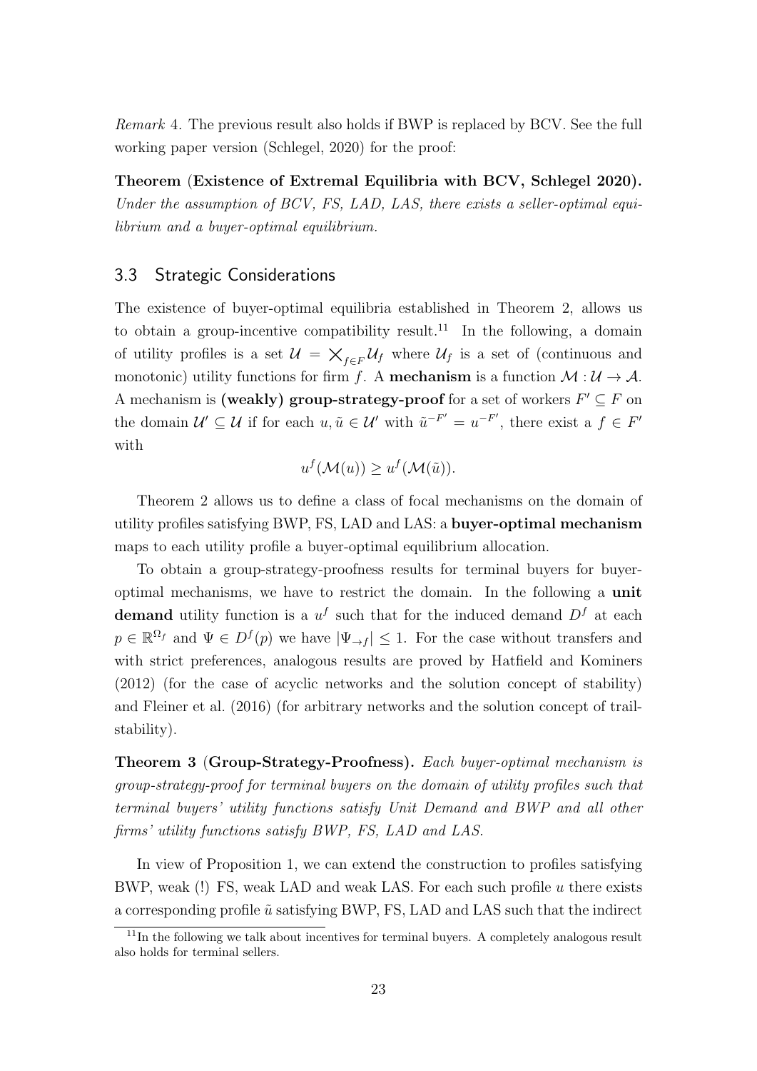*Remark* 4. The previous result also holds if BWP is replaced by BCV. See the full working paper version (Schlegel, 2020) for the proof:

**Theorem (Existence of Extremal Equilibria with BCV, Schlegel 2020).** *Under the assumption of BCV, FS, LAD, LAS, there exists a seller-optimal equilibrium and a buyer-optimal equilibrium.*

### 3.3 Strategic Considerations

The existence of buyer-optimal equilibria established in Theorem 2, allows us to obtain a group-incentive compatibility result.[11] In the following, a domain of utility profiles is a set $\mathcal{U} = \bigtimes_{f \in F} \mathcal{U}_f$ where $\mathcal{U}_f$ is a set of (continuous and monotonic) utility functions for firm $f$. A **mechanism** is a function $\mathcal{M} : \mathcal{U} \to \mathcal{A}$. A mechanism is **(weakly) group-strategy-proof** for a set of workers $F' \subseteq F$ on the domain $\mathcal{U}' \subseteq \mathcal{U}$ if for each $u, \tilde{u} \in \mathcal{U}'$ with $\tilde{u}^{-F'} = u^{-F'}$, there exist a $f \in F'$ with

$$u^f(\mathcal{M}(u)) \geq u^f(\mathcal{M}(\tilde{u})).$$

Theorem 2 allows us to define a class of focal mechanisms on the domain of utility profiles satisfying BWP, FS, LAD and LAS: a **buyer-optimal mechanism** maps to each utility profile a buyer-optimal equilibrium allocation.

To obtain a group-strategy-proofness results for terminal buyers for buyer-optimal mechanisms, we have to restrict the domain. In the following a **unit demand** utility function is a $u^f$ such that for the induced demand $D^f$ at each $p \in \mathbb{R}^{\Omega_f}$ and $\Psi \in D^f(p)$ we have $|\Psi_{\to f}| \leq 1$. For the case without transfers and with strict preferences, analogous results are proved by Hatfield and Kominers (2012) (for the case of acyclic networks and the solution concept of stability) and Fleiner et al. (2016) (for arbitrary networks and the solution concept of trail-stability).

**Theorem 3 (Group-Strategy-Proofness).** *Each buyer-optimal mechanism is group-strategy-proof for terminal buyers on the domain of utility profiles such that terminal buyers' utility functions satisfy Unit Demand and BWP and all other firms' utility functions satisfy BWP, FS, LAD and LAS.*

In view of Proposition 1, we can extend the construction to profiles satisfying BWP, weak (!) FS, weak LAD and weak LAS. For each such profile $u$ there exists a corresponding profile $\tilde{u}$ satisfying BWP, FS, LAD and LAS such that the indirect

[11] In the following we talk about incentives for terminal buyers. A completely analogous result also holds for terminal sellers.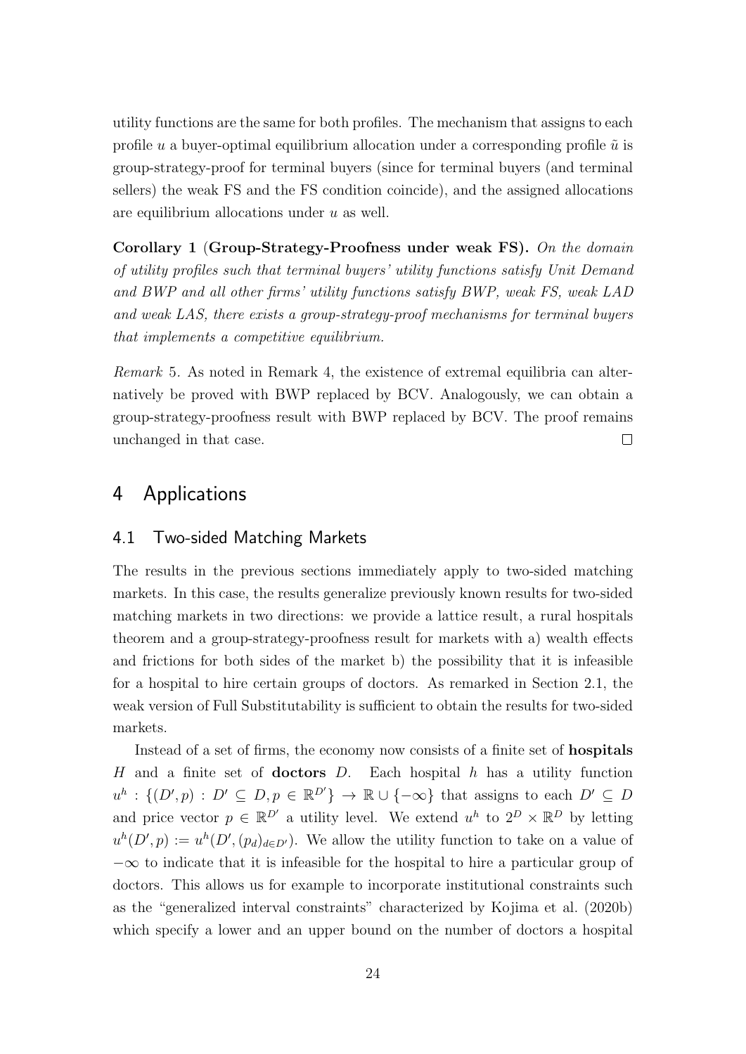utility functions are the same for both profiles. The mechanism that assigns to each profile $u$ a buyer-optimal equilibrium allocation under a corresponding profile $\tilde{u}$ is group-strategy-proof for terminal buyers (since for terminal buyers (and terminal sellers) the weak FS and the FS condition coincide), and the assigned allocations are equilibrium allocations under $u$ as well.

**Corollary 1 (Group-Strategy-Proofness under weak FS).** *On the domain of utility profiles such that terminal buyers' utility functions satisfy Unit Demand and BWP and all other firms' utility functions satisfy BWP, weak FS, weak LAD and weak LAS, there exists a group-strategy-proof mechanisms for terminal buyers that implements a competitive equilibrium.*

*Remark* 5. As noted in Remark 4, the existence of extremal equilibria can alternatively be proved with BWP replaced by BCV. Analogously, we can obtain a group-strategy-proofness result with BWP replaced by BCV. The proof remains unchanged in that case. □

# 4 Applications

## 4.1 Two-sided Matching Markets

The results in the previous sections immediately apply to two-sided matching markets. In this case, the results generalize previously known results for two-sided matching markets in two directions: we provide a lattice result, a rural hospitals theorem and a group-strategy-proofness result for markets with a) wealth effects and frictions for both sides of the market b) the possibility that it is infeasible for a hospital to hire certain groups of doctors. As remarked in Section 2.1, the weak version of Full Substitutability is sufficient to obtain the results for two-sided markets.

Instead of a set of firms, the economy now consists of a finite set of **hospitals** $H$ and a finite set of **doctors** $D$. Each hospital $h$ has a utility function $u^h : \{(D', p) : D' \subseteq D, p \in \mathbb{R}^{D'}\} \to \mathbb{R} \cup \{-\infty\}$ that assigns to each $D' \subseteq D$ and price vector $p \in \mathbb{R}^{D'}$ a utility level. We extend $u^h$ to $2^D \times \mathbb{R}^D$ by letting $u^h(D', p) := u^h(D', (p_d)_{d \in D'})$. We allow the utility function to take on a value of $-\infty$ to indicate that it is infeasible for the hospital to hire a particular group of doctors. This allows us for example to incorporate institutional constraints such as the "generalized interval constraints" characterized by Kojima et al. (2020b) which specify a lower and an upper bound on the number of doctors a hospital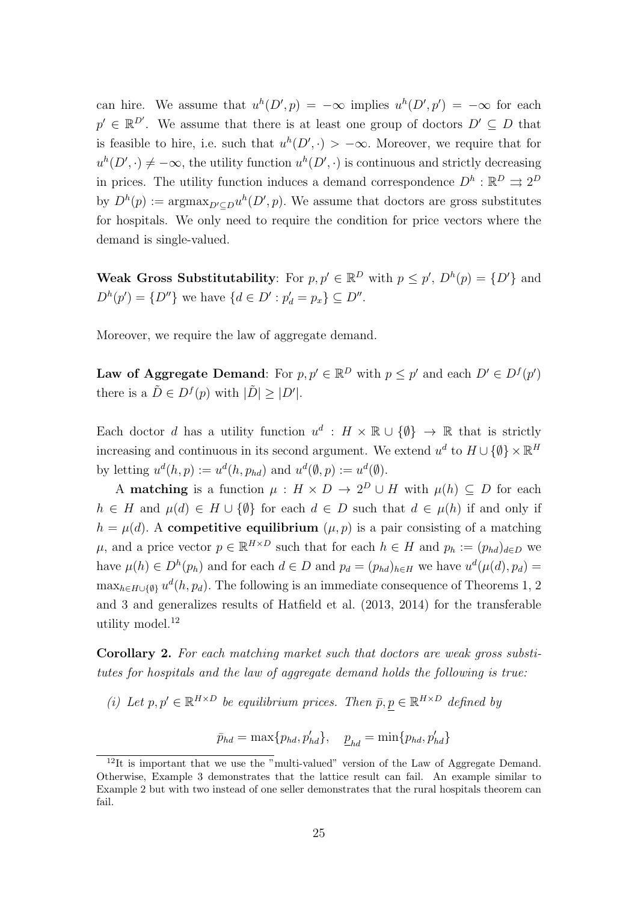can hire. We assume that $u^h(D', p) = -\infty$ implies $u^h(D', p') = -\infty$ for each $p' \in \mathbb{R}^{D'}$. We assume that there is at least one group of doctors $D' \subseteq D$ that is feasible to hire, i.e. such that $u^h(D', \cdot) > -\infty$. Moreover, we require that for $u^h(D', \cdot) \neq -\infty$, the utility function $u^h(D', \cdot)$ is continuous and strictly decreasing in prices. The utility function induces a demand correspondence $D^h : \mathbb{R}^D \rightrightarrows 2^D$ by $D^h(p) := \text{argmax}_{D' \subseteq D} u^h(D', p)$. We assume that doctors are gross substitutes for hospitals. We only need to require the condition for price vectors where the demand is single-valued.

**Weak Gross Substitutability**: For $p, p' \in \mathbb{R}^D$ with $p \leq p'$, $D^h(p) = \{D'\}$ and $D^h(p') = \{D''\}$ we have $\{d \in D' : p'_d = p_x\} \subseteq D''$.

Moreover, we require the law of aggregate demand.

**Law of Aggregate Demand**: For $p, p' \in \mathbb{R}^D$ with $p \leq p'$ and each $D' \in D^f(p')$ there is a $\tilde{D} \in D^f(p)$ with $|\tilde{D}| \geq |D'|$.

Each doctor $d$ has a utility function $u^d : H \times \mathbb{R} \cup \{\emptyset\} \to \mathbb{R}$ that is strictly increasing and continuous in its second argument. We extend $u^d$ to $H \cup \{\emptyset\} \times \mathbb{R}^H$ by letting $u^d(h, p) := u^d(h, p_{hd})$ and $u^d(\emptyset, p) := u^d(\emptyset)$.

A **matching** is a function $\mu : H \times D \to 2^D \cup H$ with $\mu(h) \subseteq D$ for each $h \in H$ and $\mu(d) \in H \cup \{\emptyset\}$ for each $d \in D$ such that $d \in \mu(h)$ if and only if $h = \mu(d)$. A **competitive equilibrium** $(\mu, p)$ is a pair consisting of a matching $\mu$, and a price vector $p \in \mathbb{R}^{H \times D}$ such that for each $h \in H$ and $p_h := (p_{hd})_{d \in D}$ we have $\mu(h) \in D^h(p_h)$ and for each $d \in D$ and $p_d = (p_{hd})_{h \in H}$ we have $u^d(\mu(d), p_d) = \max_{h \in H \cup \{\emptyset\}} u^d(h, p_d)$. The following is an immediate consequence of Theorems 1, 2 and 3 and generalizes results of Hatfield et al. (2013, 2014) for the transferable utility model.[12]

**Corollary 2.** *For each matching market such that doctors are weak gross substitutes for hospitals and the law of aggregate demand holds the following is true:*

*(i) Let $p, p' \in \mathbb{R}^{H \times D}$ be equilibrium prices. Then $\bar{p}, \underline{p} \in \mathbb{R}^{H \times D}$ defined by*

$$\bar{p}_{hd} = \max\{p_{hd}, p'_{hd}\}, \quad \underline{p}_{hd} = \min\{p_{hd}, p'_{hd}\}$$

[12] It is important that we use the "multi-valued" version of the Law of Aggregate Demand. Otherwise, Example 3 demonstrates that the lattice result can fail. An example similar to Example 2 but with two instead of one seller demonstrates that the rural hospitals theorem can fail.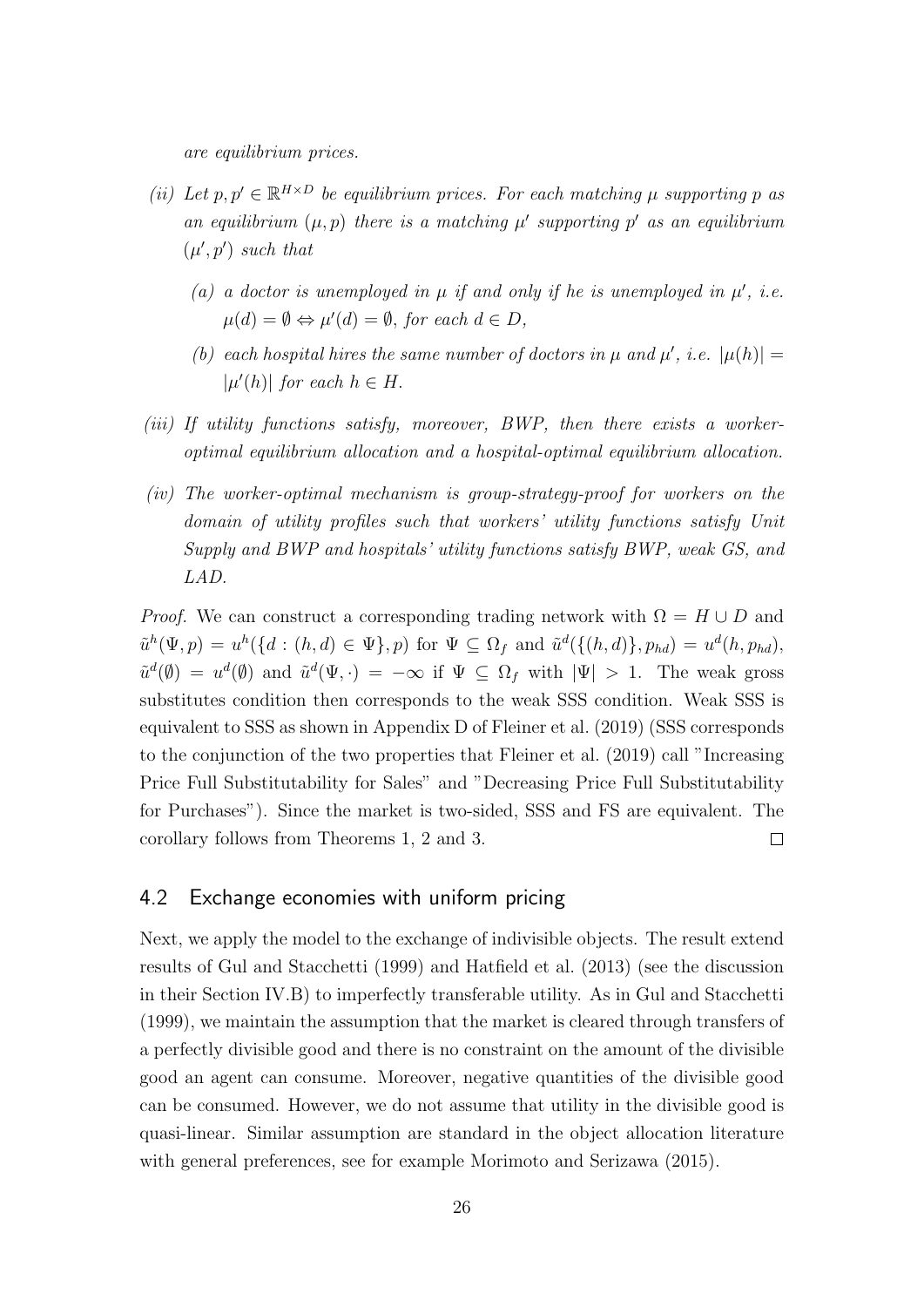*are equilibrium prices.*

*(ii) Let $p, p' \in \mathbb{R}^{H \times D}$ be equilibrium prices. For each matching $\mu$ supporting $p$ as an equilibrium $(\mu, p)$ there is a matching $\mu'$ supporting $p'$ as an equilibrium $(\mu', p')$ such that*

*(a) a doctor is unemployed in $\mu$ if and only if he is unemployed in $\mu'$, i.e. $\mu(d) = \emptyset \Leftrightarrow \mu'(d) = \emptyset$, for each $d \in D$,*

*(b) each hospital hires the same number of doctors in $\mu$ and $\mu'$, i.e. $|\mu(h)| = |\mu'(h)|$ for each $h \in H$.*

*(iii) If utility functions satisfy, moreover, BWP, then there exists a worker-optimal equilibrium allocation and a hospital-optimal equilibrium allocation.*

*(iv) The worker-optimal mechanism is group-strategy-proof for workers on the domain of utility profiles such that workers' utility functions satisfy Unit Supply and BWP and hospitals' utility functions satisfy BWP, weak GS, and LAD.*

*Proof.* We can construct a corresponding trading network with $\Omega = H \cup D$ and $\tilde{u}^h(\Psi, p) = u^h(\{d : (h, d) \in \Psi\}, p)$ for $\Psi \subseteq \Omega_f$ and $\tilde{u}^d(\{(h, d)\}, p_{hd}) = u^d(h, p_{hd})$, $\tilde{u}^d(\emptyset) = u^d(\emptyset)$ and $\tilde{u}^d(\Psi, \cdot) = -\infty$ if $\Psi \subseteq \Omega_f$ with $|\Psi| > 1$. The weak gross substitutes condition then corresponds to the weak SSS condition. Weak SSS is equivalent to SSS as shown in Appendix D of Fleiner et al. (2019) (SSS corresponds to the conjunction of the two properties that Fleiner et al. (2019) call "Increasing Price Full Substitutability for Sales" and "Decreasing Price Full Substitutability for Purchases"). Since the market is two-sided, SSS and FS are equivalent. The corollary follows from Theorems 1, 2 and 3. $\square$

## 4.2 Exchange economies with uniform pricing

Next, we apply the model to the exchange of indivisible objects. The result extend results of Gul and Stacchetti (1999) and Hatfield et al. (2013) (see the discussion in their Section IV.B) to imperfectly transferable utility. As in Gul and Stacchetti (1999), we maintain the assumption that the market is cleared through transfers of a perfectly divisible good and there is no constraint on the amount of the divisible good an agent can consume. Moreover, negative quantities of the divisible good can be consumed. However, we do not assume that utility in the divisible good is quasi-linear. Similar assumption are standard in the object allocation literature with general preferences, see for example Morimoto and Serizawa (2015).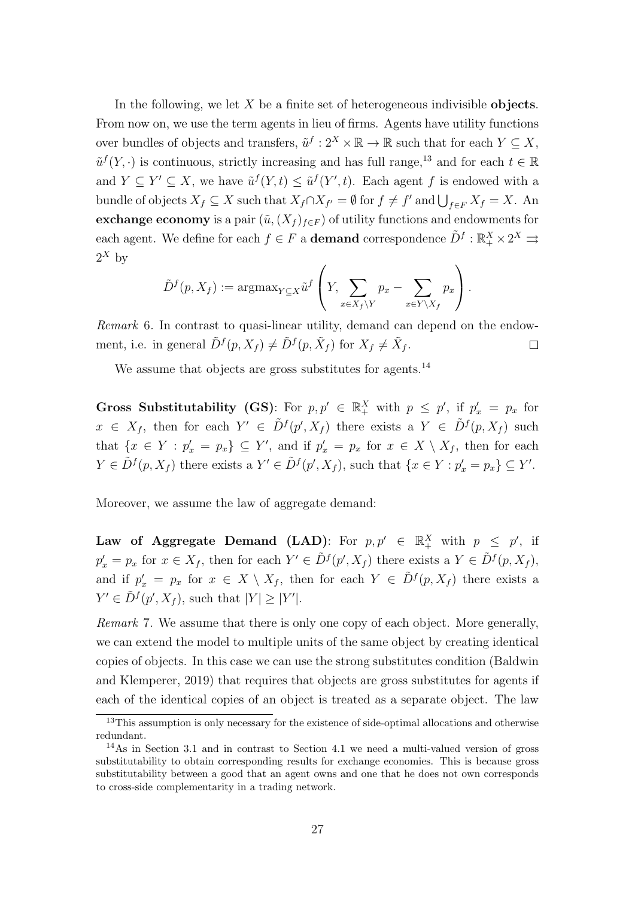In the following, we let $X$ be a finite set of heterogeneous indivisible **objects**. From now on, we use the term agents in lieu of firms. Agents have utility functions over bundles of objects and transfers, $\tilde{u}^f : 2^X \times \mathbb{R} \to \mathbb{R}$ such that for each $Y \subseteq X$, $\tilde{u}^f(Y, \cdot)$ is continuous, strictly increasing and has full range,[13] and for each $t \in \mathbb{R}$ and $Y \subseteq Y' \subseteq X$, we have $\tilde{u}^f(Y,t) \leq \tilde{u}^f(Y',t)$. Each agent $f$ is endowed with a bundle of objects $X_f \subseteq X$ such that $X_f \cap X_{f'} = \emptyset$ for $f \neq f'$ and $\bigcup_{f \in F} X_f = X$. An **exchange economy** is a pair $(\tilde{u}, (X_f)_{f \in F})$ of utility functions and endowments for each agent. We define for each $f \in F$ a **demand** correspondence $\tilde{D}^f : \mathbb{R}_+^X \times 2^X \rightrightarrows 2^X$ by

$$\tilde{D}^f(p, X_f) := \text{argmax}_{Y \subseteq X} \tilde{u}^f \left( Y, \sum_{x \in X_f \setminus Y} p_x - \sum_{x \in Y \setminus X_f} p_x \right).$$

*Remark* 6. In contrast to quasi-linear utility, demand can depend on the endowment, i.e. in general $\tilde{D}^f(p, X_f) \neq \tilde{D}^f(p, \tilde{X}_f)$ for $X_f \neq \tilde{X}_f$. □

We assume that objects are gross substitutes for agents.[14]

**Gross Substitutability (GS)**: For $p, p' \in \mathbb{R}_+^X$ with $p \leq p'$, if $p'_x = p_x$ for $x \in X_f$, then for each $Y' \in \tilde{D}^f(p', X_f)$ there exists a $Y \in \tilde{D}^f(p, X_f)$ such that $\{x \in Y : p'_x = p_x\} \subseteq Y'$, and if $p'_x = p_x$ for $x \in X \setminus X_f$, then for each $Y \in \tilde{D}^f(p, X_f)$ there exists a $Y' \in \tilde{D}^f(p', X_f)$, such that $\{x \in Y : p'_x = p_x\} \subseteq Y'$.

Moreover, we assume the law of aggregate demand:

**Law of Aggregate Demand (LAD)**: For $p, p' \in \mathbb{R}_+^X$ with $p \leq p'$, if $p'_x = p_x$ for $x \in X_f$, then for each $Y' \in \tilde{D}^f(p', X_f)$ there exists a $Y \in \tilde{D}^f(p, X_f)$, and if $p'_x = p_x$ for $x \in X \setminus X_f$, then for each $Y \in \tilde{D}^f(p, X_f)$ there exists a $Y' \in \tilde{D}^f(p', X_f)$, such that $|Y| \geq |Y'|$.

*Remark* 7. We assume that there is only one copy of each object. More generally, we can extend the model to multiple units of the same object by creating identical copies of objects. In this case we can use the strong substitutes condition (Baldwin and Klemperer, 2019) that requires that objects are gross substitutes for agents if each of the identical copies of an object is treated as a separate object. The law

[13] This assumption is only necessary for the existence of side-optimal allocations and otherwise redundant.

[14] As in Section 3.1 and in contrast to Section 4.1 we need a multi-valued version of gross substitutability to obtain corresponding results for exchange economies. This is because gross substitutability between a good that an agent owns and one that he does not own corresponds to cross-side complementarity in a trading network.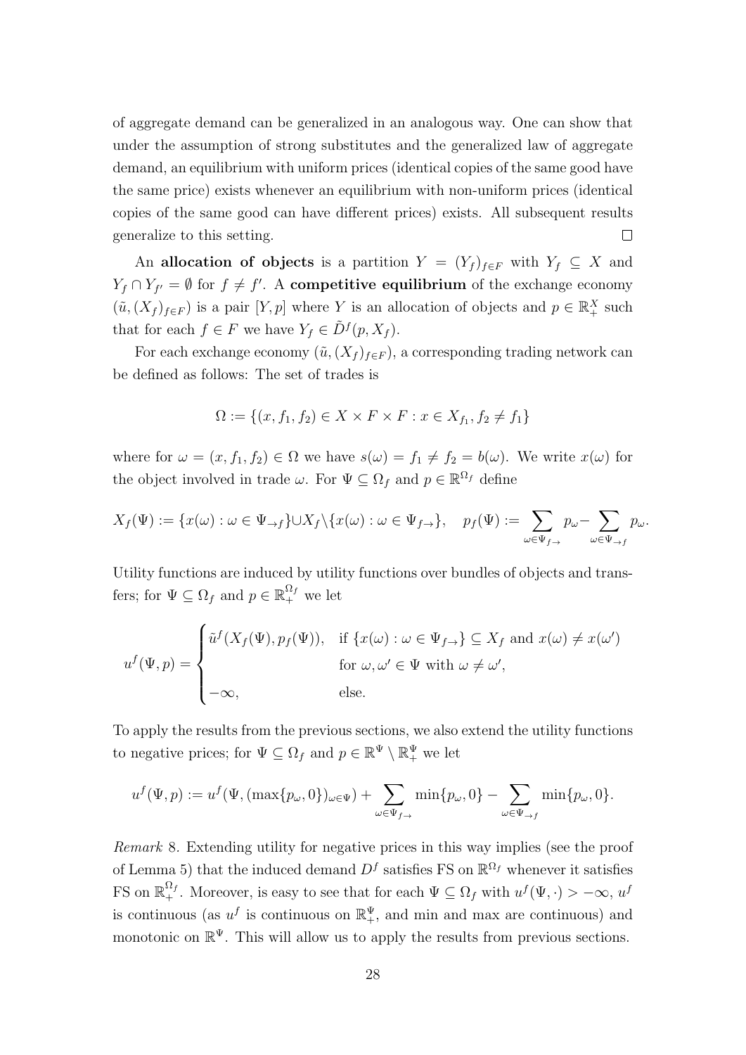of aggregate demand can be generalized in an analogous way. One can show that under the assumption of strong substitutes and the generalized law of aggregate demand, an equilibrium with uniform prices (identical copies of the same good have the same price) exists whenever an equilibrium with non-uniform prices (identical copies of the same good can have different prices) exists. All subsequent results generalize to this setting. $\square$

An **allocation of objects** is a partition $Y = (Y_f)_{f \in F}$ with $Y_f \subseteq X$ and $Y_f \cap Y_{f'} = \emptyset$ for $f \neq f'$. A **competitive equilibrium** of the exchange economy $(\tilde{u}, (X_f)_{f \in F})$ is a pair $[Y, p]$ where $Y$ is an allocation of objects and $p \in \mathbb{R}^X_+$ such that for each $f \in F$ we have $Y_f \in \tilde{D}^f(p, X_f)$.

For each exchange economy $(\tilde{u}, (X_f)_{f \in F})$, a corresponding trading network can be defined as follows: The set of trades is

$$\Omega := \{(x, f_1, f_2) \in X \times F \times F : x \in X_{f_1}, f_2 \neq f_1\}$$

where for $\omega = (x, f_1, f_2) \in \Omega$ we have $s(\omega) = f_1 \neq f_2 = b(\omega)$. We write $x(\omega)$ for the object involved in trade $\omega$. For $\Psi \subseteq \Omega_f$ and $p \in \mathbb{R}^{\Omega_f}$ define

$$X_f(\Psi) := \{x(\omega) : \omega \in \Psi_{\to f}\} \cup X_f \setminus \{x(\omega) : \omega \in \Psi_{f \to}\}, \quad p_f(\Psi) := \sum_{\omega \in \Psi_{f \to}} p_\omega - \sum_{\omega \in \Psi_{\to f}} p_\omega.$$

Utility functions are induced by utility functions over bundles of objects and transfers; for $\Psi \subseteq \Omega_f$ and $p \in \mathbb{R}^{\Omega_f}_+$ we let

$$u^f(\Psi, p) = \begin{cases} \tilde{u}^f(X_f(\Psi), p_f(\Psi)), & \text{if } \{x(\omega) : \omega \in \Psi_{f \to}\} \subseteq X_f \text{ and } x(\omega) \neq x(\omega') \\ & \text{for } \omega, \omega' \in \Psi \text{ with } \omega \neq \omega', \\ -\infty, & \text{else.} \end{cases}$$

To apply the results from the previous sections, we also extend the utility functions to negative prices; for $\Psi \subseteq \Omega_f$ and $p \in \mathbb{R}^\Psi \setminus \mathbb{R}^\Psi_+$ we let

$$u^f(\Psi, p) := u^f(\Psi, (\max\{p_\omega, 0\})_{\omega \in \Psi}) + \sum_{\omega \in \Psi_{f \to}} \min\{p_\omega, 0\} - \sum_{\omega \in \Psi_{\to f}} \min\{p_\omega, 0\}.$$

*Remark* 8. Extending utility for negative prices in this way implies (see the proof of Lemma 5) that the induced demand $D^f$ satisfies FS on $\mathbb{R}^{\Omega_f}$ whenever it satisfies FS on $\mathbb{R}^{\Omega_f}_+$. Moreover, is easy to see that for each $\Psi \subseteq \Omega_f$ with $u^f(\Psi, \cdot) > -\infty$, $u^f$ is continuous (as $u^f$ is continuous on $\mathbb{R}^\Psi_+$, and min and max are continuous) and monotonic on $\mathbb{R}^\Psi$. This will allow us to apply the results from previous sections.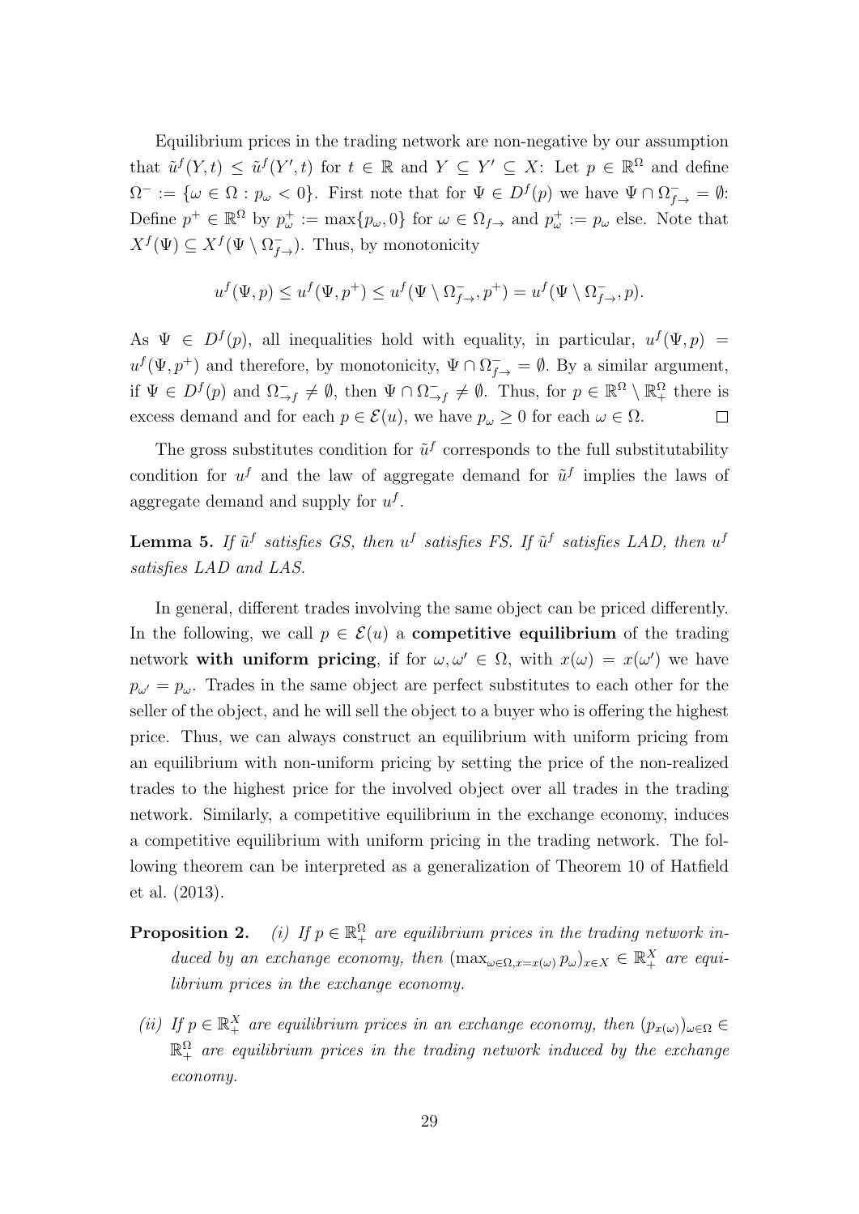Equilibrium prices in the trading network are non-negative by our assumption that $\tilde{u}^f(Y,t) \leq \tilde{u}^f(Y',t)$ for $t \in \mathbb{R}$ and $Y \subseteq Y' \subseteq X$: Let $p \in \mathbb{R}^\Omega$ and define $\Omega^- := \{\omega \in \Omega : p_\omega < 0\}$. First note that for $\Psi \in D^f(p)$ we have $\Psi \cap \Omega^-_{f\to} = \emptyset$: Define $p^+ \in \mathbb{R}^\Omega$ by $p^+_\omega := \max\{p_\omega, 0\}$ for $\omega \in \Omega_{f\to}$ and $p^+_\omega := p_\omega$ else. Note that $X^f(\Psi) \subseteq X^f(\Psi \setminus \Omega^-_{f\to})$. Thus, by monotonicity

$$u^f(\Psi, p) \leq u^f(\Psi, p^+) \leq u^f(\Psi \setminus \Omega^-_{f\to}, p^+) = u^f(\Psi \setminus \Omega^-_{f\to}, p).$$

As $\Psi \in D^f(p)$, all inequalities hold with equality, in particular, $u^f(\Psi, p) = u^f(\Psi, p^+)$ and therefore, by monotonicity, $\Psi \cap \Omega^-_{f\to} = \emptyset$. By a similar argument, if $\Psi \in D^f(p)$ and $\Omega^-_{\to f} \neq \emptyset$, then $\Psi \cap \Omega^-_{\to f} \neq \emptyset$. Thus, for $p \in \mathbb{R}^\Omega \setminus \mathbb{R}^\Omega_+$ there is excess demand and for each $p \in \mathcal{E}(u)$, we have $p_\omega \geq 0$ for each $\omega \in \Omega$. $\square$

The gross substitutes condition for $\tilde{u}^f$ corresponds to the full substitutability condition for $u^f$ and the law of aggregate demand for $\tilde{u}^f$ implies the laws of aggregate demand and supply for $u^f$.

**Lemma 5.** *If $\tilde{u}^f$ satisfies GS, then $u^f$ satisfies FS. If $\tilde{u}^f$ satisfies LAD, then $u^f$ satisfies LAD and LAS.*

In general, different trades involving the same object can be priced differently. In the following, we call $p \in \mathcal{E}(u)$ a **competitive equilibrium** of the trading network **with uniform pricing**, if for $\omega, \omega' \in \Omega$, with $x(\omega) = x(\omega')$ we have $p_{\omega'} = p_\omega$. Trades in the same object are perfect substitutes to each other for the seller of the object, and he will sell the object to a buyer who is offering the highest price. Thus, we can always construct an equilibrium with uniform pricing from an equilibrium with non-uniform pricing by setting the price of the non-realized trades to the highest price for the involved object over all trades in the trading network. Similarly, a competitive equilibrium in the exchange economy, induces a competitive equilibrium with uniform pricing in the trading network. The following theorem can be interpreted as a generalization of Theorem 10 of Hatfield et al. (2013).

**Proposition 2.** *(i) If $p \in \mathbb{R}^\Omega_+$ are equilibrium prices in the trading network induced by an exchange economy, then $(\max_{\omega \in \Omega, x = x(\omega)} p_\omega)_{x \in X} \in \mathbb{R}^X_+$ are equilibrium prices in the exchange economy.*

*(ii) If $p \in \mathbb{R}^X_+$ are equilibrium prices in an exchange economy, then $(p_{x(\omega)})_{\omega \in \Omega} \in \mathbb{R}^\Omega_+$ are equilibrium prices in the trading network induced by the exchange economy.*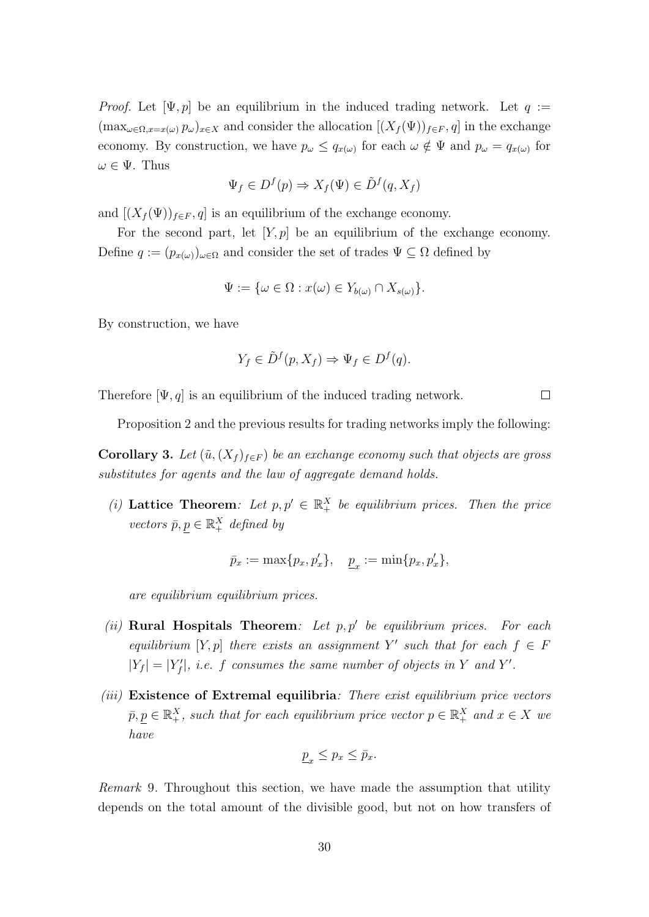*Proof.* Let $[\Psi, p]$ be an equilibrium in the induced trading network. Let $q := (\max_{\omega \in \Omega, x = x(\omega)} p_\omega)_{x \in X}$ and consider the allocation $[(X_f(\Psi))_{f \in F}, q]$ in the exchange economy. By construction, we have $p_\omega \leq q_{x(\omega)}$ for each $\omega \notin \Psi$ and $p_\omega = q_{x(\omega)}$ for $\omega \in \Psi$. Thus

$$\Psi_f \in D^f(p) \Rightarrow X_f(\Psi) \in \tilde{D}^f(q, X_f)$$

and $[(X_f(\Psi))_{f \in F}, q]$ is an equilibrium of the exchange economy.

For the second part, let $[Y, p]$ be an equilibrium of the exchange economy. Define $q := (p_{x(\omega)})_{\omega \in \Omega}$ and consider the set of trades $\Psi \subseteq \Omega$ defined by

$$\Psi := \{\omega \in \Omega : x(\omega) \in Y_{b(\omega)} \cap X_{s(\omega)}\}.$$

By construction, we have

$$Y_f \in \tilde{D}^f(p, X_f) \Rightarrow \Psi_f \in D^f(q).$$

Therefore $[\Psi, q]$ is an equilibrium of the induced trading network. $\square$

Proposition 2 and the previous results for trading networks imply the following:

**Corollary 3.** *Let $(\tilde{u}, (X_f)_{f \in F})$ be an exchange economy such that objects are gross substitutes for agents and the law of aggregate demand holds.*

*(i)* **Lattice Theorem***: Let $p, p' \in \mathbb{R}^X_+$ be equilibrium prices. Then the price vectors $\bar{p}, \underline{p} \in \mathbb{R}^X_+$ defined by*

$$\bar{p}_x := \max\{p_x, p'_x\}, \quad \underline{p}_x := \min\{p_x, p'_x\},$$

*are equilibrium equilibrium prices.*

*(ii)* **Rural Hospitals Theorem***: Let $p, p'$ be equilibrium prices. For each equilibrium $[Y, p]$ there exists an assignment $Y'$ such that for each $f \in F$ $|Y_f| = |Y'_f|$, i.e. $f$ consumes the same number of objects in $Y$ and $Y'$.*

*(iii)* **Existence of Extremal equilibria***: There exist equilibrium price vectors $\bar{p}, \underline{p} \in \mathbb{R}^X_+$, such that for each equilibrium price vector $p \in \mathbb{R}^X_+$ and $x \in X$ we have*

$$\underline{p}_x \leq p_x \leq \bar{p}_x.$$

*Remark* 9. Throughout this section, we have made the assumption that utility depends on the total amount of the divisible good, but not on how transfers of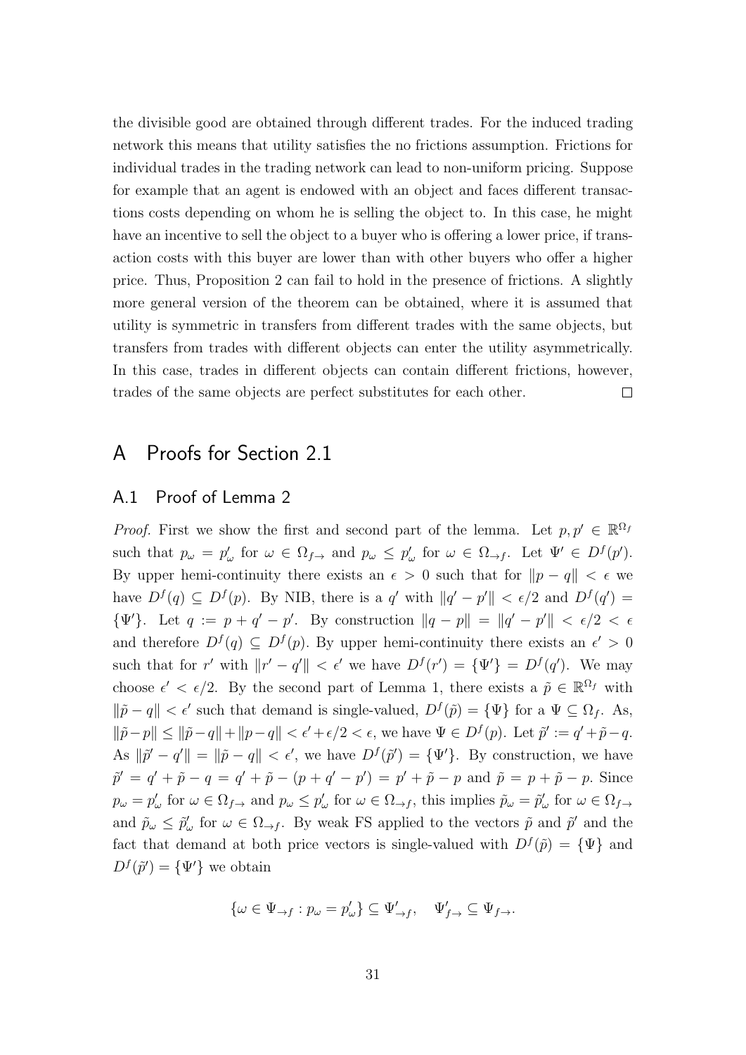the divisible good are obtained through different trades. For the induced trading network this means that utility satisfies the no frictions assumption. Frictions for individual trades in the trading network can lead to non-uniform pricing. Suppose for example that an agent is endowed with an object and faces different transactions costs depending on whom he is selling the object to. In this case, he might have an incentive to sell the object to a buyer who is offering a lower price, if transaction costs with this buyer are lower than with other buyers who offer a higher price. Thus, Proposition 2 can fail to hold in the presence of frictions. A slightly more general version of the theorem can be obtained, where it is assumed that utility is symmetric in transfers from different trades with the same objects, but transfers from trades with different objects can enter the utility asymmetrically. In this case, trades in different objects can contain different frictions, however, trades of the same objects are perfect substitutes for each other. □

# A Proofs for Section 2.1

## A.1 Proof of Lemma 2

*Proof.* First we show the first and second part of the lemma. Let $p, p' \in \mathbb{R}^{\Omega_f}$ such that $p_\omega = p'_\omega$ for $\omega \in \Omega_{f\to}$ and $p_\omega \leq p'_\omega$ for $\omega \in \Omega_{\to f}$. Let $\Psi' \in D^f(p')$. By upper hemi-continuity there exists an $\epsilon > 0$ such that for $\|p - q\| < \epsilon$ we have $D^f(q) \subseteq D^f(p)$. By NIB, there is a $q'$ with $\|q' - p'\| < \epsilon/2$ and $D^f(q') = \{\Psi'\}$. Let $q := p + q' - p'$. By construction $\|q - p\| = \|q' - p'\| < \epsilon/2 < \epsilon$ and therefore $D^f(q) \subseteq D^f(p)$. By upper hemi-continuity there exists an $\epsilon' > 0$ such that for $r'$ with $\|r' - q'\| < \epsilon'$ we have $D^f(r') = \{\Psi'\} = D^f(q')$. We may choose $\epsilon' < \epsilon/2$. By the second part of Lemma 1, there exists a $\tilde{p} \in \mathbb{R}^{\Omega_f}$ with $\|\tilde{p} - q\| < \epsilon'$ such that demand is single-valued, $D^f(\tilde{p}) = \{\Psi\}$ for a $\Psi \subseteq \Omega_f$. As, $\|\tilde{p} - p\| \leq \|\tilde{p} - q\| + \|p - q\| < \epsilon' + \epsilon/2 < \epsilon$, we have $\Psi \in D^f(p)$. Let $\tilde{p}' := q' + \tilde{p} - q$. As $\|\tilde{p}' - q'\| = \|\tilde{p} - q\| < \epsilon'$, we have $D^f(\tilde{p}') = \{\Psi'\}$. By construction, we have $\tilde{p}' = q' + \tilde{p} - q = q' + \tilde{p} - (p + q' - p') = p' + \tilde{p} - p$ and $\tilde{p} = p + \tilde{p} - p$. Since $p_\omega = p'_\omega$ for $\omega \in \Omega_{f\to}$ and $p_\omega \leq p'_\omega$ for $\omega \in \Omega_{\to f}$, this implies $\tilde{p}_\omega = \tilde{p}'_\omega$ for $\omega \in \Omega_{f\to}$ and $\tilde{p}_\omega \leq \tilde{p}'_\omega$ for $\omega \in \Omega_{\to f}$. By weak FS applied to the vectors $\tilde{p}$ and $\tilde{p}'$ and the fact that demand at both price vectors is single-valued with $D^f(\tilde{p}) = \{\Psi\}$ and $D^f(\tilde{p}') = \{\Psi'\}$ we obtain

$$\{\omega \in \Psi_{\to f} : p_\omega = p'_\omega\} \subseteq \Psi'_{\to f}, \quad \Psi'_{f\to} \subseteq \Psi_{f\to}.$$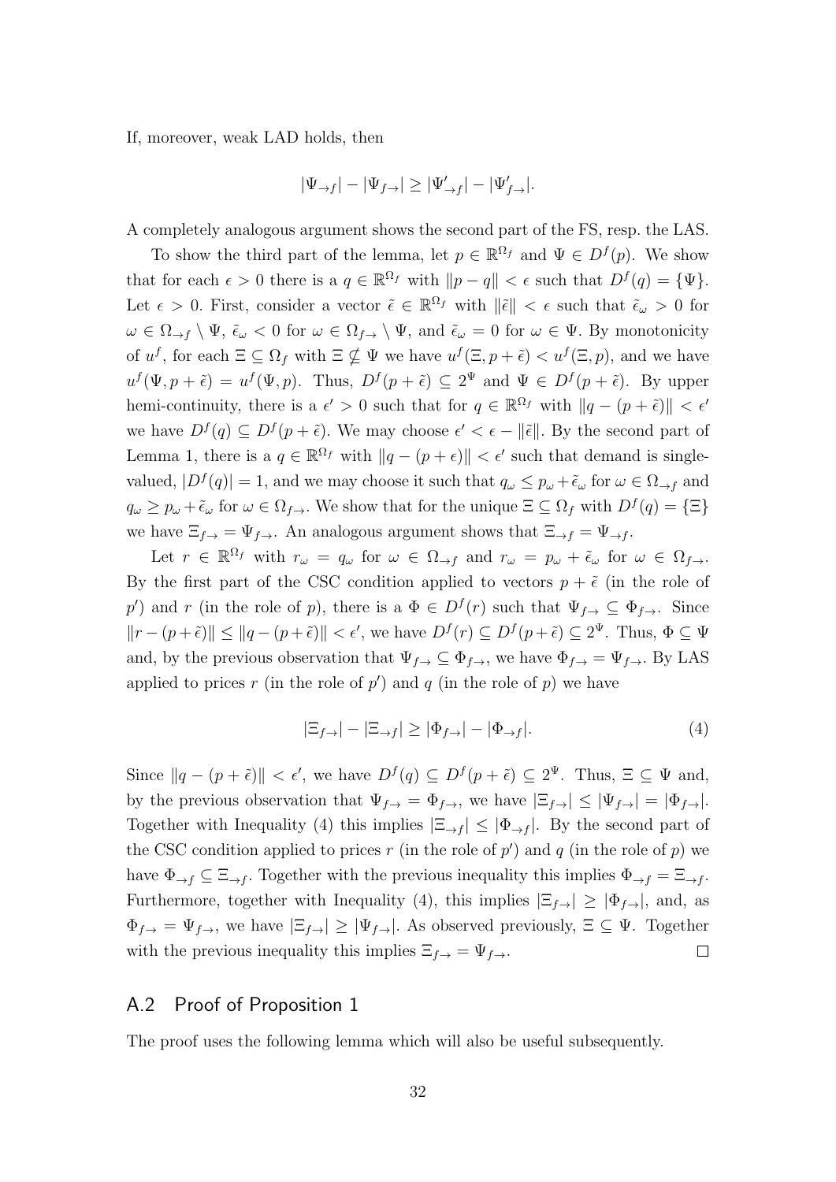If, moreover, weak LAD holds, then

$$|\Psi_{\to f}| - |\Psi_{f\to}| \geq |\Psi'_{\to f}| - |\Psi'_{f\to}|.$$

A completely analogous argument shows the second part of the FS, resp. the LAS.

To show the third part of the lemma, let $p \in \mathbb{R}^{\Omega_f}$ and $\Psi \in D^f(p)$. We show that for each $\epsilon > 0$ there is a $q \in \mathbb{R}^{\Omega_f}$ with $\|p - q\| < \epsilon$ such that $D^f(q) = \{\Psi\}$. Let $\epsilon > 0$. First, consider a vector $\tilde{\epsilon} \in \mathbb{R}^{\Omega_f}$ with $\|\tilde{\epsilon}\| < \epsilon$ such that $\tilde{\epsilon}_\omega > 0$ for $\omega \in \Omega_{\to f} \setminus \Psi$, $\tilde{\epsilon}_\omega < 0$ for $\omega \in \Omega_{f\to} \setminus \Psi$, and $\tilde{\epsilon}_\omega = 0$ for $\omega \in \Psi$. By monotonicity of $u^f$, for each $\Xi \subseteq \Omega_f$ with $\Xi \not\subseteq \Psi$ we have $u^f(\Xi, p + \tilde{\epsilon}) < u^f(\Xi, p)$, and we have $u^f(\Psi, p + \tilde{\epsilon}) = u^f(\Psi, p)$. Thus, $D^f(p + \tilde{\epsilon}) \subseteq 2^\Psi$ and $\Psi \in D^f(p + \tilde{\epsilon})$. By upper hemi-continuity, there is a $\epsilon' > 0$ such that for $q \in \mathbb{R}^{\Omega_f}$ with $\|q - (p + \tilde{\epsilon})\| < \epsilon'$ we have $D^f(q) \subseteq D^f(p + \tilde{\epsilon})$. We may choose $\epsilon' < \epsilon - \|\tilde{\epsilon}\|$. By the second part of Lemma 1, there is a $q \in \mathbb{R}^{\Omega_f}$ with $\|q - (p + \epsilon)\| < \epsilon'$ such that demand is single-valued, $|D^f(q)| = 1$, and we may choose it such that $q_\omega \leq p_\omega + \tilde{\epsilon}_\omega$ for $\omega \in \Omega_{\to f}$ and $q_\omega \geq p_\omega + \tilde{\epsilon}_\omega$ for $\omega \in \Omega_{f\to}$. We show that for the unique $\Xi \subseteq \Omega_f$ with $D^f(q) = \{\Xi\}$ we have $\Xi_{f\to} = \Psi_{f\to}$. An analogous argument shows that $\Xi_{\to f} = \Psi_{\to f}$.

Let $r \in \mathbb{R}^{\Omega_f}$ with $r_\omega = q_\omega$ for $\omega \in \Omega_{\to f}$ and $r_\omega = p_\omega + \tilde{\epsilon}_\omega$ for $\omega \in \Omega_{f\to}$. By the first part of the CSC condition applied to vectors $p + \tilde{\epsilon}$ (in the role of $p'$) and $r$ (in the role of $p$), there is a $\Phi \in D^f(r)$ such that $\Psi_{f\to} \subseteq \Phi_{f\to}$. Since $\|r - (p + \tilde{\epsilon})\| \leq \|q - (p + \tilde{\epsilon})\| < \epsilon'$, we have $D^f(r) \subseteq D^f(p + \tilde{\epsilon}) \subseteq 2^\Psi$. Thus, $\Phi \subseteq \Psi$ and, by the previous observation that $\Psi_{f\to} \subseteq \Phi_{f\to}$, we have $\Phi_{f\to} = \Psi_{f\to}$. By LAS applied to prices $r$ (in the role of $p'$) and $q$ (in the role of $p$) we have

$$|\Xi_{f\to}| - |\Xi_{\to f}| \geq |\Phi_{f\to}| - |\Phi_{\to f}|. \tag{4}$$

Since $\|q - (p + \tilde{\epsilon})\| < \epsilon'$, we have $D^f(q) \subseteq D^f(p + \tilde{\epsilon}) \subseteq 2^\Psi$. Thus, $\Xi \subseteq \Psi$ and, by the previous observation that $\Psi_{f\to} = \Phi_{f\to}$, we have $|\Xi_{f\to}| \leq |\Psi_{f\to}| = |\Phi_{f\to}|$. Together with Inequality (4) this implies $|\Xi_{\to f}| \leq |\Phi_{\to f}|$. By the second part of the CSC condition applied to prices $r$ (in the role of $p'$) and $q$ (in the role of $p$) we have $\Phi_{\to f} \subseteq \Xi_{\to f}$. Together with the previous inequality this implies $\Phi_{\to f} = \Xi_{\to f}$. Furthermore, together with Inequality (4), this implies $|\Xi_{f\to}| \geq |\Phi_{f\to}|$, and, as $\Phi_{f\to} = \Psi_{f\to}$, we have $|\Xi_{f\to}| \geq |\Psi_{f\to}|$. As observed previously, $\Xi \subseteq \Psi$. Together with the previous inequality this implies $\Xi_{f\to} = \Psi_{f\to}$. $\square$

## A.2 Proof of Proposition 1

The proof uses the following lemma which will also be useful subsequently.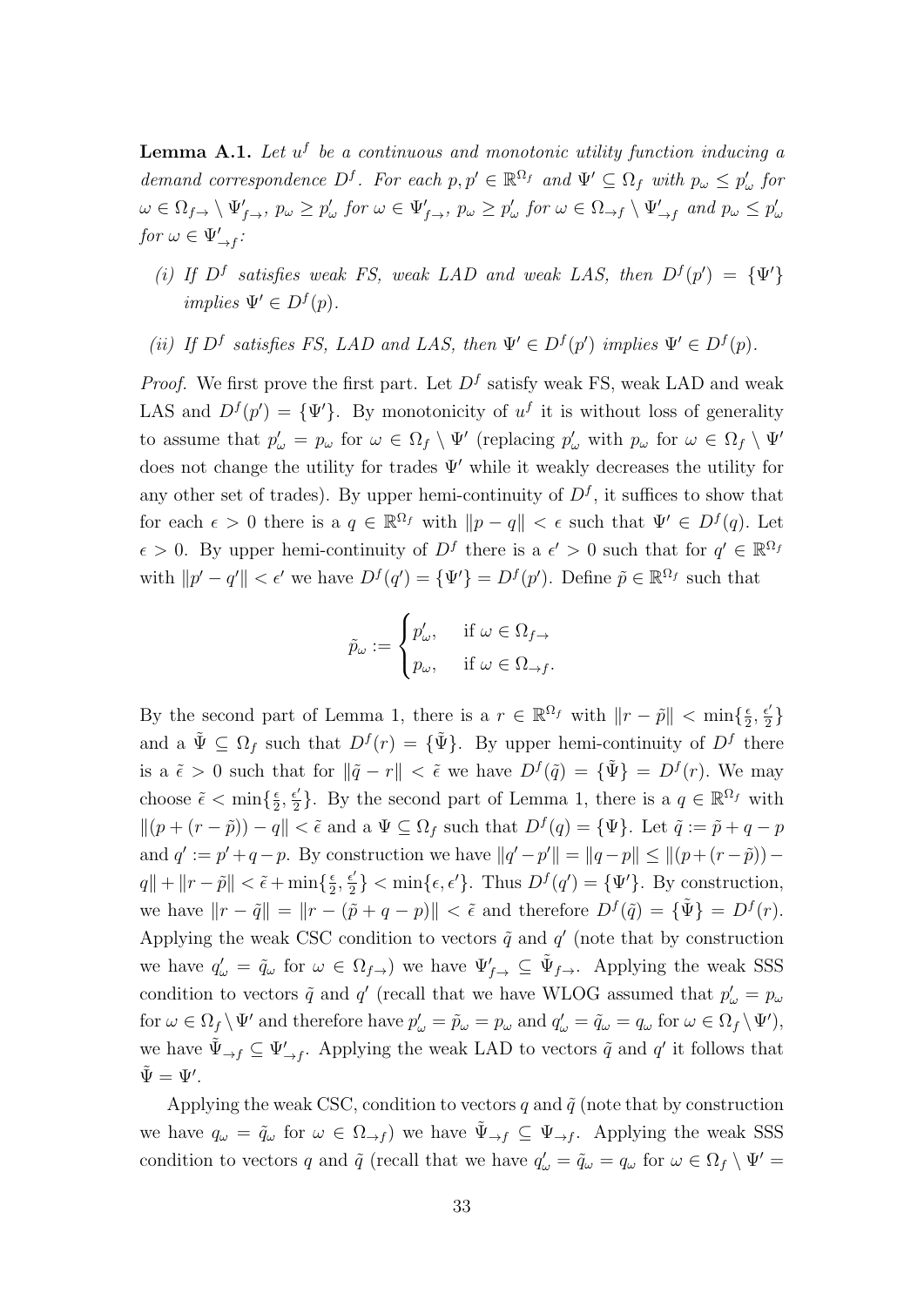**Lemma A.1.** *Let $u^f$ be a continuous and monotonic utility function inducing a demand correspondence $D^f$. For each $p, p' \in \mathbb{R}^{\Omega_f}$ and $\Psi' \subseteq \Omega_f$ with $p_\omega \leq p'_\omega$ for $\omega \in \Omega_{f\to} \setminus \Psi'_{f\to}$, $p_\omega \geq p'_\omega$ for $\omega \in \Psi'_{f\to}$, $p_\omega \geq p'_\omega$ for $\omega \in \Omega_{\to f} \setminus \Psi'_{\to f}$ and $p_\omega \leq p'_\omega$ for $\omega \in \Psi'_{\to f}$:*

*(i) If $D^f$ satisfies weak FS, weak LAD and weak LAS, then $D^f(p') = \{\Psi'\}$ implies $\Psi' \in D^f(p)$.*

*(ii) If $D^f$ satisfies FS, LAD and LAS, then $\Psi' \in D^f(p')$ implies $\Psi' \in D^f(p)$.*

*Proof.* We first prove the first part. Let $D^f$ satisfy weak FS, weak LAD and weak LAS and $D^f(p') = \{\Psi'\}$. By monotonicity of $u^f$ it is without loss of generality to assume that $p'_\omega = p_\omega$ for $\omega \in \Omega_f \setminus \Psi'$ (replacing $p'_\omega$ with $p_\omega$ for $\omega \in \Omega_f \setminus \Psi'$ does not change the utility for trades $\Psi'$ while it weakly decreases the utility for any other set of trades). By upper hemi-continuity of $D^f$, it suffices to show that for each $\epsilon > 0$ there is a $q \in \mathbb{R}^{\Omega_f}$ with $\|p - q\| < \epsilon$ such that $\Psi' \in D^f(q)$. Let $\epsilon > 0$. By upper hemi-continuity of $D^f$ there is a $\epsilon' > 0$ such that for $q' \in \mathbb{R}^{\Omega_f}$ with $\|p' - q'\| < \epsilon'$ we have $D^f(q') = \{\Psi'\} = D^f(p')$. Define $\tilde{p} \in \mathbb{R}^{\Omega_f}$ such that

$$\tilde{p}_\omega := \begin{cases} p'_\omega, & \text{if } \omega \in \Omega_{f\to} \\ p_\omega, & \text{if } \omega \in \Omega_{\to f}. \end{cases}$$

By the second part of Lemma 1, there is a $r \in \mathbb{R}^{\Omega_f}$ with $\|r - \tilde{p}\| < \min\{\frac{\epsilon}{2}, \frac{\epsilon'}{2}\}$ and a $\tilde{\Psi} \subseteq \Omega_f$ such that $D^f(r) = \{\tilde{\Psi}\}$. By upper hemi-continuity of $D^f$ there is a $\tilde{\epsilon} > 0$ such that for $\|\tilde{q} - r\| < \tilde{\epsilon}$ we have $D^f(\tilde{q}) = \{\tilde{\Psi}\} = D^f(r)$. We may choose $\tilde{\epsilon} < \min\{\frac{\epsilon}{2}, \frac{\epsilon'}{2}\}$. By the second part of Lemma 1, there is a $q \in \mathbb{R}^{\Omega_f}$ with $\|(p + (r - \tilde{p})) - q\| < \tilde{\epsilon}$ and a $\Psi \subseteq \Omega_f$ such that $D^f(q) = \{\Psi\}$. Let $\tilde{q} := \tilde{p} + q - p$ and $q' := p' + q - p$. By construction we have $\|q' - p'\| = \|q - p\| \leq \|(p + (r - \tilde{p})) - q\| + \|r - \tilde{p}\| < \tilde{\epsilon} + \min\{\frac{\epsilon}{2}, \frac{\epsilon'}{2}\} < \min\{\epsilon, \epsilon'\}$. Thus $D^f(q') = \{\Psi'\}$. By construction, we have $\|r - \tilde{q}\| = \|r - (\tilde{p} + q - p)\| < \tilde{\epsilon}$ and therefore $D^f(\tilde{q}) = \{\tilde{\Psi}\} = D^f(r)$. Applying the weak CSC condition to vectors $\tilde{q}$ and $q'$ (note that by construction we have $q'_\omega = \tilde{q}_\omega$ for $\omega \in \Omega_{f\to}$) we have $\Psi'_{f\to} \subseteq \tilde{\Psi}_{f\to}$. Applying the weak SSS condition to vectors $\tilde{q}$ and $q'$ (recall that we have WLOG assumed that $p'_\omega = p_\omega$ for $\omega \in \Omega_f \setminus \Psi'$ and therefore have $p'_\omega = \tilde{p}_\omega = p_\omega$ and $q'_\omega = \tilde{q}_\omega = q_\omega$ for $\omega \in \Omega_f \setminus \Psi'$), we have $\tilde{\Psi}_{\to f} \subseteq \Psi'_{\to f}$. Applying the weak LAD to vectors $\tilde{q}$ and $q'$ it follows that $\tilde{\Psi} = \Psi'$.

Applying the weak CSC, condition to vectors $q$ and $\tilde{q}$ (note that by construction we have $q_\omega = \tilde{q}_\omega$ for $\omega \in \Omega_{\to f}$) we have $\tilde{\Psi}_{\to f} \subseteq \Psi_{\to f}$. Applying the weak SSS condition to vectors $q$ and $\tilde{q}$ (recall that we have $q'_\omega = \tilde{q}_\omega = q_\omega$ for $\omega \in \Omega_f \setminus \Psi' =$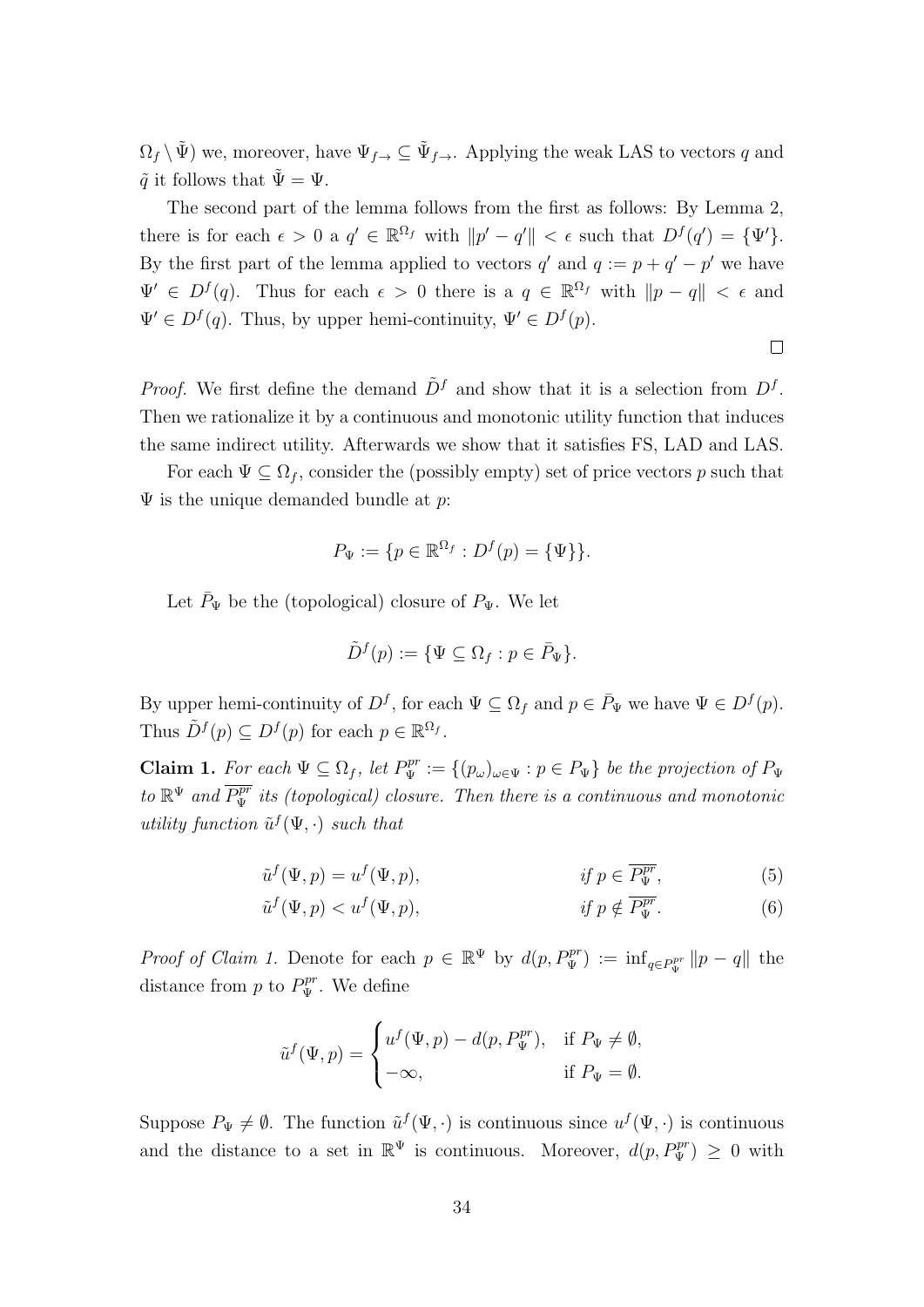$\Omega_f \setminus \tilde{\Psi}$) we, moreover, have $\Psi_{f\to} \subseteq \tilde{\Psi}_{f\to}$. Applying the weak LAS to vectors $q$ and $\tilde{q}$ it follows that $\tilde{\Psi} = \Psi$.

The second part of the lemma follows from the first as follows: By Lemma 2, there is for each $\epsilon > 0$ a $q' \in \mathbb{R}^{\Omega_f}$ with $\|p' - q'\| < \epsilon$ such that $D^f(q') = \{\Psi'\}$. By the first part of the lemma applied to vectors $q'$ and $q := p + q' - p'$ we have $\Psi' \in D^f(q)$. Thus for each $\epsilon > 0$ there is a $q \in \mathbb{R}^{\Omega_f}$ with $\|p - q\| < \epsilon$ and $\Psi' \in D^f(q)$. Thus, by upper hemi-continuity, $\Psi' \in D^f(p)$.

□

*Proof.* We first define the demand $\tilde{D}^f$ and show that it is a selection from $D^f$. Then we rationalize it by a continuous and monotonic utility function that induces the same indirect utility. Afterwards we show that it satisfies FS, LAD and LAS.

For each $\Psi \subseteq \Omega_f$, consider the (possibly empty) set of price vectors $p$ such that $\Psi$ is the unique demanded bundle at $p$:

$$P_\Psi := \{p \in \mathbb{R}^{\Omega_f} : D^f(p) = \{\Psi\}\}.$$

Let $\bar{P}_\Psi$ be the (topological) closure of $P_\Psi$. We let

$$\tilde{D}^f(p) := \{\Psi \subseteq \Omega_f : p \in \bar{P}_\Psi\}.$$

By upper hemi-continuity of $D^f$, for each $\Psi \subseteq \Omega_f$ and $p \in \bar{P}_\Psi$ we have $\Psi \in D^f(p)$. Thus $\tilde{D}^f(p) \subseteq D^f(p)$ for each $p \in \mathbb{R}^{\Omega_f}$.

**Claim 1.** *For each $\Psi \subseteq \Omega_f$, let $P_\Psi^{pr} := \{(p_\omega)_{\omega\in\Psi} : p \in P_\Psi\}$ be the projection of $P_\Psi$ to $\mathbb{R}^\Psi$ and $\overline{P_\Psi^{pr}}$ its (topological) closure. Then there is a continuous and monotonic utility function $\tilde{u}^f(\Psi, \cdot)$ such that*

$$\tilde{u}^f(\Psi, p) = u^f(\Psi, p), \qquad \text{if } p \in \overline{P_\Psi^{pr}}, \tag{5}$$

$$\tilde{u}^f(\Psi, p) < u^f(\Psi, p), \qquad \text{if } p \notin \overline{P_\Psi^{pr}}. \tag{6}$$

*Proof of Claim 1.* Denote for each $p \in \mathbb{R}^\Psi$ by $d(p, P_\Psi^{pr}) := \inf_{q\in P_\Psi^{pr}} \|p - q\|$ the distance from $p$ to $P_\Psi^{pr}$. We define

$$\tilde{u}^f(\Psi, p) = \begin{cases} u^f(\Psi, p) - d(p, P_\Psi^{pr}), & \text{if } P_\Psi \neq \emptyset, \\ -\infty, & \text{if } P_\Psi = \emptyset. \end{cases}$$

Suppose $P_\Psi \neq \emptyset$. The function $\tilde{u}^f(\Psi, \cdot)$ is continuous since $u^f(\Psi, \cdot)$ is continuous and the distance to a set in $\mathbb{R}^\Psi$ is continuous. Moreover, $d(p, P_\Psi^{pr}) \geq 0$ with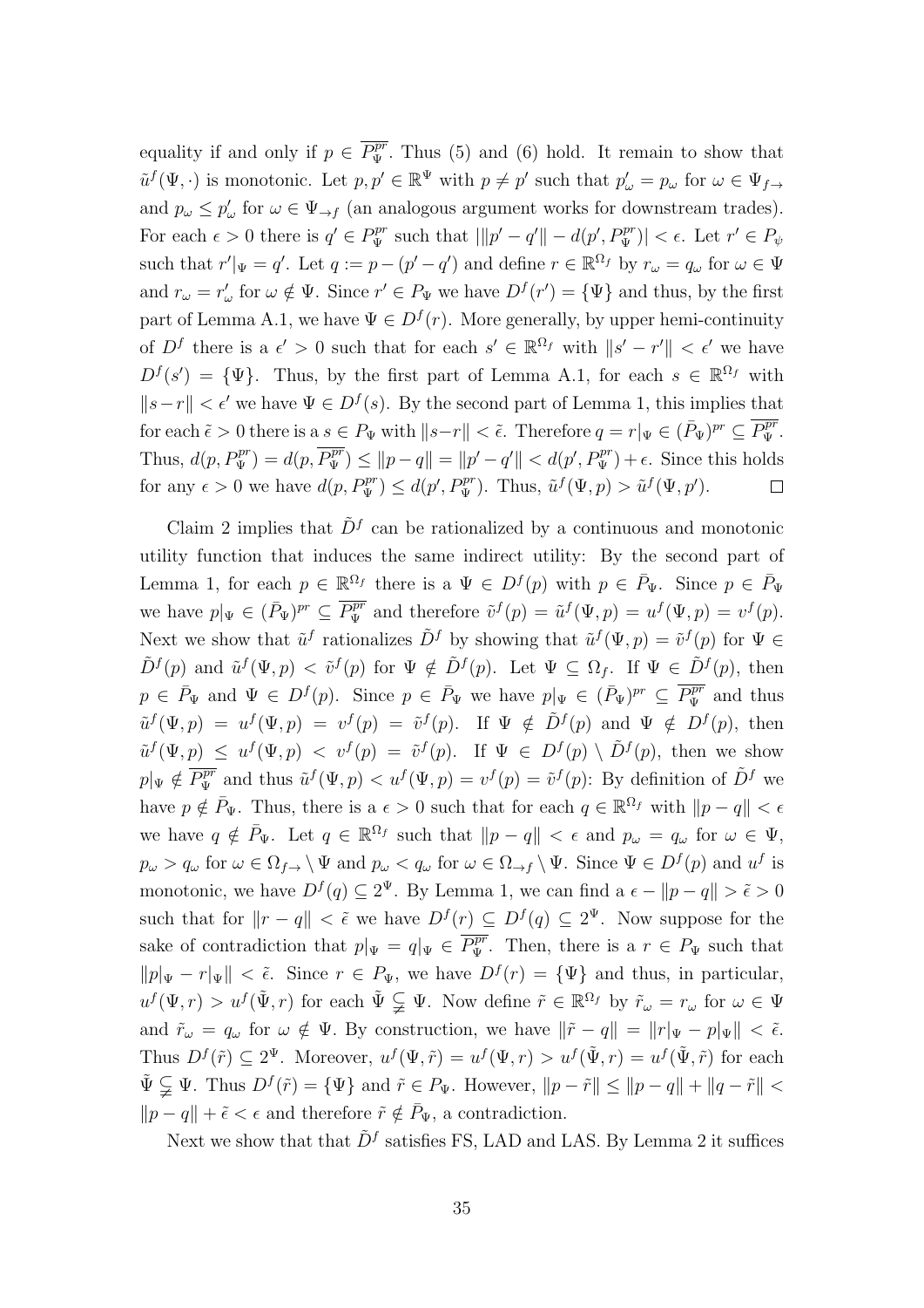equality if and only if $p \in \overline{P_\Psi^{pr}}$. Thus (5) and (6) hold. It remain to show that $\tilde{u}^f(\Psi, \cdot)$ is monotonic. Let $p, p' \in \mathbb{R}^\Psi$ with $p \neq p'$ such that $p'_\omega = p_\omega$ for $\omega \in \Psi_{f\to}$ and $p_\omega \leq p'_\omega$ for $\omega \in \Psi_{\to f}$ (an analogous argument works for downstream trades). For each $\epsilon > 0$ there is $q' \in P_\Psi^{pr}$ such that $|\|p' - q'\| - d(p', P_\Psi^{pr})| < \epsilon$. Let $r' \in P_\psi$ such that $r'|_\Psi = q'$. Let $q := p - (p' - q')$ and define $r \in \mathbb{R}^{\Omega_f}$ by $r_\omega = q_\omega$ for $\omega \in \Psi$ and $r_\omega = r'_\omega$ for $\omega \notin \Psi$. Since $r' \in P_\Psi$ we have $D^f(r') = \{\Psi\}$ and thus, by the first part of Lemma A.1, we have $\Psi \in D^f(r)$. More generally, by upper hemi-continuity of $D^f$ there is a $\epsilon' > 0$ such that for each $s' \in \mathbb{R}^{\Omega_f}$ with $\|s' - r'\| < \epsilon'$ we have $D^f(s') = \{\Psi\}$. Thus, by the first part of Lemma A.1, for each $s \in \mathbb{R}^{\Omega_f}$ with $\|s - r\| < \epsilon'$ we have $\Psi \in D^f(s)$. By the second part of Lemma 1, this implies that for each $\tilde{\epsilon} > 0$ there is a $s \in P_\Psi$ with $\|s - r\| < \tilde{\epsilon}$. Therefore $q = r|_\Psi \in (\bar{P}_\Psi)^{pr} \subseteq \overline{P_\Psi^{pr}}$. Thus, $d(p, P_\Psi^{pr}) = d(p, \overline{P_\Psi^{pr}}) \leq \|p - q\| = \|p' - q'\| < d(p', P_\Psi^{pr}) + \epsilon$. Since this holds for any $\epsilon > 0$ we have $d(p, P_\Psi^{pr}) \leq d(p', P_\Psi^{pr})$. Thus, $\tilde{u}^f(\Psi, p) > \tilde{u}^f(\Psi, p')$. $\square$

Claim 2 implies that $\tilde{D}^f$ can be rationalized by a continuous and monotonic utility function that induces the same indirect utility: By the second part of Lemma 1, for each $p \in \mathbb{R}^{\Omega_f}$ there is a $\Psi \in D^f(p)$ with $p \in \bar{P}_\Psi$. Since $p \in \bar{P}_\Psi$ we have $p|_\Psi \in (\bar{P}_\Psi)^{pr} \subseteq \overline{P_\Psi^{pr}}$ and therefore $\tilde{v}^f(p) = \tilde{u}^f(\Psi, p) = u^f(\Psi, p) = v^f(p)$. Next we show that $\tilde{u}^f$ rationalizes $\tilde{D}^f$ by showing that $\tilde{u}^f(\Psi, p) = \tilde{v}^f(p)$ for $\Psi \in \tilde{D}^f(p)$ and $\tilde{u}^f(\Psi, p) < \tilde{v}^f(p)$ for $\Psi \notin \tilde{D}^f(p)$. Let $\Psi \subseteq \Omega_f$. If $\Psi \in \tilde{D}^f(p)$, then $p \in \bar{P}_\Psi$ and $\Psi \in D^f(p)$. Since $p \in \bar{P}_\Psi$ we have $p|_\Psi \in (\bar{P}_\Psi)^{pr} \subseteq \overline{P_\Psi^{pr}}$ and thus $\tilde{u}^f(\Psi, p) = u^f(\Psi, p) = v^f(p) = \tilde{v}^f(p)$. If $\Psi \notin \tilde{D}^f(p)$ and $\Psi \notin D^f(p)$, then $\tilde{u}^f(\Psi, p) \leq u^f(\Psi, p) < v^f(p) = \tilde{v}^f(p)$. If $\Psi \in D^f(p) \setminus \tilde{D}^f(p)$, then we show $p|_\Psi \notin \overline{P_\Psi^{pr}}$ and thus $\tilde{u}^f(\Psi, p) < u^f(\Psi, p) = v^f(p) = \tilde{v}^f(p)$: By definition of $\tilde{D}^f$ we have $p \notin \bar{P}_\Psi$. Thus, there is a $\epsilon > 0$ such that for each $q \in \mathbb{R}^{\Omega_f}$ with $\|p - q\| < \epsilon$ we have $q \notin \bar{P}_\Psi$. Let $q \in \mathbb{R}^{\Omega_f}$ such that $\|p - q\| < \epsilon$ and $p_\omega = q_\omega$ for $\omega \in \Psi$, $p_\omega > q_\omega$ for $\omega \in \Omega_{f\to} \setminus \Psi$ and $p_\omega < q_\omega$ for $\omega \in \Omega_{\to f} \setminus \Psi$. Since $\Psi \in D^f(p)$ and $u^f$ is monotonic, we have $D^f(q) \subseteq 2^\Psi$. By Lemma 1, we can find a $\epsilon - \|p - q\| > \tilde{\epsilon} > 0$ such that for $\|r - q\| < \tilde{\epsilon}$ we have $D^f(r) \subseteq D^f(q) \subseteq 2^\Psi$. Now suppose for the sake of contradiction that $p|_\Psi = q|_\Psi \in \overline{P_\Psi^{pr}}$. Then, there is a $r \in P_\Psi$ such that $\|p|_\Psi - r|_\Psi\| < \tilde{\epsilon}$. Since $r \in P_\Psi$, we have $D^f(r) = \{\Psi\}$ and thus, in particular, $u^f(\Psi, r) > u^f(\tilde{\Psi}, r)$ for each $\tilde{\Psi} \subsetneq \Psi$. Now define $\tilde{r} \in \mathbb{R}^{\Omega_f}$ by $\tilde{r}_\omega = r_\omega$ for $\omega \in \Psi$ and $\tilde{r}_\omega = q_\omega$ for $\omega \notin \Psi$. By construction, we have $\|\tilde{r} - q\| = \|r|_\Psi - p|_\Psi\| < \tilde{\epsilon}$. Thus $D^f(\tilde{r}) \subseteq 2^\Psi$. Moreover, $u^f(\Psi, \tilde{r}) = u^f(\Psi, r) > u^f(\tilde{\Psi}, r) = u^f(\tilde{\Psi}, \tilde{r})$ for each $\tilde{\Psi} \subsetneq \Psi$. Thus $D^f(\tilde{r}) = \{\Psi\}$ and $\tilde{r} \in P_\Psi$. However, $\|p - \tilde{r}\| \leq \|p - q\| + \|q - \tilde{r}\| < \|p - q\| + \tilde{\epsilon} < \epsilon$ and therefore $\tilde{r} \notin \bar{P}_\Psi$, a contradiction.

Next we show that that $\tilde{D}^f$ satisfies FS, LAD and LAS. By Lemma 2 it suffices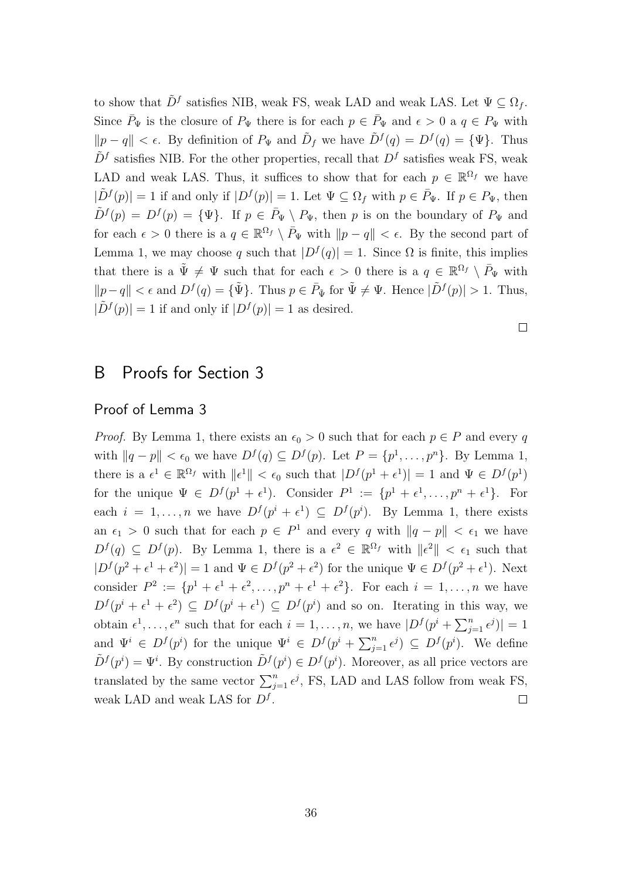to show that $\tilde{D}^f$ satisfies NIB, weak FS, weak LAD and weak LAS. Let $\Psi \subseteq \Omega_f$. Since $\bar{P}_\Psi$ is the closure of $P_\Psi$ there is for each $p \in \bar{P}_\Psi$ and $\epsilon > 0$ a $q \in P_\Psi$ with $\|p - q\| < \epsilon$. By definition of $P_\Psi$ and $\tilde{D}_f$ we have $\tilde{D}^f(q) = D^f(q) = \{\Psi\}$. Thus $\tilde{D}^f$ satisfies NIB. For the other properties, recall that $D^f$ satisfies weak FS, weak LAD and weak LAS. Thus, it suffices to show that for each $p \in \mathbb{R}^{\Omega_f}$ we have $|\tilde{D}^f(p)| = 1$ if and only if $|D^f(p)| = 1$. Let $\Psi \subseteq \Omega_f$ with $p \in \bar{P}_\Psi$. If $p \in P_\Psi$, then $\tilde{D}^f(p) = D^f(p) = \{\Psi\}$. If $p \in \bar{P}_\Psi \setminus P_\Psi$, then $p$ is on the boundary of $P_\Psi$ and for each $\epsilon > 0$ there is a $q \in \mathbb{R}^{\Omega_f} \setminus \bar{P}_\Psi$ with $\|p - q\| < \epsilon$. By the second part of Lemma 1, we may choose $q$ such that $|D^f(q)| = 1$. Since $\Omega$ is finite, this implies that there is a $\tilde{\Psi} \neq \Psi$ such that for each $\epsilon > 0$ there is a $q \in \mathbb{R}^{\Omega_f} \setminus \bar{P}_\Psi$ with $\|p - q\| < \epsilon$ and $D^f(q) = \{\tilde{\Psi}\}$. Thus $p \in \bar{P}_{\tilde{\Psi}}$ for $\tilde{\Psi} \neq \Psi$. Hence $|\tilde{D}^f(p)| > 1$. Thus, $|\tilde{D}^f(p)| = 1$ if and only if $|D^f(p)| = 1$ as desired.

□

# B Proofs for Section 3

## Proof of Lemma 3

*Proof.* By Lemma 1, there exists an $\epsilon_0 > 0$ such that for each $p \in P$ and every $q$ with $\|q - p\| < \epsilon_0$ we have $D^f(q) \subseteq D^f(p)$. Let $P = \{p^1, \ldots, p^n\}$. By Lemma 1, there is a $\epsilon^1 \in \mathbb{R}^{\Omega_f}$ with $\|\epsilon^1\| < \epsilon_0$ such that $|D^f(p^1 + \epsilon^1)| = 1$ and $\Psi \in D^f(p^1)$ for the unique $\Psi \in D^f(p^1 + \epsilon^1)$. Consider $P^1 := \{p^1 + \epsilon^1, \ldots, p^n + \epsilon^1\}$. For each $i = 1, \ldots, n$ we have $D^f(p^i + \epsilon^1) \subseteq D^f(p^i)$. By Lemma 1, there exists an $\epsilon_1 > 0$ such that for each $p \in P^1$ and every $q$ with $\|q - p\| < \epsilon_1$ we have $D^f(q) \subseteq D^f(p)$. By Lemma 1, there is a $\epsilon^2 \in \mathbb{R}^{\Omega_f}$ with $\|\epsilon^2\| < \epsilon_1$ such that $|D^f(p^2 + \epsilon^1 + \epsilon^2)| = 1$ and $\Psi \in D^f(p^2 + \epsilon^2)$ for the unique $\Psi \in D^f(p^2 + \epsilon^1)$. Next consider $P^2 := \{p^1 + \epsilon^1 + \epsilon^2, \ldots, p^n + \epsilon^1 + \epsilon^2\}$. For each $i = 1, \ldots, n$ we have $D^f(p^i + \epsilon^1 + \epsilon^2) \subseteq D^f(p^i + \epsilon^1) \subseteq D^f(p^i)$ and so on. Iterating in this way, we obtain $\epsilon^1, \ldots, \epsilon^n$ such that for each $i = 1, \ldots, n$, we have $|D^f(p^i + \sum_{j=1}^n \epsilon^j)| = 1$ and $\Psi^i \in D^f(p^i)$ for the unique $\Psi^i \in D^f(p^i + \sum_{j=1}^n \epsilon^j) \subseteq D^f(p^i)$. We define $\tilde{D}^f(p^i) = \Psi^i$. By construction $\tilde{D}^f(p^i) \in D^f(p^i)$. Moreover, as all price vectors are translated by the same vector $\sum_{j=1}^n \epsilon^j$, FS, LAD and LAS follow from weak FS, weak LAD and weak LAS for $D^f$. □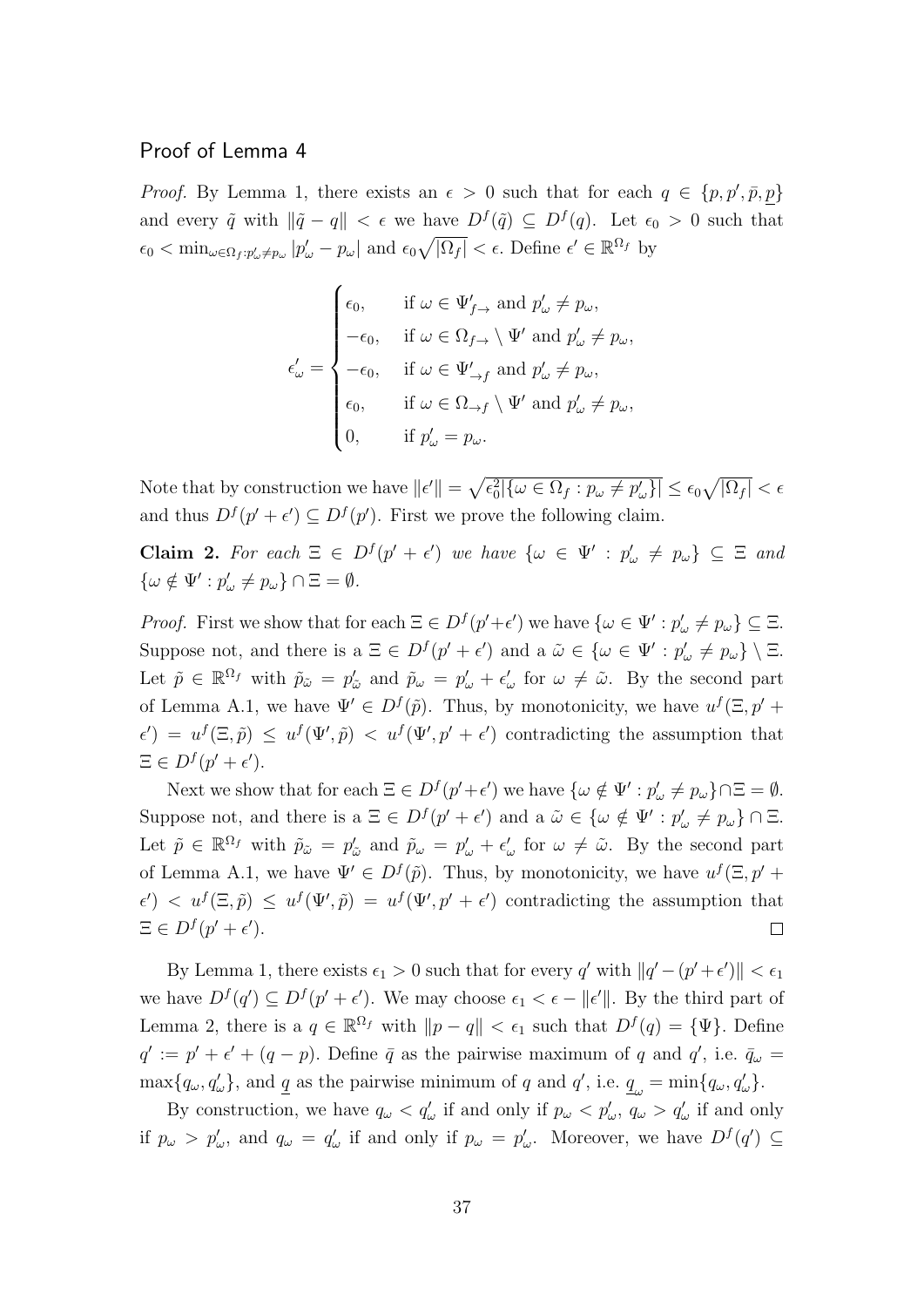## Proof of Lemma 4

*Proof.* By Lemma 1, there exists an $\epsilon > 0$ such that for each $q \in \{p, p', \bar{p}, \underline{p}\}$ and every $\tilde{q}$ with $\|\tilde{q} - q\| < \epsilon$ we have $D^f(\tilde{q}) \subseteq D^f(q)$. Let $\epsilon_0 > 0$ such that $\epsilon_0 < \min_{\omega \in \Omega_f : p'_\omega \neq p_\omega} |p'_\omega - p_\omega|$ and $\epsilon_0 \sqrt{|\Omega_f|} < \epsilon$. Define $\epsilon' \in \mathbb{R}^{\Omega_f}$ by

$$\epsilon'_\omega = \begin{cases} \epsilon_0, & \text{if } \omega \in \Psi'_{f\to} \text{ and } p'_\omega \neq p_\omega, \\ -\epsilon_0, & \text{if } \omega \in \Omega_{f\to} \setminus \Psi' \text{ and } p'_\omega \neq p_\omega, \\ -\epsilon_0, & \text{if } \omega \in \Psi'_{\to f} \text{ and } p'_\omega \neq p_\omega, \\ \epsilon_0, & \text{if } \omega \in \Omega_{\to f} \setminus \Psi' \text{ and } p'_\omega \neq p_\omega, \\ 0, & \text{if } p'_\omega = p_\omega. \end{cases}$$

Note that by construction we have $\|\epsilon'\| = \sqrt{\epsilon_0^2 |\{\omega \in \Omega_f : p_\omega \neq p'_\omega\}|} \leq \epsilon_0 \sqrt{|\Omega_f|} < \epsilon$ and thus $D^f(p' + \epsilon') \subseteq D^f(p')$. First we prove the following claim.

**Claim 2.** *For each $\Xi \in D^f(p' + \epsilon')$ we have $\{\omega \in \Psi' : p'_\omega \neq p_\omega\} \subseteq \Xi$ and $\{\omega \notin \Psi' : p'_\omega \neq p_\omega\} \cap \Xi = \emptyset$.*

*Proof.* First we show that for each $\Xi \in D^f(p' + \epsilon')$ we have $\{\omega \in \Psi' : p'_\omega \neq p_\omega\} \subseteq \Xi$. Suppose not, and there is a $\Xi \in D^f(p' + \epsilon')$ and a $\tilde{\omega} \in \{\omega \in \Psi' : p'_\omega \neq p_\omega\} \setminus \Xi$. Let $\tilde{p} \in \mathbb{R}^{\Omega_f}$ with $\tilde{p}_{\tilde{\omega}} = p'_{\tilde{\omega}}$ and $\tilde{p}_\omega = p'_\omega + \epsilon'_\omega$ for $\omega \neq \tilde{\omega}$. By the second part of Lemma A.1, we have $\Psi' \in D^f(\tilde{p})$. Thus, by monotonicity, we have $u^f(\Xi, p' + \epsilon') = u^f(\Xi, \tilde{p}) \leq u^f(\Psi', \tilde{p}) < u^f(\Psi', p' + \epsilon')$ contradicting the assumption that $\Xi \in D^f(p' + \epsilon')$.

Next we show that for each $\Xi \in D^f(p' + \epsilon')$ we have $\{\omega \notin \Psi' : p'_\omega \neq p_\omega\} \cap \Xi = \emptyset$. Suppose not, and there is a $\Xi \in D^f(p' + \epsilon')$ and a $\tilde{\omega} \in \{\omega \notin \Psi' : p'_\omega \neq p_\omega\} \cap \Xi$. Let $\tilde{p} \in \mathbb{R}^{\Omega_f}$ with $\tilde{p}_{\tilde{\omega}} = p'_{\tilde{\omega}}$ and $\tilde{p}_\omega = p'_\omega + \epsilon'_\omega$ for $\omega \neq \tilde{\omega}$. By the second part of Lemma A.1, we have $\Psi' \in D^f(\tilde{p})$. Thus, by monotonicity, we have $u^f(\Xi, p' + \epsilon') < u^f(\Xi, \tilde{p}) \leq u^f(\Psi', \tilde{p}) = u^f(\Psi', p' + \epsilon')$ contradicting the assumption that $\Xi \in D^f(p' + \epsilon')$. $\square$

By Lemma 1, there exists $\epsilon_1 > 0$ such that for every $q'$ with $\|q' - (p' + \epsilon')\| < \epsilon_1$ we have $D^f(q') \subseteq D^f(p' + \epsilon')$. We may choose $\epsilon_1 < \epsilon - \|\epsilon'\|$. By the third part of Lemma 2, there is a $q \in \mathbb{R}^{\Omega_f}$ with $\|p - q\| < \epsilon_1$ such that $D^f(q) = \{\Psi\}$. Define $q' := p' + \epsilon' + (q - p)$. Define $\bar{q}$ as the pairwise maximum of $q$ and $q'$, i.e. $\bar{q}_\omega = \max\{q_\omega, q'_\omega\}$, and $\underline{q}$ as the pairwise minimum of $q$ and $q'$, i.e. $\underline{q}_\omega = \min\{q_\omega, q'_\omega\}$.

By construction, we have $q_\omega < q'_\omega$ if and only if $p_\omega < p'_\omega$, $q_\omega > q'_\omega$ if and only if $p_\omega > p'_\omega$, and $q_\omega = q'_\omega$ if and only if $p_\omega = p'_\omega$. Moreover, we have $D^f(q') \subseteq$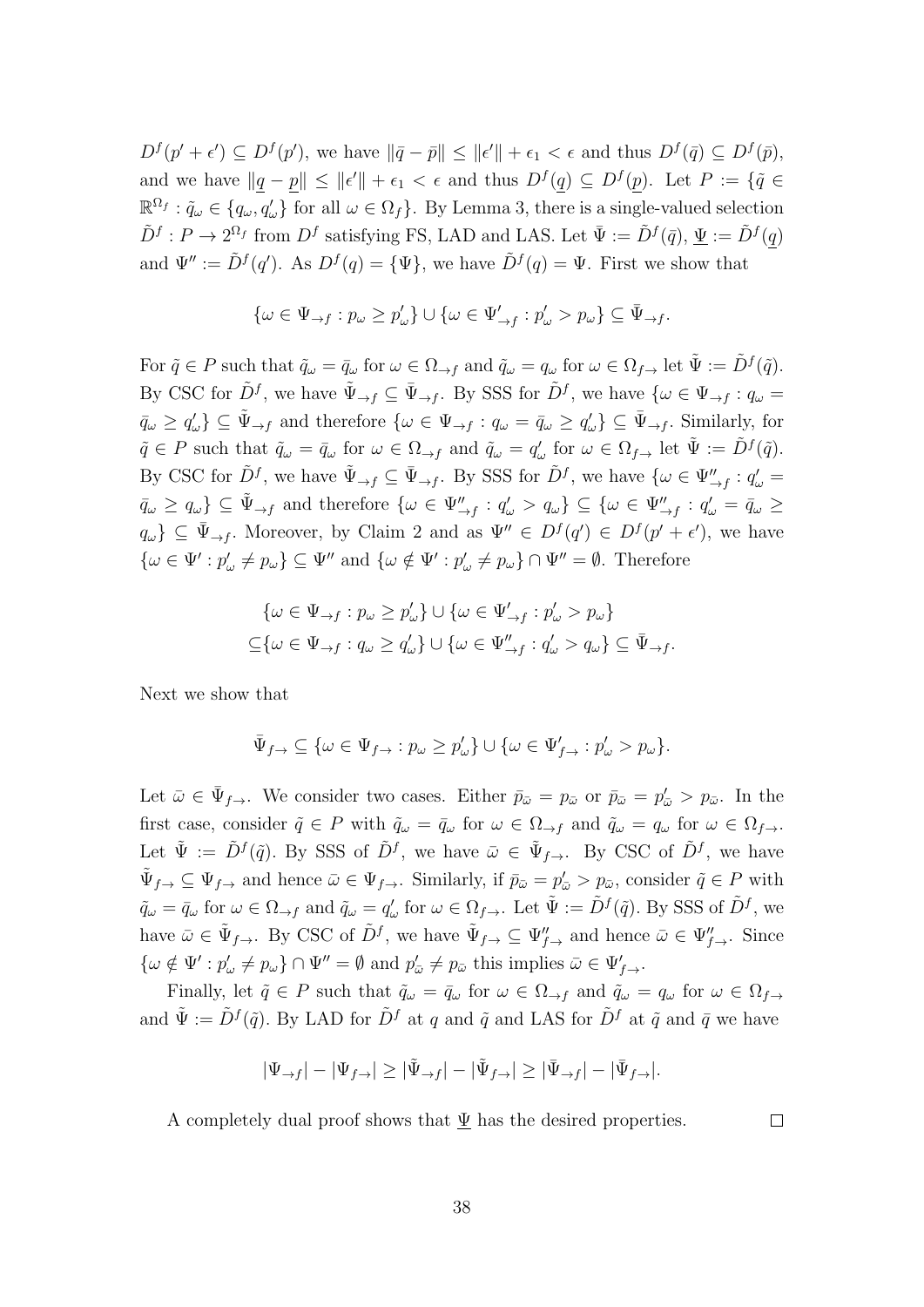$D^f(p' + \epsilon') \subseteq D^f(p')$, we have $\|\bar{q} - \bar{p}\| \leq \|\epsilon'\| + \epsilon_1 < \epsilon$ and thus $D^f(\bar{q}) \subseteq D^f(\bar{p})$, and we have $\|\underline{q} - \underline{p}\| \leq \|\epsilon'\| + \epsilon_1 < \epsilon$ and thus $D^f(\underline{q}) \subseteq D^f(\underline{p})$. Let $P := \{\tilde{q} \in \mathbb{R}^{\Omega_f} : \tilde{q}_\omega \in \{q_\omega, q'_\omega\}$ for all $\omega \in \Omega_f\}$. By Lemma 3, there is a single-valued selection $\tilde{D}^f : P \to 2^{\Omega_f}$ from $D^f$ satisfying FS, LAD and LAS. Let $\bar{\Psi} := \tilde{D}^f(\bar{q})$, $\underline{\Psi} := \tilde{D}^f(\underline{q})$ and $\Psi'' := \tilde{D}^f(q')$. As $D^f(q) = \{\Psi\}$, we have $\tilde{D}^f(q) = \Psi$. First we show that

$$\{\omega \in \Psi_{\to f} : p_\omega \geq p'_\omega\} \cup \{\omega \in \Psi'_{\to f} : p'_\omega > p_\omega\} \subseteq \bar{\Psi}_{\to f}.$$

For $\tilde{q} \in P$ such that $\tilde{q}_\omega = \bar{q}_\omega$ for $\omega \in \Omega_{\to f}$ and $\tilde{q}_\omega = q_\omega$ for $\omega \in \Omega_{f\to}$ let $\tilde{\Psi} := \tilde{D}^f(\tilde{q})$. By CSC for $\tilde{D}^f$, we have $\tilde{\Psi}_{\to f} \subseteq \bar{\Psi}_{\to f}$. By SSS for $\tilde{D}^f$, we have $\{\omega \in \Psi_{\to f} : q_\omega = \bar{q}_\omega \geq q'_\omega\} \subseteq \tilde{\Psi}_{\to f}$ and therefore $\{\omega \in \Psi_{\to f} : q_\omega = \bar{q}_\omega \geq q'_\omega\} \subseteq \bar{\Psi}_{\to f}$. Similarly, for $\tilde{q} \in P$ such that $\tilde{q}_\omega = \bar{q}_\omega$ for $\omega \in \Omega_{\to f}$ and $\tilde{q}_\omega = q'_\omega$ for $\omega \in \Omega_{f\to}$ let $\tilde{\Psi} := \tilde{D}^f(\tilde{q})$. By CSC for $\tilde{D}^f$, we have $\tilde{\Psi}_{\to f} \subseteq \bar{\Psi}_{\to f}$. By SSS for $\tilde{D}^f$, we have $\{\omega \in \Psi''_{\to f} : q'_\omega = \bar{q}_\omega \geq q_\omega\} \subseteq \tilde{\Psi}_{\to f}$ and therefore $\{\omega \in \Psi''_{\to f} : q'_\omega > q_\omega\} \subseteq \{\omega \in \Psi''_{\to f} : q'_\omega = \bar{q}_\omega \geq q_\omega\} \subseteq \bar{\Psi}_{\to f}$. Moreover, by Claim 2 and as $\Psi'' \in D^f(q') \in D^f(p' + \epsilon')$, we have $\{\omega \in \Psi' : p'_\omega \neq p_\omega\} \subseteq \Psi''$ and $\{\omega \notin \Psi' : p'_\omega \neq p_\omega\} \cap \Psi'' = \emptyset$. Therefore

$$\begin{aligned}
&\{\omega \in \Psi_{\to f} : p_\omega \geq p'_\omega\} \cup \{\omega \in \Psi'_{\to f} : p'_\omega > p_\omega\} \\
\subseteq &\{\omega \in \Psi_{\to f} : q_\omega \geq q'_\omega\} \cup \{\omega \in \Psi''_{\to f} : q'_\omega > q_\omega\} \subseteq \bar{\Psi}_{\to f}.
\end{aligned}$$

Next we show that

$$\bar{\Psi}_{f\to} \subseteq \{\omega \in \Psi_{f\to} : p_\omega \geq p'_\omega\} \cup \{\omega \in \Psi'_{f\to} : p'_\omega > p_\omega\}.$$

Let $\bar{\omega} \in \bar{\Psi}_{f\to}$. We consider two cases. Either $\bar{p}_{\bar{\omega}} = p_{\bar{\omega}}$ or $\bar{p}_{\bar{\omega}} = p'_{\bar{\omega}} > p_{\bar{\omega}}$. In the first case, consider $\tilde{q} \in P$ with $\tilde{q}_\omega = \bar{q}_\omega$ for $\omega \in \Omega_{\to f}$ and $\tilde{q}_\omega = q_\omega$ for $\omega \in \Omega_{f\to}$. Let $\tilde{\Psi} := \tilde{D}^f(\tilde{q})$. By SSS of $\tilde{D}^f$, we have $\bar{\omega} \in \tilde{\Psi}_{f\to}$. By CSC of $\tilde{D}^f$, we have $\tilde{\Psi}_{f\to} \subseteq \Psi_{f\to}$ and hence $\bar{\omega} \in \Psi_{f\to}$. Similarly, if $\bar{p}_{\bar{\omega}} = p'_{\bar{\omega}} > p_{\bar{\omega}}$, consider $\tilde{q} \in P$ with $\tilde{q}_\omega = \bar{q}_\omega$ for $\omega \in \Omega_{\to f}$ and $\tilde{q}_\omega = q'_\omega$ for $\omega \in \Omega_{f\to}$. Let $\tilde{\Psi} := \tilde{D}^f(\tilde{q})$. By SSS of $\tilde{D}^f$, we have $\bar{\omega} \in \tilde{\Psi}_{f\to}$. By CSC of $\tilde{D}^f$, we have $\tilde{\Psi}_{f\to} \subseteq \Psi''_{f\to}$ and hence $\bar{\omega} \in \Psi''_{f\to}$. Since $\{\omega \notin \Psi' : p'_\omega \neq p_\omega\} \cap \Psi'' = \emptyset$ and $p'_{\bar{\omega}} \neq p_{\bar{\omega}}$ this implies $\bar{\omega} \in \Psi'_{f\to}$.

Finally, let $\tilde{q} \in P$ such that $\tilde{q}_\omega = \bar{q}_\omega$ for $\omega \in \Omega_{\to f}$ and $\tilde{q}_\omega = q_\omega$ for $\omega \in \Omega_{f\to}$ and $\tilde{\Psi} := \tilde{D}^f(\tilde{q})$. By LAD for $\tilde{D}^f$ at $q$ and $\tilde{q}$ and LAS for $\tilde{D}^f$ at $\tilde{q}$ and $\bar{q}$ we have

$$|\Psi_{\to f}| - |\Psi_{f\to}| \geq |\tilde{\Psi}_{\to f}| - |\tilde{\Psi}_{f\to}| \geq |\bar{\Psi}_{\to f}| - |\bar{\Psi}_{f\to}|.$$

A completely dual proof shows that $\underline{\Psi}$ has the desired properties. $\square$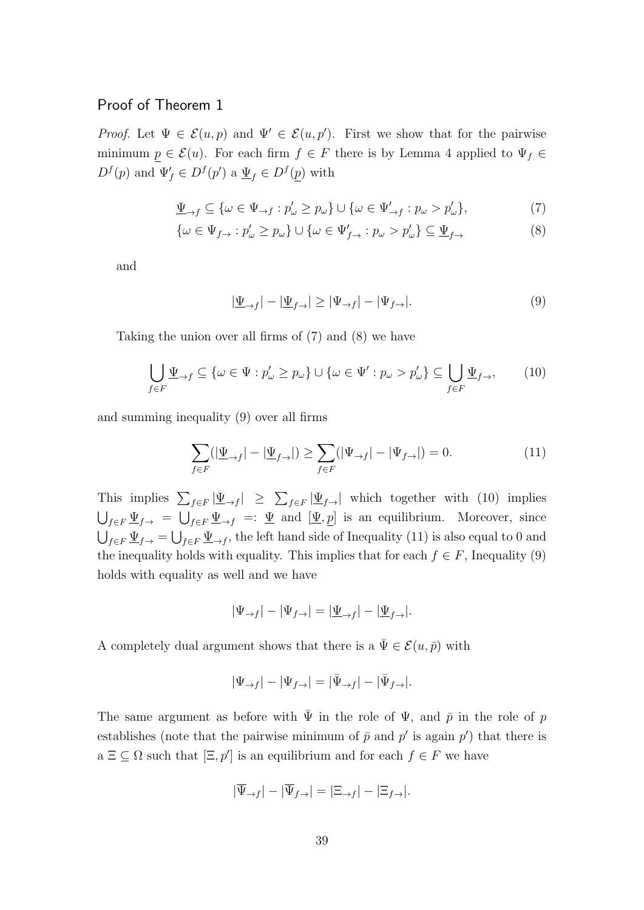## Proof of Theorem 1

*Proof.* Let $\Psi \in \mathcal{E}(u,p)$ and $\Psi' \in \mathcal{E}(u,p')$. First we show that for the pairwise minimum $\underline{p} \in \mathcal{E}(u)$. For each firm $f \in F$ there is by Lemma 4 applied to $\Psi_f \in D^f(p)$ and $\Psi'_f \in D^f(p')$ a $\underline{\Psi}_f \in D^f(\underline{p})$ with

$$\underline{\Psi}_{\to f} \subseteq \{\omega \in \Psi_{\to f} : p'_\omega \geq p_\omega\} \cup \{\omega \in \Psi'_{\to f} : p_\omega > p'_\omega\}, \tag{7}$$

$$\{\omega \in \Psi_{f\to} : p'_\omega \geq p_\omega\} \cup \{\omega \in \Psi'_{f\to} : p_\omega > p'_\omega\} \subseteq \underline{\Psi}_{f\to} \tag{8}$$

and

$$|\underline{\Psi}_{\to f}| - |\underline{\Psi}_{f\to}| \geq |\Psi_{\to f}| - |\Psi_{f\to}|. \tag{9}$$

Taking the union over all firms of (7) and (8) we have

$$\bigcup_{f\in F} \underline{\Psi}_{\to f} \subseteq \{\omega \in \Psi : p'_\omega \geq p_\omega\} \cup \{\omega \in \Psi' : p_\omega > p'_\omega\} \subseteq \bigcup_{f\in F} \underline{\Psi}_{f\to}, \tag{10}$$

and summing inequality (9) over all firms

$$\sum_{f\in F}(|\underline{\Psi}_{\to f}| - |\underline{\Psi}_{f\to}|) \geq \sum_{f\in F}(|\Psi_{\to f}| - |\Psi_{f\to}|) = 0. \tag{11}$$

This implies $\sum_{f\in F} |\underline{\Psi}_{\to f}| \geq \sum_{f\in F} |\underline{\Psi}_{f\to}|$ which together with (10) implies $\bigcup_{f\in F} \underline{\Psi}_{f\to} = \bigcup_{f\in F} \underline{\Psi}_{\to f} =: \underline{\Psi}$ and $[\underline{\Psi}, \underline{p}]$ is an equilibrium. Moreover, since $\bigcup_{f\in F} \underline{\Psi}_{f\to} = \bigcup_{f\in F} \underline{\Psi}_{\to f}$, the left hand side of Inequality (11) is also equal to 0 and the inequality holds with equality. This implies that for each $f \in F$, Inequality (9) holds with equality as well and we have

$$|\Psi_{\to f}| - |\Psi_{f\to}| = |\underline{\Psi}_{\to f}| - |\underline{\Psi}_{f\to}|.$$

A completely dual argument shows that there is a $\bar{\Psi} \in \mathcal{E}(u, \bar{p})$ with

$$|\Psi_{\to f}| - |\Psi_{f\to}| = |\bar{\Psi}_{\to f}| - |\bar{\Psi}_{f\to}|.$$

The same argument as before with $\bar{\Psi}$ in the role of $\Psi$, and $\bar{p}$ in the role of $p$ establishes (note that the pairwise minimum of $\bar{p}$ and $p'$ is again $p'$) that there is a $\Xi \subseteq \Omega$ such that $[\Xi, p']$ is an equilibrium and for each $f \in F$ we have

$$|\overline{\Psi}_{\to f}| - |\overline{\Psi}_{f\to}| = |\Xi_{\to f}| - |\Xi_{f\to}|.$$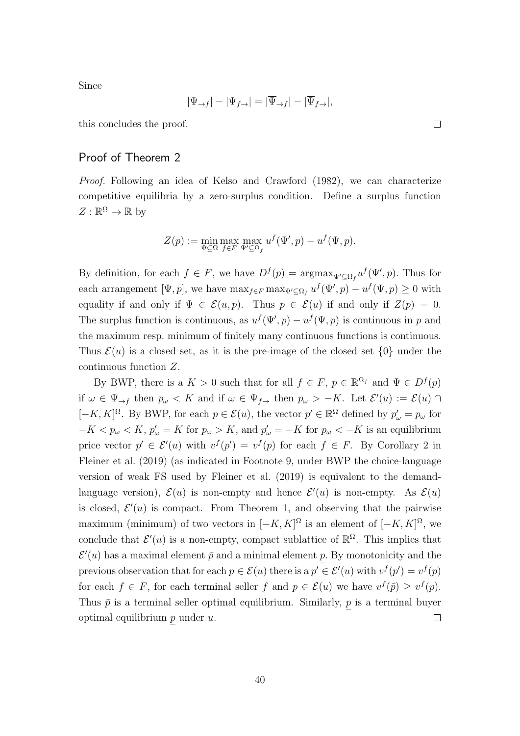Since

$$|\Psi_{\to f}| - |\Psi_{f\to}| = |\overline{\Psi}_{\to f}| - |\overline{\Psi}_{f\to}|,$$

this concludes the proof. $\square$

## Proof of Theorem 2

*Proof.* Following an idea of Kelso and Crawford (1982), we can characterize competitive equilibria by a zero-surplus condition. Define a surplus function $Z : \mathbb{R}^\Omega \to \mathbb{R}$ by

$$Z(p) := \min_{\Psi \subseteq \Omega} \max_{f \in F} \max_{\Psi' \subseteq \Omega_f} u^f(\Psi', p) - u^f(\Psi, p).$$

By definition, for each $f \in F$, we have $D^f(p) = \operatorname{argmax}_{\Psi' \subseteq \Omega_f} u^f(\Psi', p)$. Thus for each arrangement $[\Psi, p]$, we have $\max_{f \in F} \max_{\Psi' \subseteq \Omega_f} u^f(\Psi', p) - u^f(\Psi, p) \geq 0$ with equality if and only if $\Psi \in \mathcal{E}(u, p)$. Thus $p \in \mathcal{E}(u)$ if and only if $Z(p) = 0$. The surplus function is continuous, as $u^f(\Psi', p) - u^f(\Psi, p)$ is continuous in $p$ and the maximum resp. minimum of finitely many continuous functions is continuous. Thus $\mathcal{E}(u)$ is a closed set, as it is the pre-image of the closed set $\{0\}$ under the continuous function $Z$.

By BWP, there is a $K > 0$ such that for all $f \in F$, $p \in \mathbb{R}^{\Omega_f}$ and $\Psi \in D^f(p)$ if $\omega \in \Psi_{\to f}$ then $p_\omega < K$ and if $\omega \in \Psi_{f\to}$ then $p_\omega > -K$. Let $\mathcal{E}'(u) := \mathcal{E}(u) \cap [-K, K]^\Omega$. By BWP, for each $p \in \mathcal{E}(u)$, the vector $p' \in \mathbb{R}^\Omega$ defined by $p'_\omega = p_\omega$ for $-K < p_\omega < K$, $p'_\omega = K$ for $p_\omega > K$, and $p'_\omega = -K$ for $p_\omega < -K$ is an equilibrium price vector $p' \in \mathcal{E}'(u)$ with $v^f(p') = v^f(p)$ for each $f \in F$. By Corollary 2 in Fleiner et al. (2019) (as indicated in Footnote 9, under BWP the choice-language version of weak FS used by Fleiner et al. (2019) is equivalent to the demand-language version), $\mathcal{E}(u)$ is non-empty and hence $\mathcal{E}'(u)$ is non-empty. As $\mathcal{E}(u)$ is closed, $\mathcal{E}'(u)$ is compact. From Theorem 1, and observing that the pairwise maximum (minimum) of two vectors in $[-K, K]^\Omega$ is an element of $[-K, K]^\Omega$, we conclude that $\mathcal{E}'(u)$ is a non-empty, compact sublattice of $\mathbb{R}^\Omega$. This implies that $\mathcal{E}'(u)$ has a maximal element $\bar{p}$ and a minimal element $\underline{p}$. By monotonicity and the previous observation that for each $p \in \mathcal{E}(u)$ there is a $p' \in \mathcal{E}'(u)$ with $v^f(p') = v^f(p)$ for each $f \in F$, for each terminal seller $f$ and $p \in \mathcal{E}(u)$ we have $v^f(\bar{p}) \geq v^f(p)$. Thus $\bar{p}$ is a terminal seller optimal equilibrium. Similarly, $\underline{p}$ is a terminal buyer optimal equilibrium $\underline{p}$ under $u$. $\square$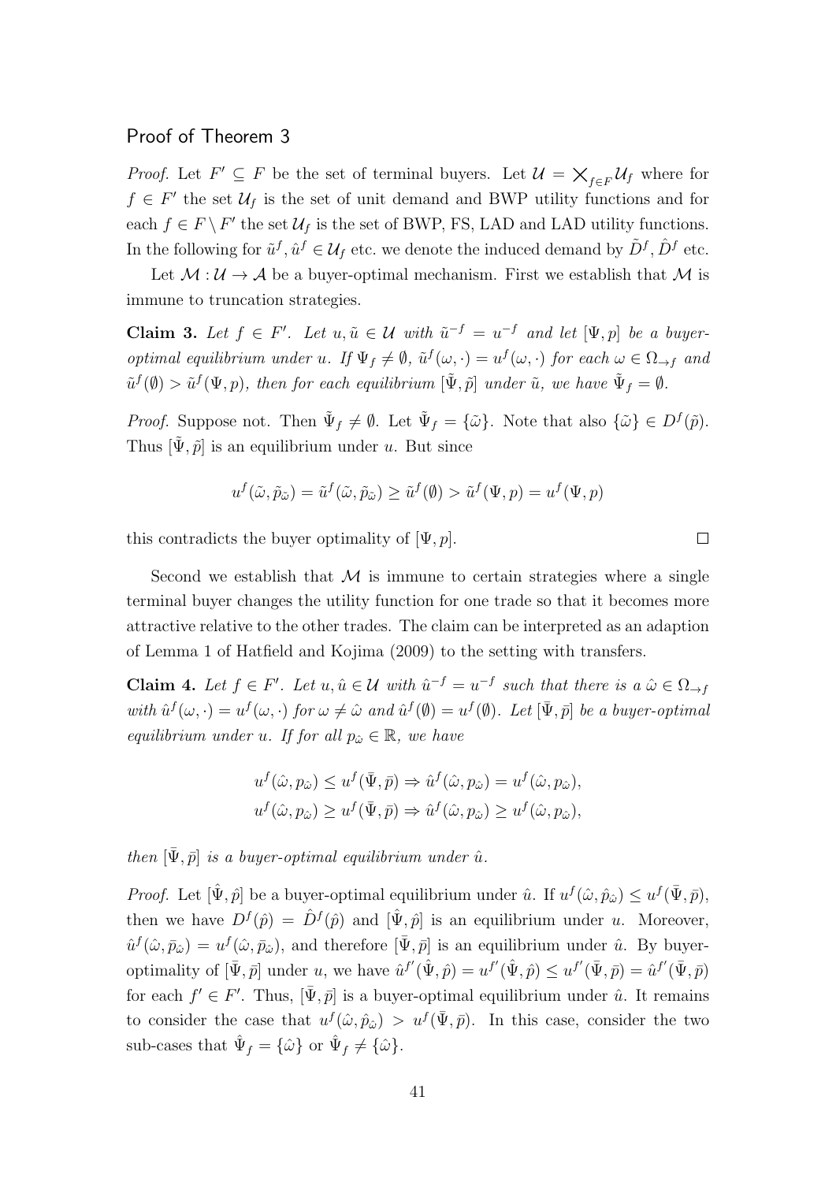## Proof of Theorem 3

*Proof.* Let $F' \subseteq F$ be the set of terminal buyers. Let $\mathcal{U} = \bigtimes_{f \in F} \mathcal{U}_f$ where for $f \in F'$ the set $\mathcal{U}_f$ is the set of unit demand and BWP utility functions and for each $f \in F \setminus F'$ the set $\mathcal{U}_f$ is the set of BWP, FS, LAD and LAD utility functions. In the following for $\tilde{u}^f, \hat{u}^f \in \mathcal{U}_f$ etc. we denote the induced demand by $\tilde{D}^f, \hat{D}^f$ etc.

Let $\mathcal{M} : \mathcal{U} \to \mathcal{A}$ be a buyer-optimal mechanism. First we establish that $\mathcal{M}$ is immune to truncation strategies.

**Claim 3.** *Let $f \in F'$. Let $u, \tilde{u} \in \mathcal{U}$ with $\tilde{u}^{-f} = u^{-f}$ and let $[\Psi, p]$ be a buyer-optimal equilibrium under $u$. If $\Psi_f \neq \emptyset$, $\tilde{u}^f(\omega, \cdot) = u^f(\omega, \cdot)$ for each $\omega \in \Omega_{\to f}$ and $\tilde{u}^f(\emptyset) > \tilde{u}^f(\Psi, p)$, then for each equilibrium $[\tilde{\Psi}, \tilde{p}]$ under $\tilde{u}$, we have $\tilde{\Psi}_f = \emptyset$.*

*Proof.* Suppose not. Then $\tilde{\Psi}_f \neq \emptyset$. Let $\tilde{\Psi}_f = \{\tilde{\omega}\}$. Note that also $\{\tilde{\omega}\} \in D^f(\tilde{p})$. Thus $[\tilde{\Psi}, \tilde{p}]$ is an equilibrium under $u$. But since

$$u^f(\tilde{\omega}, \tilde{p}_{\tilde{\omega}}) = \tilde{u}^f(\tilde{\omega}, \tilde{p}_{\tilde{\omega}}) \geq \tilde{u}^f(\emptyset) > \tilde{u}^f(\Psi, p) = u^f(\Psi, p)$$

this contradicts the buyer optimality of $[\Psi, p]$. $\square$

Second we establish that $\mathcal{M}$ is immune to certain strategies where a single terminal buyer changes the utility function for one trade so that it becomes more attractive relative to the other trades. The claim can be interpreted as an adaption of Lemma 1 of Hatfield and Kojima (2009) to the setting with transfers.

**Claim 4.** *Let $f \in F'$. Let $u, \hat{u} \in \mathcal{U}$ with $\hat{u}^{-f} = u^{-f}$ such that there is a $\hat{\omega} \in \Omega_{\to f}$ with $\hat{u}^f(\omega, \cdot) = u^f(\omega, \cdot)$ for $\omega \neq \hat{\omega}$ and $\hat{u}^f(\emptyset) = u^f(\emptyset)$. Let $[\bar{\Psi}, \bar{p}]$ be a buyer-optimal equilibrium under $u$. If for all $p_{\hat{\omega}} \in \mathbb{R}$, we have*

$$u^f(\hat{\omega}, p_{\hat{\omega}}) \leq u^f(\bar{\Psi}, \bar{p}) \Rightarrow \hat{u}^f(\hat{\omega}, p_{\hat{\omega}}) = u^f(\hat{\omega}, p_{\hat{\omega}}),$$
$$u^f(\hat{\omega}, p_{\hat{\omega}}) \geq u^f(\bar{\Psi}, \bar{p}) \Rightarrow \hat{u}^f(\hat{\omega}, p_{\hat{\omega}}) \geq u^f(\hat{\omega}, p_{\hat{\omega}}),$$

*then $[\bar{\Psi}, \bar{p}]$ is a buyer-optimal equilibrium under $\hat{u}$.*

*Proof.* Let $[\hat{\Psi}, \hat{p}]$ be a buyer-optimal equilibrium under $\hat{u}$. If $u^f(\hat{\omega}, \hat{p}_{\hat{\omega}}) \leq u^f(\bar{\Psi}, \bar{p})$, then we have $D^f(\hat{p}) = \hat{D}^f(\hat{p})$ and $[\hat{\Psi}, \hat{p}]$ is an equilibrium under $u$. Moreover, $\hat{u}^f(\hat{\omega}, \bar{p}_{\hat{\omega}}) = u^f(\hat{\omega}, \bar{p}_{\hat{\omega}})$, and therefore $[\bar{\Psi}, \bar{p}]$ is an equilibrium under $\hat{u}$. By buyer-optimality of $[\bar{\Psi}, \bar{p}]$ under $u$, we have $\hat{u}^{f'}(\hat{\Psi}, \hat{p}) = u^{f'}(\hat{\Psi}, \hat{p}) \leq u^{f'}(\bar{\Psi}, \bar{p}) = \hat{u}^{f'}(\bar{\Psi}, \bar{p})$ for each $f' \in F'$. Thus, $[\bar{\Psi}, \bar{p}]$ is a buyer-optimal equilibrium under $\hat{u}$. It remains to consider the case that $u^f(\hat{\omega}, \hat{p}_{\hat{\omega}}) > u^f(\bar{\Psi}, \bar{p})$. In this case, consider the two sub-cases that $\hat{\Psi}_f = \{\hat{\omega}\}$ or $\hat{\Psi}_f \neq \{\hat{\omega}\}$.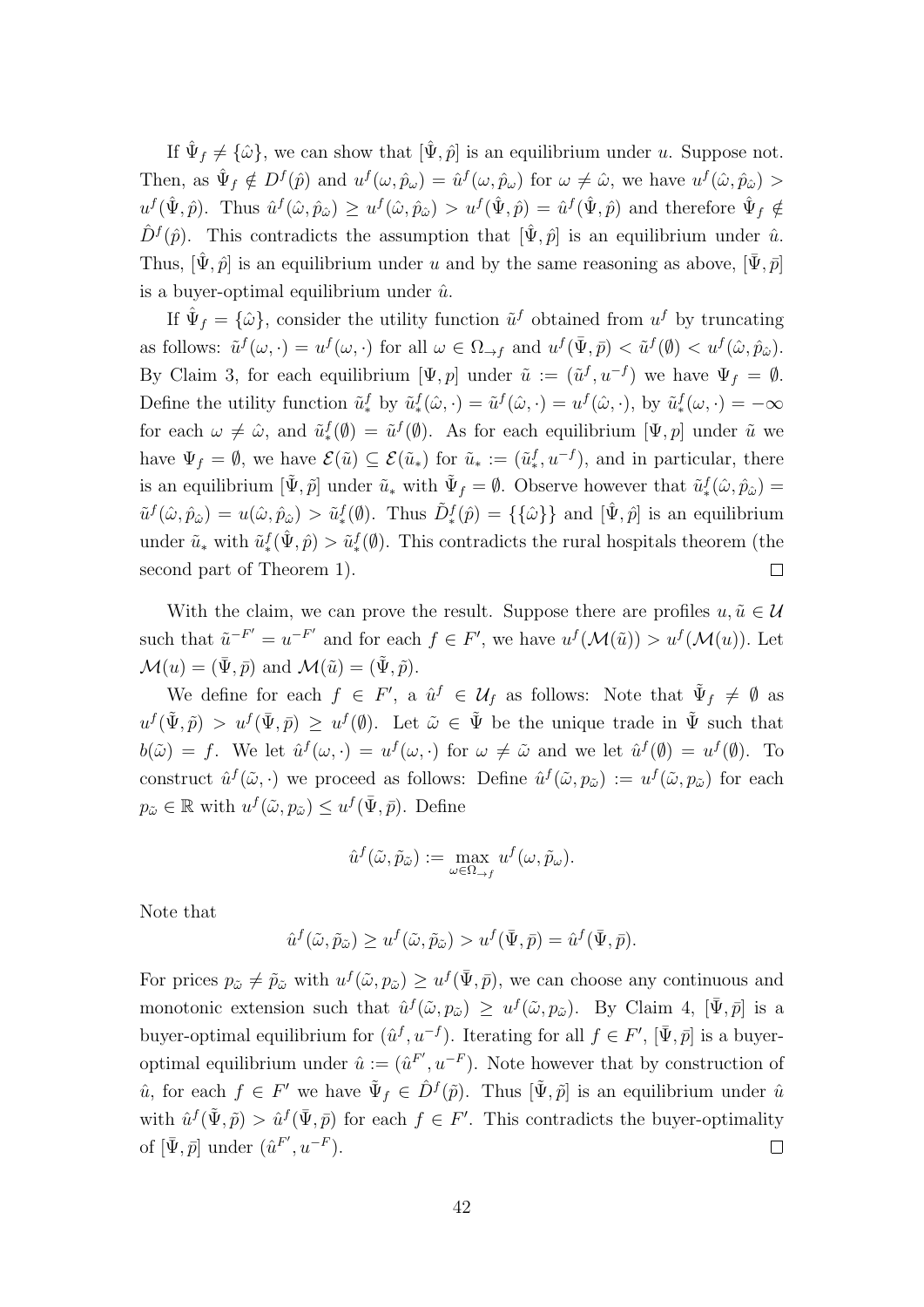If $\hat{\Psi}_f \neq \{\hat{\omega}\}$, we can show that $[\hat{\Psi}, \hat{p}]$ is an equilibrium under $u$. Suppose not. Then, as $\hat{\Psi}_f \notin D^f(\hat{p})$ and $u^f(\omega, \hat{p}_\omega) = \hat{u}^f(\omega, \hat{p}_\omega)$ for $\omega \neq \hat{\omega}$, we have $u^f(\hat{\omega}, \hat{p}_{\hat{\omega}}) > u^f(\hat{\Psi}, \hat{p})$. Thus $\hat{u}^f(\hat{\omega}, \hat{p}_{\hat{\omega}}) \geq u^f(\hat{\omega}, \hat{p}_{\hat{\omega}}) > u^f(\hat{\Psi}, \hat{p}) = \hat{u}^f(\hat{\Psi}, \hat{p})$ and therefore $\hat{\Psi}_f \notin \hat{D}^f(\hat{p})$. This contradicts the assumption that $[\hat{\Psi}, \hat{p}]$ is an equilibrium under $\hat{u}$. Thus, $[\hat{\Psi}, \hat{p}]$ is an equilibrium under $u$ and by the same reasoning as above, $[\bar{\Psi}, \bar{p}]$ is a buyer-optimal equilibrium under $\hat{u}$.

If $\hat{\Psi}_f = \{\hat{\omega}\}$, consider the utility function $\tilde{u}^f$ obtained from $u^f$ by truncating as follows: $\tilde{u}^f(\omega, \cdot) = u^f(\omega, \cdot)$ for all $\omega \in \Omega_{\to f}$ and $u^f(\bar{\Psi}, \bar{p}) < \tilde{u}^f(\emptyset) < u^f(\hat{\omega}, \hat{p}_{\hat{\omega}})$. By Claim 3, for each equilibrium $[\Psi, p]$ under $\tilde{u} := (\tilde{u}^f, u^{-f})$ we have $\Psi_f = \emptyset$. Define the utility function $\tilde{u}^f_*$ by $\tilde{u}^f_*(\hat{\omega}, \cdot) = \tilde{u}^f(\hat{\omega}, \cdot) = u^f(\hat{\omega}, \cdot)$, by $\tilde{u}^f_*(\omega, \cdot) = -\infty$ for each $\omega \neq \hat{\omega}$, and $\tilde{u}^f_*(\emptyset) = \tilde{u}^f(\emptyset)$. As for each equilibrium $[\Psi, p]$ under $\tilde{u}$ we have $\Psi_f = \emptyset$, we have $\mathcal{E}(\tilde{u}) \subseteq \mathcal{E}(\tilde{u}_*)$ for $\tilde{u}_* := (\tilde{u}^f_*, u^{-f})$, and in particular, there is an equilibrium $[\tilde{\Psi}, \tilde{p}]$ under $\tilde{u}_*$ with $\tilde{\Psi}_f = \emptyset$. Observe however that $\tilde{u}^f_*(\hat{\omega}, \hat{p}_{\hat{\omega}}) = \tilde{u}^f(\hat{\omega}, \hat{p}_{\hat{\omega}}) = u(\hat{\omega}, \hat{p}_{\hat{\omega}}) > \tilde{u}^f_*(\emptyset)$. Thus $\tilde{D}^f_*(\hat{p}) = \{\{\hat{\omega}\}\}$ and $[\hat{\Psi}, \hat{p}]$ is an equilibrium under $\tilde{u}_*$ with $\tilde{u}^f_*(\hat{\Psi}, \hat{p}) > \tilde{u}^f_*(\emptyset)$. This contradicts the rural hospitals theorem (the second part of Theorem 1). $\square$

With the claim, we can prove the result. Suppose there are profiles $u, \tilde{u} \in \mathcal{U}$ such that $\tilde{u}^{-F'} = u^{-F'}$ and for each $f \in F'$, we have $u^f(\mathcal{M}(\tilde{u})) > u^f(\mathcal{M}(u))$. Let $\mathcal{M}(u) = (\bar{\Psi}, \bar{p})$ and $\mathcal{M}(\tilde{u}) = (\tilde{\Psi}, \tilde{p})$.

We define for each $f \in F'$, a $\hat{u}^f \in \mathcal{U}_f$ as follows: Note that $\tilde{\Psi}_f \neq \emptyset$ as $u^f(\tilde{\Psi}, \tilde{p}) > u^f(\bar{\Psi}, \bar{p}) \geq u^f(\emptyset)$. Let $\tilde{\omega} \in \tilde{\Psi}$ be the unique trade in $\tilde{\Psi}$ such that $b(\tilde{\omega}) = f$. We let $\hat{u}^f(\omega, \cdot) = u^f(\omega, \cdot)$ for $\omega \neq \tilde{\omega}$ and we let $\hat{u}^f(\emptyset) = u^f(\emptyset)$. To construct $\hat{u}^f(\tilde{\omega}, \cdot)$ we proceed as follows: Define $\hat{u}^f(\tilde{\omega}, p_{\tilde{\omega}}) := u^f(\tilde{\omega}, p_{\tilde{\omega}})$ for each $p_{\tilde{\omega}} \in \mathbb{R}$ with $u^f(\tilde{\omega}, p_{\tilde{\omega}}) \leq u^f(\bar{\Psi}, \bar{p})$. Define

$$\hat{u}^f(\tilde{\omega}, \tilde{p}_{\tilde{\omega}}) := \max_{\omega \in \Omega_{\to f}} u^f(\omega, \tilde{p}_\omega).$$

Note that

$$\hat{u}^f(\tilde{\omega}, \tilde{p}_{\tilde{\omega}}) \geq u^f(\tilde{\omega}, \tilde{p}_{\tilde{\omega}}) > u^f(\bar{\Psi}, \bar{p}) = \hat{u}^f(\bar{\Psi}, \bar{p}).$$

For prices $p_{\tilde{\omega}} \neq \tilde{p}_{\tilde{\omega}}$ with $u^f(\tilde{\omega}, p_{\tilde{\omega}}) \geq u^f(\bar{\Psi}, \bar{p})$, we can choose any continuous and monotonic extension such that $\hat{u}^f(\tilde{\omega}, p_{\tilde{\omega}}) \geq u^f(\tilde{\omega}, p_{\tilde{\omega}})$. By Claim 4, $[\bar{\Psi}, \bar{p}]$ is a buyer-optimal equilibrium for $(\hat{u}^f, u^{-f})$. Iterating for all $f \in F'$, $[\bar{\Psi}, \bar{p}]$ is a buyer-optimal equilibrium under $\hat{u} := (\hat{u}^{F'}, u^{-F})$. Note however that by construction of $\hat{u}$, for each $f \in F'$ we have $\tilde{\Psi}_f \in \hat{D}^f(\tilde{p})$. Thus $[\tilde{\Psi}, \tilde{p}]$ is an equilibrium under $\hat{u}$ with $\hat{u}^f(\tilde{\Psi}, \tilde{p}) > \hat{u}^f(\bar{\Psi}, \bar{p})$ for each $f \in F'$. This contradicts the buyer-optimality of $[\bar{\Psi}, \bar{p}]$ under $(\hat{u}^{F'}, u^{-F})$. $\square$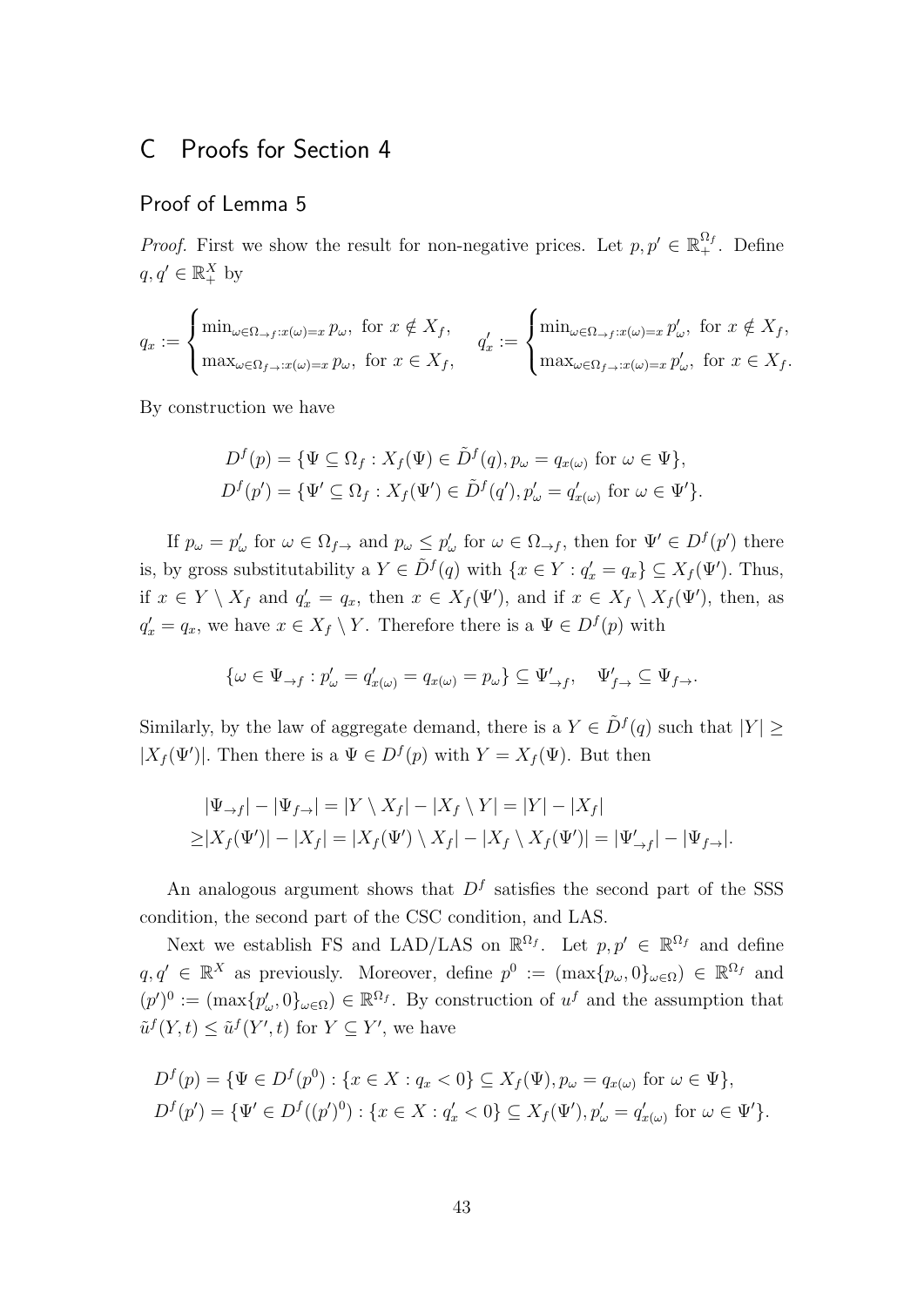# C Proofs for Section 4

## Proof of Lemma 5

*Proof.* First we show the result for non-negative prices. Let $p, p' \in \mathbb{R}_+^{\Omega_f}$. Define $q, q' \in \mathbb{R}_+^X$ by

$$q_x := \begin{cases} \min_{\omega \in \Omega_{\to f}: x(\omega)=x} p_\omega, & \text{for } x \notin X_f, \\ \max_{\omega \in \Omega_{f\to}: x(\omega)=x} p_\omega, & \text{for } x \in X_f, \end{cases} \quad q'_x := \begin{cases} \min_{\omega \in \Omega_{\to f}: x(\omega)=x} p'_\omega, & \text{for } x \notin X_f, \\ \max_{\omega \in \Omega_{f\to}: x(\omega)=x} p'_\omega, & \text{for } x \in X_f. \end{cases}$$

By construction we have

$$D^f(p) = \{\Psi \subseteq \Omega_f : X_f(\Psi) \in \tilde{D}^f(q), p_\omega = q_{x(\omega)} \text{ for } \omega \in \Psi\},$$
$$D^f(p') = \{\Psi' \subseteq \Omega_f : X_f(\Psi') \in \tilde{D}^f(q'), p'_\omega = q'_{x(\omega)} \text{ for } \omega \in \Psi'\}.$$

If $p_\omega = p'_\omega$ for $\omega \in \Omega_{f\to}$ and $p_\omega \leq p'_\omega$ for $\omega \in \Omega_{\to f}$, then for $\Psi' \in D^f(p')$ there is, by gross substitutability a $Y \in \tilde{D}^f(q)$ with $\{x \in Y : q'_x = q_x\} \subseteq X_f(\Psi')$. Thus, if $x \in Y \setminus X_f$ and $q'_x = q_x$, then $x \in X_f(\Psi')$, and if $x \in X_f \setminus X_f(\Psi')$, then, as $q'_x = q_x$, we have $x \in X_f \setminus Y$. Therefore there is a $\Psi \in D^f(p)$ with

$$\{\omega \in \Psi_{\to f} : p'_\omega = q'_{x(\omega)} = q_{x(\omega)} = p_\omega\} \subseteq \Psi'_{\to f}, \quad \Psi'_{f\to} \subseteq \Psi_{f\to}.$$

Similarly, by the law of aggregate demand, there is a $Y \in \tilde{D}^f(q)$ such that $|Y| \geq |X_f(\Psi')|$. Then there is a $\Psi \in D^f(p)$ with $Y = X_f(\Psi)$. But then

$$\begin{aligned} &|\Psi_{\to f}| - |\Psi_{f\to}| = |Y \setminus X_f| - |X_f \setminus Y| = |Y| - |X_f| \\ \geq &|X_f(\Psi')| - |X_f| = |X_f(\Psi') \setminus X_f| - |X_f \setminus X_f(\Psi')| = |\Psi'_{\to f}| - |\Psi_{f\to}|. \end{aligned}$$

An analogous argument shows that $D^f$ satisfies the second part of the SSS condition, the second part of the CSC condition, and LAS.

Next we establish FS and LAD/LAS on $\mathbb{R}^{\Omega_f}$. Let $p, p' \in \mathbb{R}^{\Omega_f}$ and define $q, q' \in \mathbb{R}^X$ as previously. Moreover, define $p^0 := (\max\{p_\omega, 0\}_{\omega \in \Omega}) \in \mathbb{R}^{\Omega_f}$ and $(p')^0 := (\max\{p'_\omega, 0\}_{\omega \in \Omega}) \in \mathbb{R}^{\Omega_f}$. By construction of $u^f$ and the assumption that $\tilde{u}^f(Y, t) \leq \tilde{u}^f(Y', t)$ for $Y \subseteq Y'$, we have

$$D^f(p) = \{\Psi \in D^f(p^0) : \{x \in X : q_x < 0\} \subseteq X_f(\Psi), p_\omega = q_{x(\omega)} \text{ for } \omega \in \Psi\},$$
$$D^f(p') = \{\Psi' \in D^f((p')^0) : \{x \in X : q'_x < 0\} \subseteq X_f(\Psi'), p'_\omega = q'_{x(\omega)} \text{ for } \omega \in \Psi'\}.$$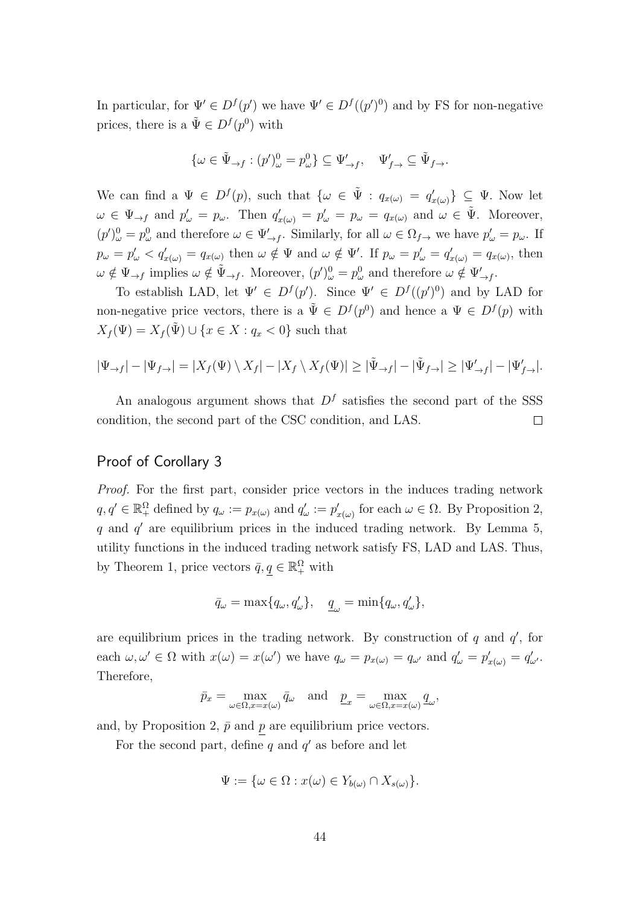In particular, for $\Psi' \in D^f(p')$ we have $\Psi' \in D^f((p')^0)$ and by FS for non-negative prices, there is a $\tilde{\Psi} \in D^f(p^0)$ with

$$\{\omega \in \tilde{\Psi}_{\to f} : (p')^0_\omega = p^0_\omega\} \subseteq \Psi'_{\to f}, \quad \Psi'_{f\to} \subseteq \tilde{\Psi}_{f\to}.$$

We can find a $\Psi \in D^f(p)$, such that $\{\omega \in \tilde{\Psi} : q_{x(\omega)} = q'_{x(\omega)}\} \subseteq \Psi$. Now let $\omega \in \Psi_{\to f}$ and $p'_\omega = p_\omega$. Then $q'_{x(\omega)} = p'_\omega = p_\omega = q_{x(\omega)}$ and $\omega \in \tilde{\Psi}$. Moreover, $(p')^0_\omega = p^0_\omega$ and therefore $\omega \in \Psi'_{\to f}$. Similarly, for all $\omega \in \Omega_{f\to}$ we have $p'_\omega = p_\omega$. If $p_\omega = p'_\omega < q'_{x(\omega)} = q_{x(\omega)}$ then $\omega \notin \Psi$ and $\omega \notin \Psi'$. If $p_\omega = p'_\omega = q'_{x(\omega)} = q_{x(\omega)}$, then $\omega \notin \Psi_{\to f}$ implies $\omega \notin \tilde{\Psi}_{\to f}$. Moreover, $(p')^0_\omega = p^0_\omega$ and therefore $\omega \notin \Psi'_{\to f}$.

To establish LAD, let $\Psi' \in D^f(p')$. Since $\Psi' \in D^f((p')^0)$ and by LAD for non-negative price vectors, there is a $\tilde{\Psi} \in D^f(p^0)$ and hence a $\Psi \in D^f(p)$ with $X_f(\Psi) = X_f(\tilde{\Psi}) \cup \{x \in X : q_x < 0\}$ such that

$$|\Psi_{\to f}| - |\Psi_{f\to}| = |X_f(\Psi) \setminus X_f| - |X_f \setminus X_f(\Psi)| \geq |\tilde{\Psi}_{\to f}| - |\tilde{\Psi}_{f\to}| \geq |\Psi'_{\to f}| - |\Psi'_{f\to}|.$$

An analogous argument shows that $D^f$ satisfies the second part of the SSS condition, the second part of the CSC condition, and LAS. $\square$

## Proof of Corollary 3

*Proof.* For the first part, consider price vectors in the induces trading network $q, q' \in \mathbb{R}^\Omega_+$ defined by $q_\omega := p_{x(\omega)}$ and $q'_\omega := p'_{x(\omega)}$ for each $\omega \in \Omega$. By Proposition 2, $q$ and $q'$ are equilibrium prices in the induced trading network. By Lemma 5, utility functions in the induced trading network satisfy FS, LAD and LAS. Thus, by Theorem 1, price vectors $\bar{q}, \underline{q} \in \mathbb{R}^\Omega_+$ with

$$\bar{q}_\omega = \max\{q_\omega, q'_\omega\}, \quad \underline{q}_\omega = \min\{q_\omega, q'_\omega\},$$

are equilibrium prices in the trading network. By construction of $q$ and $q'$, for each $\omega, \omega' \in \Omega$ with $x(\omega) = x(\omega')$ we have $q_\omega = p_{x(\omega)} = q_{\omega'}$ and $q'_\omega = p'_{x(\omega)} = q'_{\omega'}$. Therefore,

$$\bar{p}_x = \max_{\omega \in \Omega, x = x(\omega)} \bar{q}_\omega \quad \text{and} \quad \underline{p}_x = \max_{\omega \in \Omega, x = x(\omega)} \underline{q}_\omega,$$

and, by Proposition 2, $\bar{p}$ and $\underline{p}$ are equilibrium price vectors.

For the second part, define $q$ and $q'$ as before and let

$$\Psi := \{\omega \in \Omega : x(\omega) \in Y_{b(\omega)} \cap X_{s(\omega)}\}.$$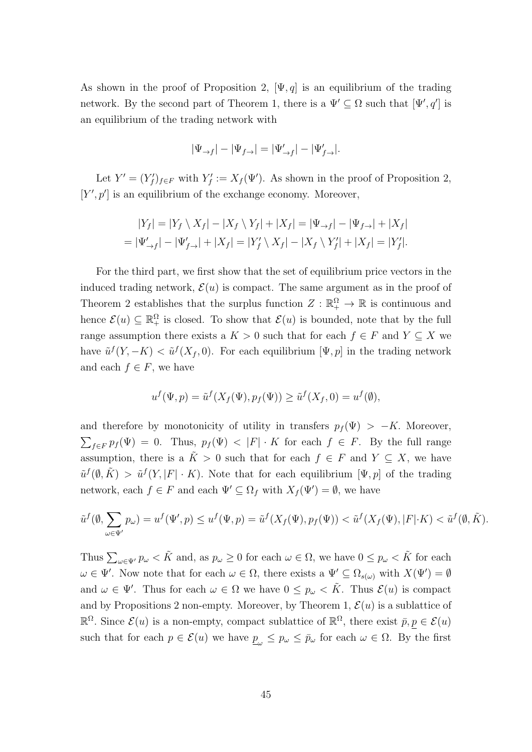As shown in the proof of Proposition 2, $[\Psi, q]$ is an equilibrium of the trading network. By the second part of Theorem 1, there is a $\Psi' \subseteq \Omega$ such that $[\Psi', q']$ is an equilibrium of the trading network with

$$|\Psi_{\to f}| - |\Psi_{f\to}| = |\Psi'_{\to f}| - |\Psi'_{f\to}|.$$

Let $Y' = (Y'_f)_{f \in F}$ with $Y'_f := X_f(\Psi')$. As shown in the proof of Proposition 2, $[Y', p']$ is an equilibrium of the exchange economy. Moreover,

$$\begin{aligned} |Y_f| &= |Y_f \setminus X_f| - |X_f \setminus Y_f| + |X_f| = |\Psi_{\to f}| - |\Psi_{f\to}| + |X_f| \\ &= |\Psi'_{\to f}| - |\Psi'_{f\to}| + |X_f| = |Y'_f \setminus X_f| - |X_f \setminus Y'_f| + |X_f| = |Y'_f|. \end{aligned}$$

For the third part, we first show that the set of equilibrium price vectors in the induced trading network, $\mathcal{E}(u)$ is compact. The same argument as in the proof of Theorem 2 establishes that the surplus function $Z : \mathbb{R}^\Omega_+ \to \mathbb{R}$ is continuous and hence $\mathcal{E}(u) \subseteq \mathbb{R}^\Omega_+$ is closed. To show that $\mathcal{E}(u)$ is bounded, note that by the full range assumption there exists a $K > 0$ such that for each $f \in F$ and $Y \subseteq X$ we have $\tilde{u}^f(Y, -K) < \tilde{u}^f(X_f, 0)$. For each equilibrium $[\Psi, p]$ in the trading network and each $f \in F$, we have

$$u^f(\Psi, p) = \tilde{u}^f(X_f(\Psi), p_f(\Psi)) \geq \tilde{u}^f(X_f, 0) = u^f(\emptyset),$$

and therefore by monotonicity of utility in transfers $p_f(\Psi) > -K$. Moreover, $\sum_{f \in F} p_f(\Psi) = 0$. Thus, $p_f(\Psi) < |F| \cdot K$ for each $f \in F$. By the full range assumption, there is a $\tilde{K} > 0$ such that for each $f \in F$ and $Y \subseteq X$, we have $\tilde{u}^f(\emptyset, \tilde{K}) > \tilde{u}^f(Y, |F| \cdot K)$. Note that for each equilibrium $[\Psi, p]$ of the trading network, each $f \in F$ and each $\Psi' \subseteq \Omega_f$ with $X_f(\Psi') = \emptyset$, we have

$$\tilde{u}^f(\emptyset, \sum_{\omega \in \Psi'} p_\omega) = u^f(\Psi', p) \leq u^f(\Psi, p) = \tilde{u}^f(X_f(\Psi), p_f(\Psi)) < \tilde{u}^f(X_f(\Psi), |F| \cdot K) < \tilde{u}^f(\emptyset, \tilde{K}).$$

Thus $\sum_{\omega \in \Psi'} p_\omega < \tilde{K}$ and, as $p_\omega \geq 0$ for each $\omega \in \Omega$, we have $0 \leq p_\omega < \tilde{K}$ for each $\omega \in \Psi'$. Now note that for each $\omega \in \Omega$, there exists a $\Psi' \subseteq \Omega_{s(\omega)}$ with $X(\Psi') = \emptyset$ and $\omega \in \Psi'$. Thus for each $\omega \in \Omega$ we have $0 \leq p_\omega < \tilde{K}$. Thus $\mathcal{E}(u)$ is compact and by Propositions 2 non-empty. Moreover, by Theorem 1, $\mathcal{E}(u)$ is a sublattice of $\mathbb{R}^\Omega$. Since $\mathcal{E}(u)$ is a non-empty, compact sublattice of $\mathbb{R}^\Omega$, there exist $\bar{p}, \underline{p} \in \mathcal{E}(u)$ such that for each $p \in \mathcal{E}(u)$ we have $\underline{p}_\omega \leq p_\omega \leq \bar{p}_\omega$ for each $\omega \in \Omega$. By the first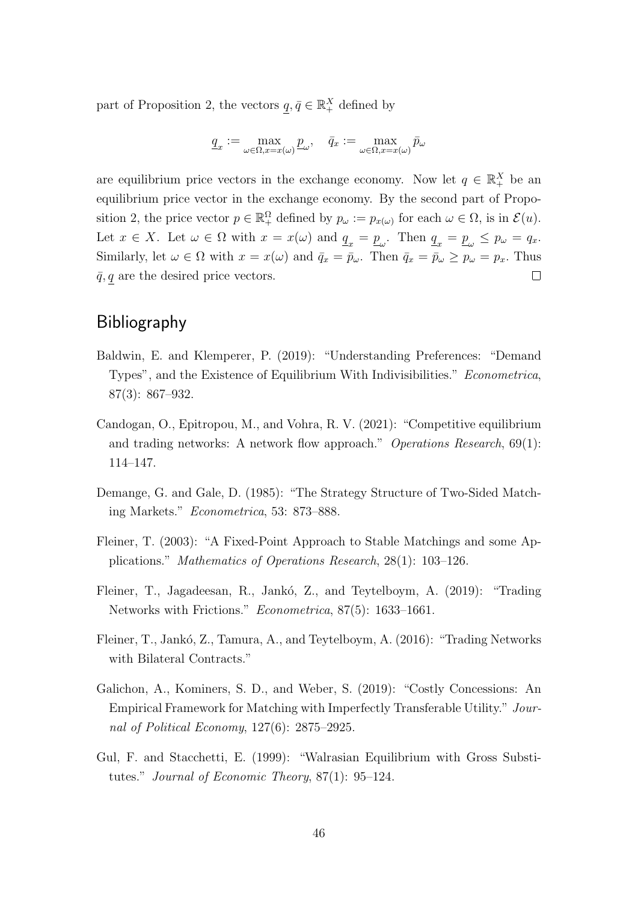part of Proposition 2, the vectors $\underline{q}, \bar{q} \in \mathbb{R}_+^X$ defined by

$$\underline{q}_x := \max_{\omega \in \Omega, x = x(\omega)} \underline{p}_\omega, \quad \bar{q}_x := \max_{\omega \in \Omega, x = x(\omega)} \bar{p}_\omega$$

are equilibrium price vectors in the exchange economy. Now let $q \in \mathbb{R}_+^X$ be an equilibrium price vector in the exchange economy. By the second part of Proposition 2, the price vector $p \in \mathbb{R}_+^\Omega$ defined by $p_\omega := p_{x(\omega)}$ for each $\omega \in \Omega$, is in $\mathcal{E}(u)$. Let $x \in X$. Let $\omega \in \Omega$ with $x = x(\omega)$ and $\underline{q}_x = \underline{p}_\omega$. Then $\underline{q}_x = \underline{p}_\omega \leq p_\omega = q_x$. Similarly, let $\omega \in \Omega$ with $x = x(\omega)$ and $\bar{q}_x = \bar{p}_\omega$. Then $\bar{q}_x = \bar{p}_\omega \geq p_\omega = p_x$. Thus $\bar{q}, \underline{q}$ are the desired price vectors. $\square$

## Bibliography

Baldwin, E. and Klemperer, P. (2019): "Understanding Preferences: "Demand Types", and the Existence of Equilibrium With Indivisibilities." *Econometrica*, 87(3): 867–932.

Candogan, O., Epitropou, M., and Vohra, R. V. (2021): "Competitive equilibrium and trading networks: A network flow approach." *Operations Research*, 69(1): 114–147.

Demange, G. and Gale, D. (1985): "The Strategy Structure of Two-Sided Matching Markets." *Econometrica*, 53: 873–888.

Fleiner, T. (2003): "A Fixed-Point Approach to Stable Matchings and some Applications." *Mathematics of Operations Research*, 28(1): 103–126.

Fleiner, T., Jagadeesan, R., Jankó, Z., and Teytelboym, A. (2019): "Trading Networks with Frictions." *Econometrica*, 87(5): 1633–1661.

Fleiner, T., Jankó, Z., Tamura, A., and Teytelboym, A. (2016): "Trading Networks with Bilateral Contracts."

Galichon, A., Kominers, S. D., and Weber, S. (2019): "Costly Concessions: An Empirical Framework for Matching with Imperfectly Transferable Utility." *Journal of Political Economy*, 127(6): 2875–2925.

Gul, F. and Stacchetti, E. (1999): "Walrasian Equilibrium with Gross Substitutes." *Journal of Economic Theory*, 87(1): 95–124.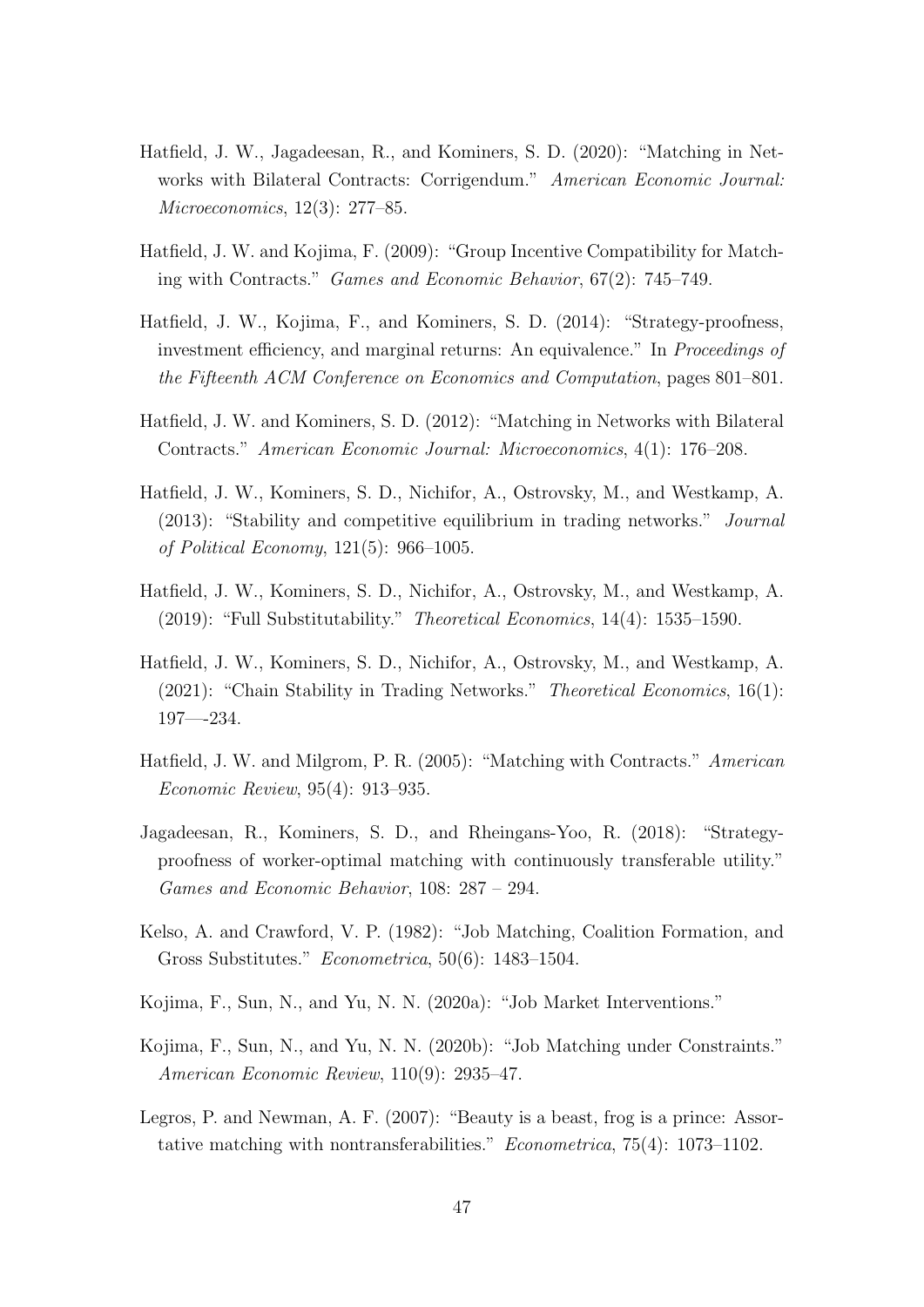Hatfield, J. W., Jagadeesan, R., and Kominers, S. D. (2020): "Matching in Networks with Bilateral Contracts: Corrigendum." *American Economic Journal: Microeconomics*, 12(3): 277–85.

Hatfield, J. W. and Kojima, F. (2009): "Group Incentive Compatibility for Matching with Contracts." *Games and Economic Behavior*, 67(2): 745–749.

Hatfield, J. W., Kojima, F., and Kominers, S. D. (2014): "Strategy-proofness, investment efficiency, and marginal returns: An equivalence." In *Proceedings of the Fifteenth ACM Conference on Economics and Computation*, pages 801–801.

Hatfield, J. W. and Kominers, S. D. (2012): "Matching in Networks with Bilateral Contracts." *American Economic Journal: Microeconomics*, 4(1): 176–208.

Hatfield, J. W., Kominers, S. D., Nichifor, A., Ostrovsky, M., and Westkamp, A. (2013): "Stability and competitive equilibrium in trading networks." *Journal of Political Economy*, 121(5): 966–1005.

Hatfield, J. W., Kominers, S. D., Nichifor, A., Ostrovsky, M., and Westkamp, A. (2019): "Full Substitutability." *Theoretical Economics*, 14(4): 1535–1590.

Hatfield, J. W., Kominers, S. D., Nichifor, A., Ostrovsky, M., and Westkamp, A. (2021): "Chain Stability in Trading Networks." *Theoretical Economics*, 16(1): 197—-234.

Hatfield, J. W. and Milgrom, P. R. (2005): "Matching with Contracts." *American Economic Review*, 95(4): 913–935.

Jagadeesan, R., Kominers, S. D., and Rheingans-Yoo, R. (2018): "Strategy-proofness of worker-optimal matching with continuously transferable utility." *Games and Economic Behavior*, 108: 287 – 294.

Kelso, A. and Crawford, V. P. (1982): "Job Matching, Coalition Formation, and Gross Substitutes." *Econometrica*, 50(6): 1483–1504.

Kojima, F., Sun, N., and Yu, N. N. (2020a): "Job Market Interventions."

Kojima, F., Sun, N., and Yu, N. N. (2020b): "Job Matching under Constraints." *American Economic Review*, 110(9): 2935–47.

Legros, P. and Newman, A. F. (2007): "Beauty is a beast, frog is a prince: Assortative matching with nontransferabilities." *Econometrica*, 75(4): 1073–1102.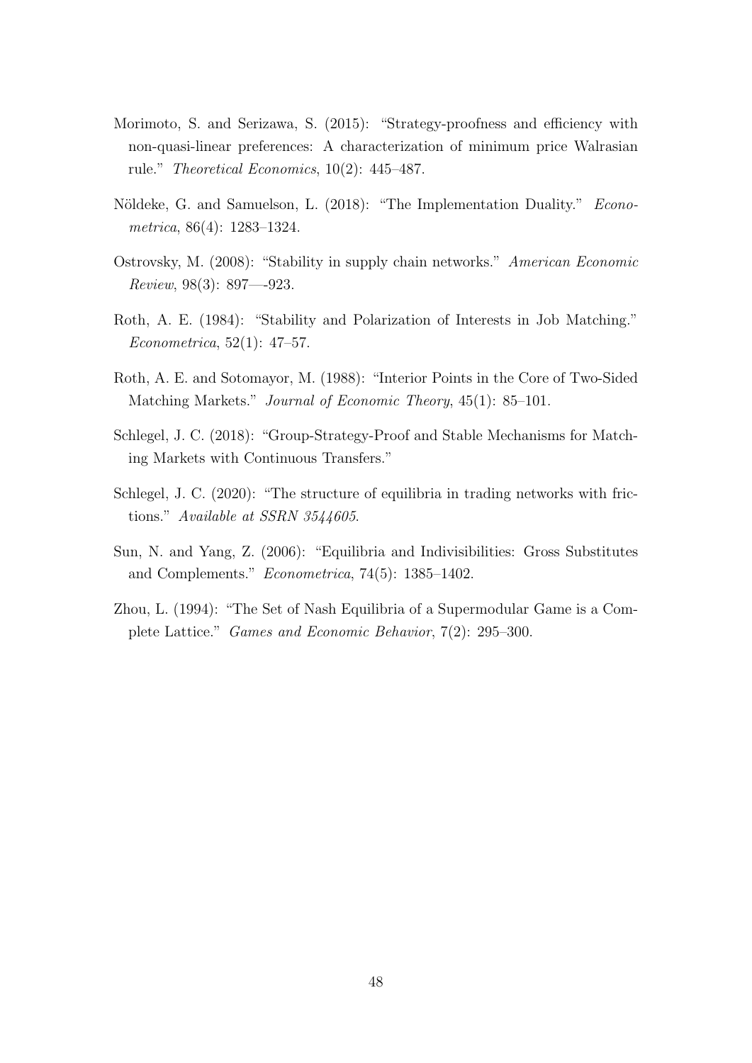Morimoto, S. and Serizawa, S. (2015): "Strategy-proofness and efficiency with non-quasi-linear preferences: A characterization of minimum price Walrasian rule." *Theoretical Economics*, 10(2): 445–487.

Nöldeke, G. and Samuelson, L. (2018): "The Implementation Duality." *Econometrica*, 86(4): 1283–1324.

Ostrovsky, M. (2008): "Stability in supply chain networks." *American Economic Review*, 98(3): 897—-923.

Roth, A. E. (1984): "Stability and Polarization of Interests in Job Matching." *Econometrica*, 52(1): 47–57.

Roth, A. E. and Sotomayor, M. (1988): "Interior Points in the Core of Two-Sided Matching Markets." *Journal of Economic Theory*, 45(1): 85–101.

Schlegel, J. C. (2018): "Group-Strategy-Proof and Stable Mechanisms for Matching Markets with Continuous Transfers."

Schlegel, J. C. (2020): "The structure of equilibria in trading networks with frictions." *Available at SSRN 3544605*.

Sun, N. and Yang, Z. (2006): "Equilibria and Indivisibilities: Gross Substitutes and Complements." *Econometrica*, 74(5): 1385–1402.

Zhou, L. (1994): "The Set of Nash Equilibria of a Supermodular Game is a Complete Lattice." *Games and Economic Behavior*, 7(2): 295–300.